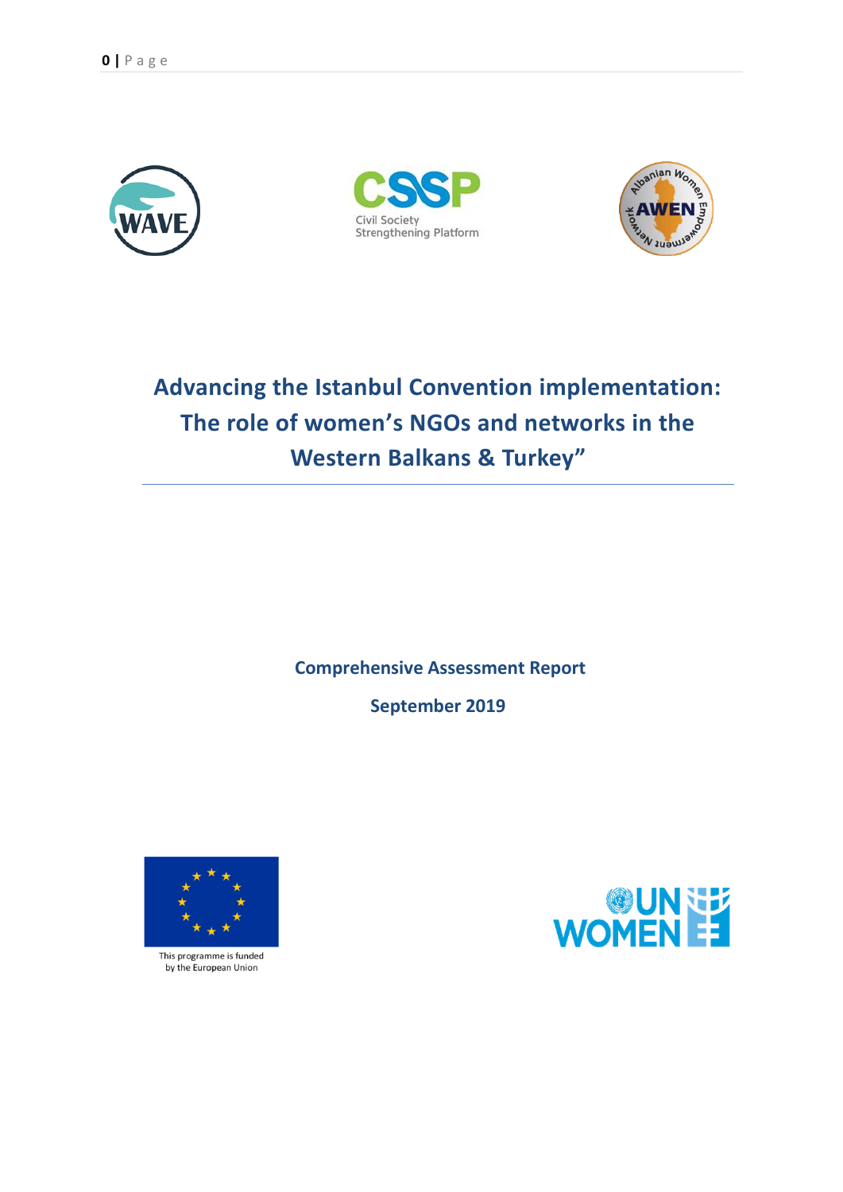# Advancing the Istanbul Convention implementation: The role of women's NGOs and networks in the Western Balkans & Turkey"

**Comprehensive Assessment Report**

**September 2019**

This programme is funded by the European Union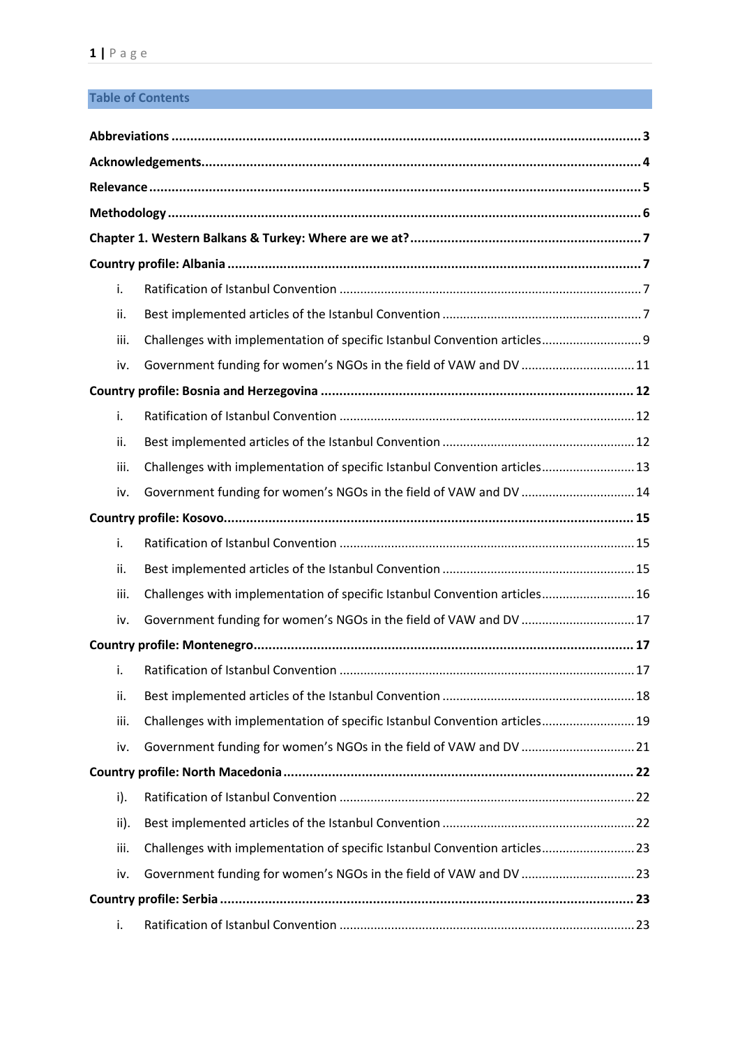## Table of Contents

**Abbreviations** ... **3**

**Acknowledgements** ... **4**

**Relevance** ... **5**

**Methodology** ... **6**

**Chapter 1. Western Balkans & Turkey: Where are we at?** ... **7**

**Country profile: Albania** ... **7**

- i. Ratification of Istanbul Convention ... 7
- ii. Best implemented articles of the Istanbul Convention ... 7
- iii. Challenges with implementation of specific Istanbul Convention articles ... 9
- iv. Government funding for women's NGOs in the field of VAW and DV ... 11

**Country profile: Bosnia and Herzegovina** ... **12**

- i. Ratification of Istanbul Convention ... 12
- ii. Best implemented articles of the Istanbul Convention ... 12
- iii. Challenges with implementation of specific Istanbul Convention articles ... 13
- iv. Government funding for women's NGOs in the field of VAW and DV ... 14

**Country profile: Kosovo** ... **15**

- i. Ratification of Istanbul Convention ... 15
- ii. Best implemented articles of the Istanbul Convention ... 15
- iii. Challenges with implementation of specific Istanbul Convention articles ... 16
- iv. Government funding for women's NGOs in the field of VAW and DV ... 17

**Country profile: Montenegro** ... **17**

- i. Ratification of Istanbul Convention ... 17
- ii. Best implemented articles of the Istanbul Convention ... 18
- iii. Challenges with implementation of specific Istanbul Convention articles ... 19
- iv. Government funding for women's NGOs in the field of VAW and DV ... 21

**Country profile: North Macedonia** ... **22**

- i). Ratification of Istanbul Convention ... 22
- ii). Best implemented articles of the Istanbul Convention ... 22
- iii. Challenges with implementation of specific Istanbul Convention articles ... 23
- iv. Government funding for women's NGOs in the field of VAW and DV ... 23

**Country profile: Serbia** ... **23**

- i. Ratification of Istanbul Convention ... 23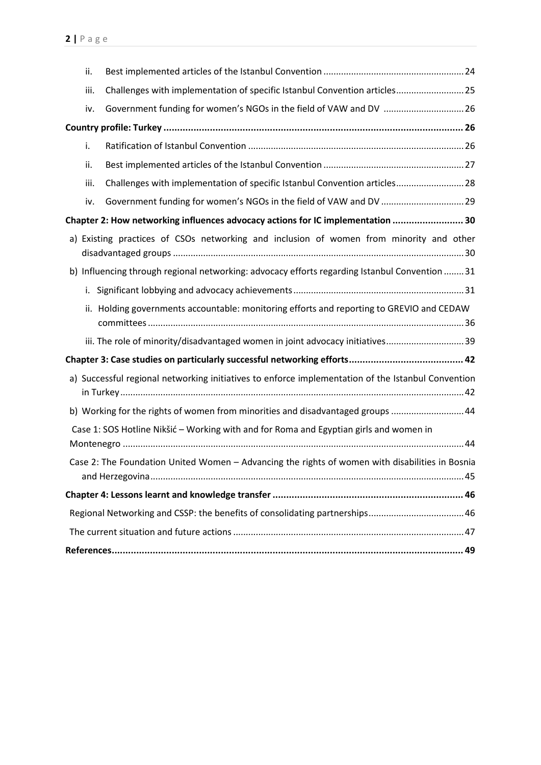ii. Best implemented articles of the Istanbul Convention ........................................................ 24

iii. Challenges with implementation of specific Istanbul Convention articles........................... 25

iv. Government funding for women's NGOs in the field of VAW and DV ................................ 26

**Country profile: Turkey ............................................................................................................. 26**

i. Ratification of Istanbul Convention ...................................................................................... 26

ii. Best implemented articles of the Istanbul Convention ........................................................ 27

iii. Challenges with implementation of specific Istanbul Convention articles........................... 28

iv. Government funding for women's NGOs in the field of VAW and DV ................................. 29

**Chapter 2: How networking influences advocacy actions for IC implementation .......................... 30**

a) Existing practices of CSOs networking and inclusion of women from minority and other disadvantaged groups .................................................................................................................. 30

b) Influencing through regional networking: advocacy efforts regarding Istanbul Convention ........ 31

i. Significant lobbying and advocacy achievements ................................................................... 31

ii. Holding governments accountable: monitoring efforts and reporting to GREVIO and CEDAW committees ............................................................................................................................ 36

iii. The role of minority/disadvantaged women in joint advocacy initiatives ............................... 39

**Chapter 3: Case studies on particularly successful networking efforts.......................................... 42**

a) Successful regional networking initiatives to enforce implementation of the Istanbul Convention in Turkey ....................................................................................................................... 42

b) Working for the rights of women from minorities and disadvantaged groups ............................ 44

Case 1: SOS Hotline Nikšić – Working with and for Roma and Egyptian girls and women in Montenegro ....................................................................................................................... 44

Case 2: The Foundation United Women – Advancing the rights of women with disabilities in Bosnia and Herzegovina ............................................................................................................ 45

**Chapter 4: Lessons learnt and knowledge transfer ...................................................................... 46**

Regional Networking and CSSP: the benefits of consolidating partnerships...................................... 46

The current situation and future actions ........................................................................................... 47

**References................................................................................................................................ 49**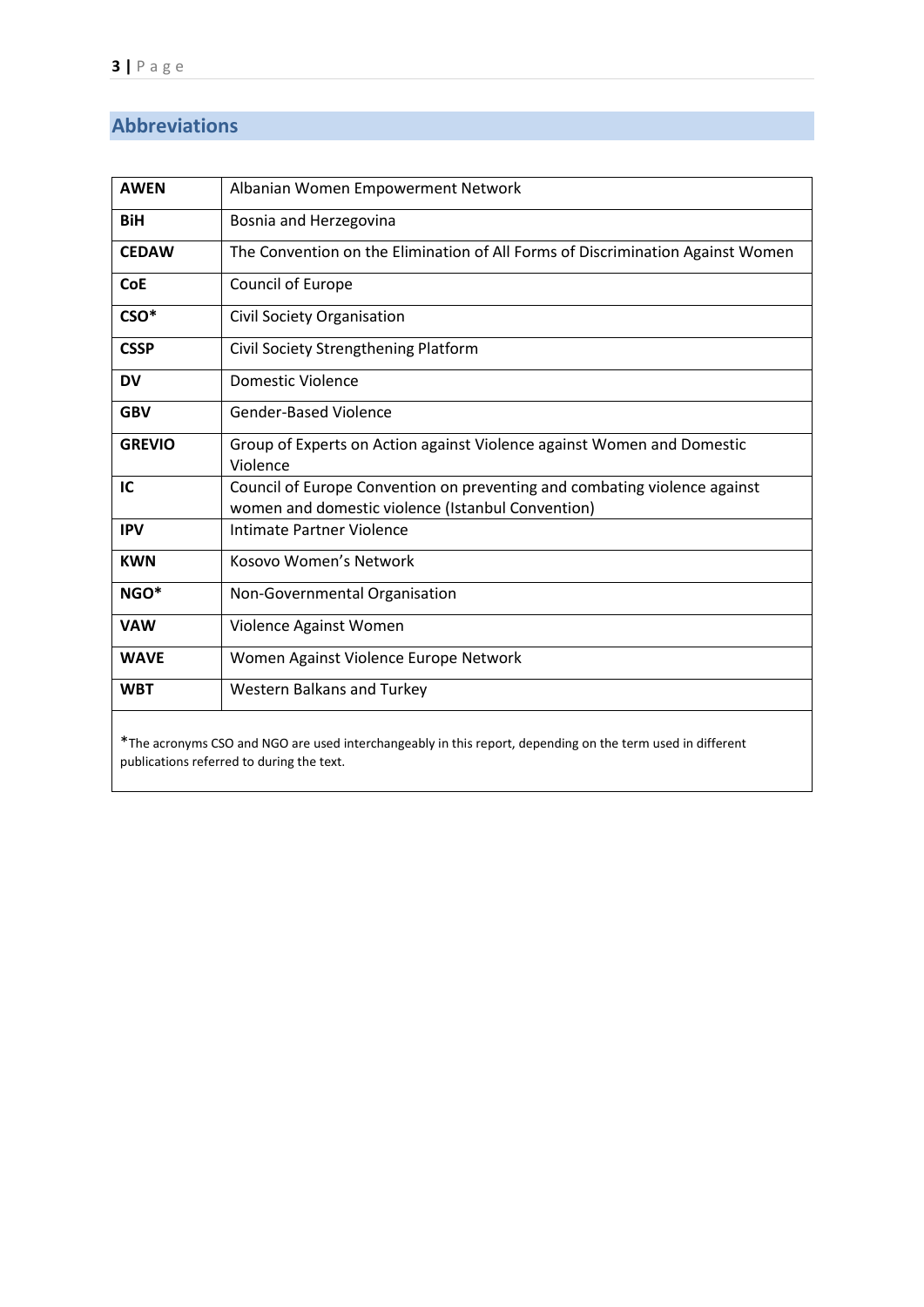## Abbreviations

| | |
|---|---|
| **AWEN** | Albanian Women Empowerment Network |
| **BiH** | Bosnia and Herzegovina |
| **CEDAW** | The Convention on the Elimination of All Forms of Discrimination Against Women |
| **CoE** | Council of Europe |
| **CSO*** | Civil Society Organisation |
| **CSSP** | Civil Society Strengthening Platform |
| **DV** | Domestic Violence |
| **GBV** | Gender-Based Violence |
| **GREVIO** | Group of Experts on Action against Violence against Women and Domestic Violence |
| **IC** | Council of Europe Convention on preventing and combating violence against women and domestic violence (Istanbul Convention) |
| **IPV** | Intimate Partner Violence |
| **KWN** | Kosovo Women's Network |
| **NGO*** | Non-Governmental Organisation |
| **VAW** | Violence Against Women |
| **WAVE** | Women Against Violence Europe Network |
| **WBT** | Western Balkans and Turkey |

*The acronyms CSO and NGO are used interchangeably in this report, depending on the term used in different publications referred to during the text.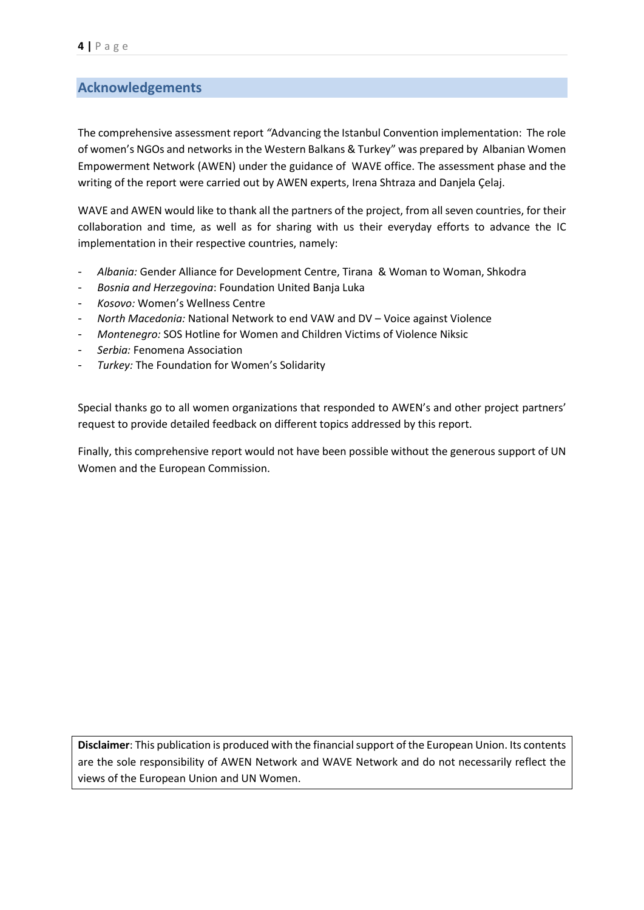## Acknowledgements

The comprehensive assessment report *"*Advancing the Istanbul Convention implementation: The role of women's NGOs and networks in the Western Balkans & Turkey" was prepared by Albanian Women Empowerment Network (AWEN) under the guidance of WAVE office. The assessment phase and the writing of the report were carried out by AWEN experts, Irena Shtraza and Danjela Çelaj.

WAVE and AWEN would like to thank all the partners of the project, from all seven countries, for their collaboration and time, as well as for sharing with us their everyday efforts to advance the IC implementation in their respective countries, namely:

- *Albania:* Gender Alliance for Development Centre, Tirana & Woman to Woman, Shkodra
- *Bosnia and Herzegovina*: Foundation United Banja Luka
- *Kosovo:* Women's Wellness Centre
- *North Macedonia:* National Network to end VAW and DV – Voice against Violence
- *Montenegro:* SOS Hotline for Women and Children Victims of Violence Niksic
- *Serbia:* Fenomena Association
- *Turkey:* The Foundation for Women's Solidarity

Special thanks go to all women organizations that responded to AWEN's and other project partners' request to provide detailed feedback on different topics addressed by this report.

Finally, this comprehensive report would not have been possible without the generous support of UN Women and the European Commission.

**Disclaimer**: This publication is produced with the financial support of the European Union. Its contents are the sole responsibility of AWEN Network and WAVE Network and do not necessarily reflect the views of the European Union and UN Women.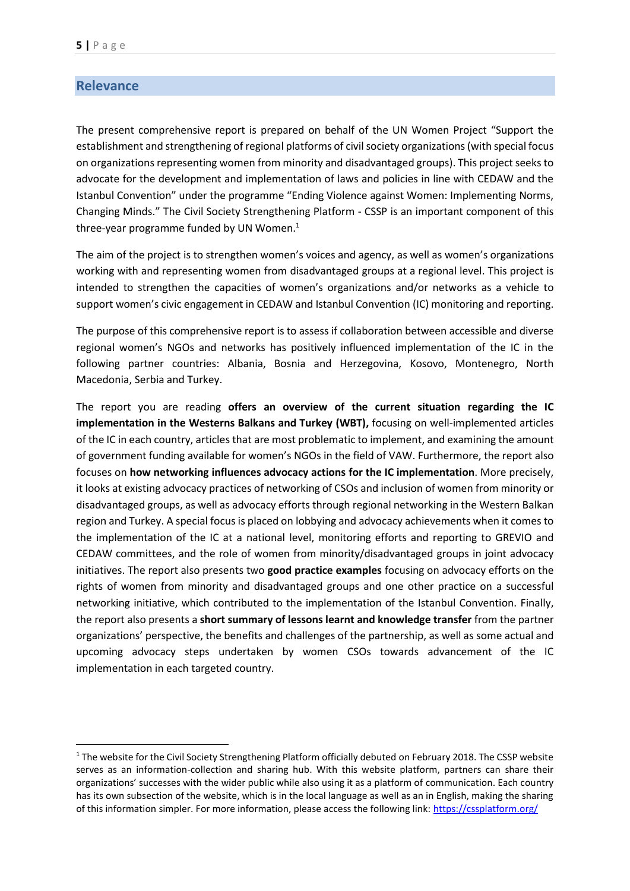## Relevance

The present comprehensive report is prepared on behalf of the UN Women Project "Support the establishment and strengthening of regional platforms of civil society organizations (with special focus on organizations representing women from minority and disadvantaged groups). This project seeks to advocate for the development and implementation of laws and policies in line with CEDAW and the Istanbul Convention" under the programme "Ending Violence against Women: Implementing Norms, Changing Minds." The Civil Society Strengthening Platform - CSSP is an important component of this three-year programme funded by UN Women.[1]

The aim of the project is to strengthen women's voices and agency, as well as women's organizations working with and representing women from disadvantaged groups at a regional level. This project is intended to strengthen the capacities of women's organizations and/or networks as a vehicle to support women's civic engagement in CEDAW and Istanbul Convention (IC) monitoring and reporting.

The purpose of this comprehensive report is to assess if collaboration between accessible and diverse regional women's NGOs and networks has positively influenced implementation of the IC in the following partner countries: Albania, Bosnia and Herzegovina, Kosovo, Montenegro, North Macedonia, Serbia and Turkey.

The report you are reading **offers an overview of the current situation regarding the IC implementation in the Westerns Balkans and Turkey (WBT),** focusing on well-implemented articles of the IC in each country, articles that are most problematic to implement, and examining the amount of government funding available for women's NGOs in the field of VAW. Furthermore, the report also focuses on **how networking influences advocacy actions for the IC implementation**. More precisely, it looks at existing advocacy practices of networking of CSOs and inclusion of women from minority or disadvantaged groups, as well as advocacy efforts through regional networking in the Western Balkan region and Turkey. A special focus is placed on lobbying and advocacy achievements when it comes to the implementation of the IC at a national level, monitoring efforts and reporting to GREVIO and CEDAW committees, and the role of women from minority/disadvantaged groups in joint advocacy initiatives. The report also presents two **good practice examples** focusing on advocacy efforts on the rights of women from minority and disadvantaged groups and one other practice on a successful networking initiative, which contributed to the implementation of the Istanbul Convention. Finally, the report also presents a **short summary of lessons learnt and knowledge transfer** from the partner organizations' perspective, the benefits and challenges of the partnership, as well as some actual and upcoming advocacy steps undertaken by women CSOs towards advancement of the IC implementation in each targeted country.

---

[1] The website for the Civil Society Strengthening Platform officially debuted on February 2018. The CSSP website serves as an information-collection and sharing hub. With this website platform, partners can share their organizations' successes with the wider public while also using it as a platform of communication. Each country has its own subsection of the website, which is in the local language as well as an in English, making the sharing of this information simpler. For more information, please access the following link: https://cssplatform.org/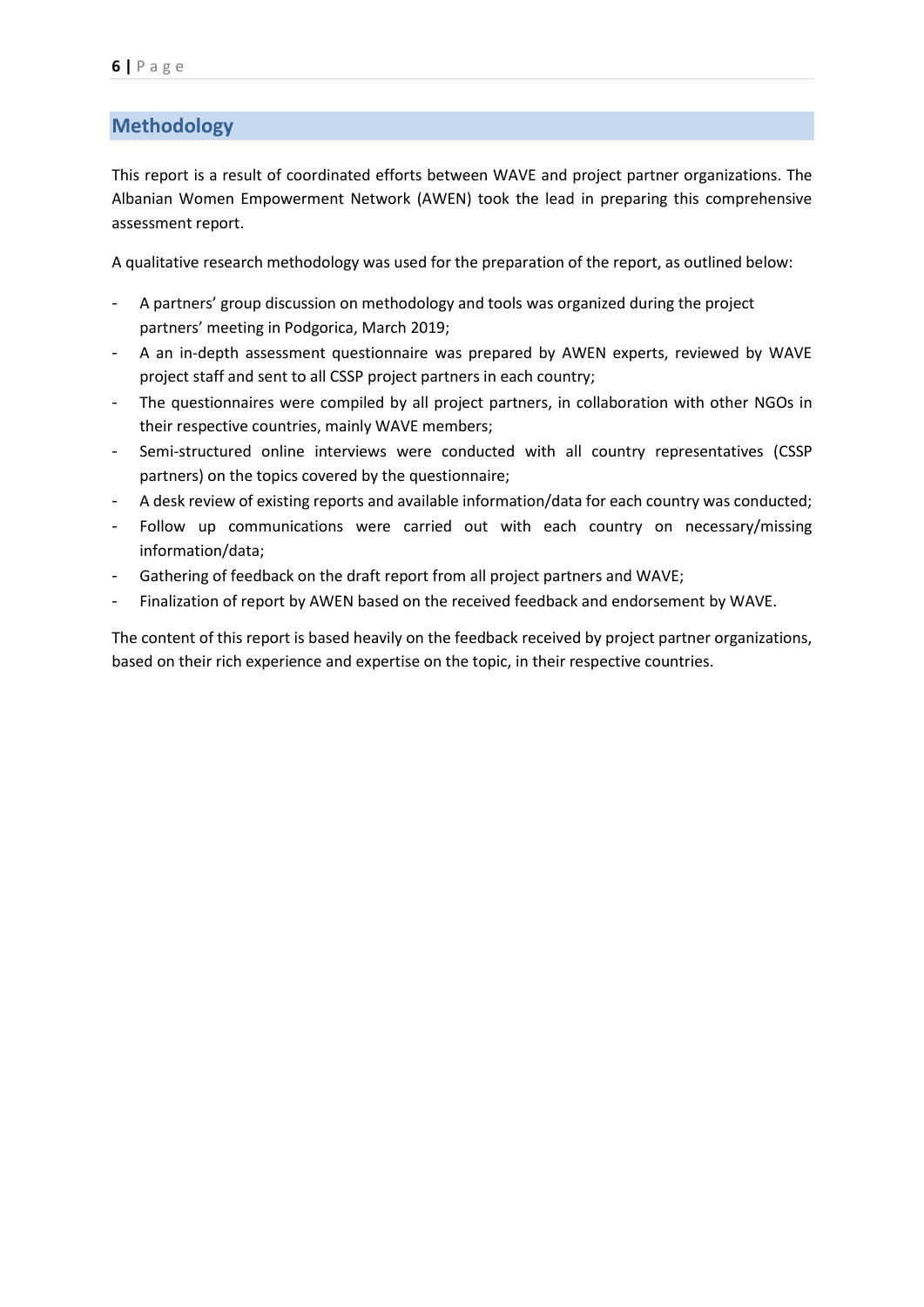## Methodology

This report is a result of coordinated efforts between WAVE and project partner organizations. The Albanian Women Empowerment Network (AWEN) took the lead in preparing this comprehensive assessment report.

A qualitative research methodology was used for the preparation of the report, as outlined below:

- A partners' group discussion on methodology and tools was organized during the project partners' meeting in Podgorica, March 2019;
- A an in-depth assessment questionnaire was prepared by AWEN experts, reviewed by WAVE project staff and sent to all CSSP project partners in each country;
- The questionnaires were compiled by all project partners, in collaboration with other NGOs in their respective countries, mainly WAVE members;
- Semi-structured online interviews were conducted with all country representatives (CSSP partners) on the topics covered by the questionnaire;
- A desk review of existing reports and available information/data for each country was conducted;
- Follow up communications were carried out with each country on necessary/missing information/data;
- Gathering of feedback on the draft report from all project partners and WAVE;
- Finalization of report by AWEN based on the received feedback and endorsement by WAVE.

The content of this report is based heavily on the feedback received by project partner organizations, based on their rich experience and expertise on the topic, in their respective countries.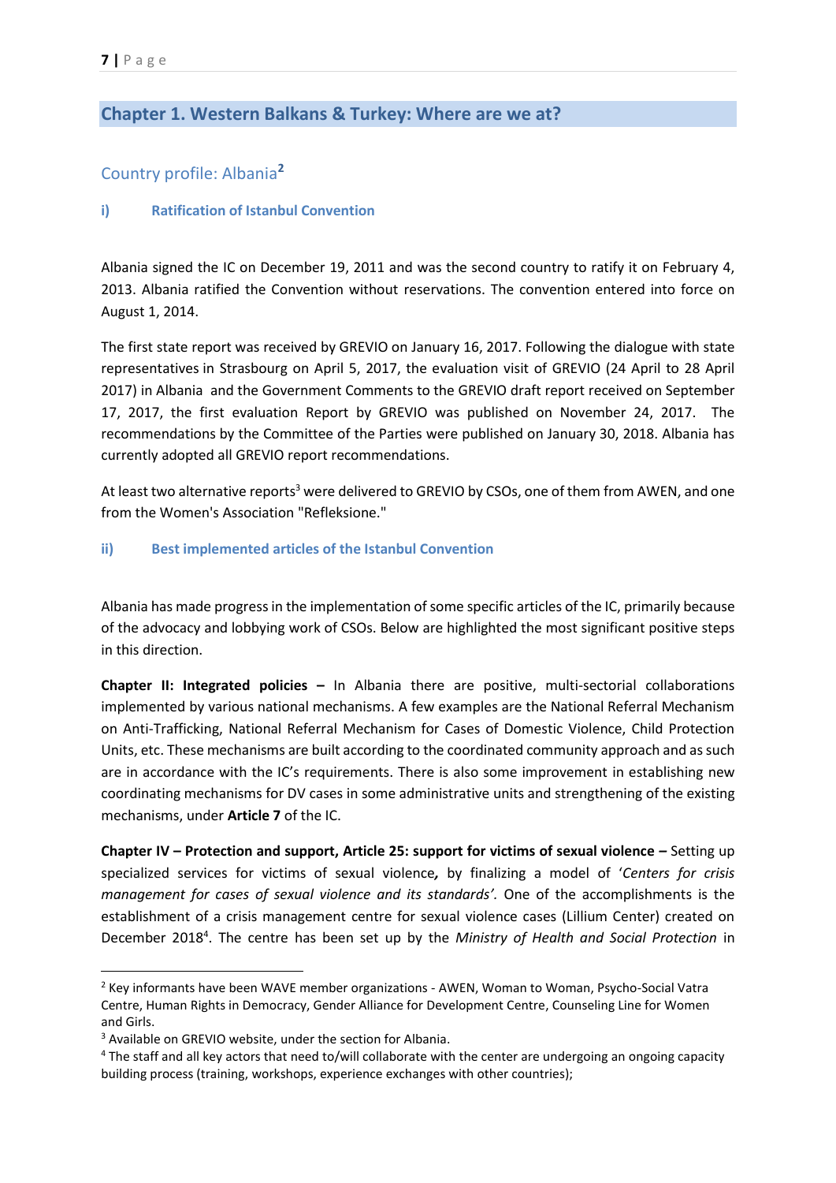## Chapter 1. Western Balkans & Turkey: Where are we at?

### Country profile: Albania[2]

#### i) Ratification of Istanbul Convention

Albania signed the IC on December 19, 2011 and was the second country to ratify it on February 4, 2013. Albania ratified the Convention without reservations. The convention entered into force on August 1, 2014.

The first state report was received by GREVIO on January 16, 2017. Following the dialogue with state representatives in Strasbourg on April 5, 2017, the evaluation visit of GREVIO (24 April to 28 April 2017) in Albania and the Government Comments to the GREVIO draft report received on September 17, 2017, the first evaluation Report by GREVIO was published on November 24, 2017. The recommendations by the Committee of the Parties were published on January 30, 2018. Albania has currently adopted all GREVIO report recommendations.

At least two alternative reports[3] were delivered to GREVIO by CSOs, one of them from AWEN, and one from the Women's Association "Refleksione."

#### ii) Best implemented articles of the Istanbul Convention

Albania has made progress in the implementation of some specific articles of the IC, primarily because of the advocacy and lobbying work of CSOs. Below are highlighted the most significant positive steps in this direction.

**Chapter II: Integrated policies –** In Albania there are positive, multi-sectorial collaborations implemented by various national mechanisms. A few examples are the National Referral Mechanism on Anti-Trafficking, National Referral Mechanism for Cases of Domestic Violence, Child Protection Units, etc. These mechanisms are built according to the coordinated community approach and as such are in accordance with the IC's requirements. There is also some improvement in establishing new coordinating mechanisms for DV cases in some administrative units and strengthening of the existing mechanisms, under **Article 7** of the IC.

**Chapter IV – Protection and support, Article 25: support for victims of sexual violence –** Setting up specialized services for victims of sexual violence**,** by finalizing a model of '*Centers for crisis management for cases of sexual violence and its standards'*. One of the accomplishments is the establishment of a crisis management centre for sexual violence cases (Lillium Center) created on December 2018[4]. The centre has been set up by the *Ministry of Health and Social Protection* in

---

[2] Key informants have been WAVE member organizations - AWEN, Woman to Woman, Psycho-Social Vatra Centre, Human Rights in Democracy, Gender Alliance for Development Centre, Counseling Line for Women and Girls.

[3] Available on GREVIO website, under the section for Albania.

[4] The staff and all key actors that need to/will collaborate with the center are undergoing an ongoing capacity building process (training, workshops, experience exchanges with other countries);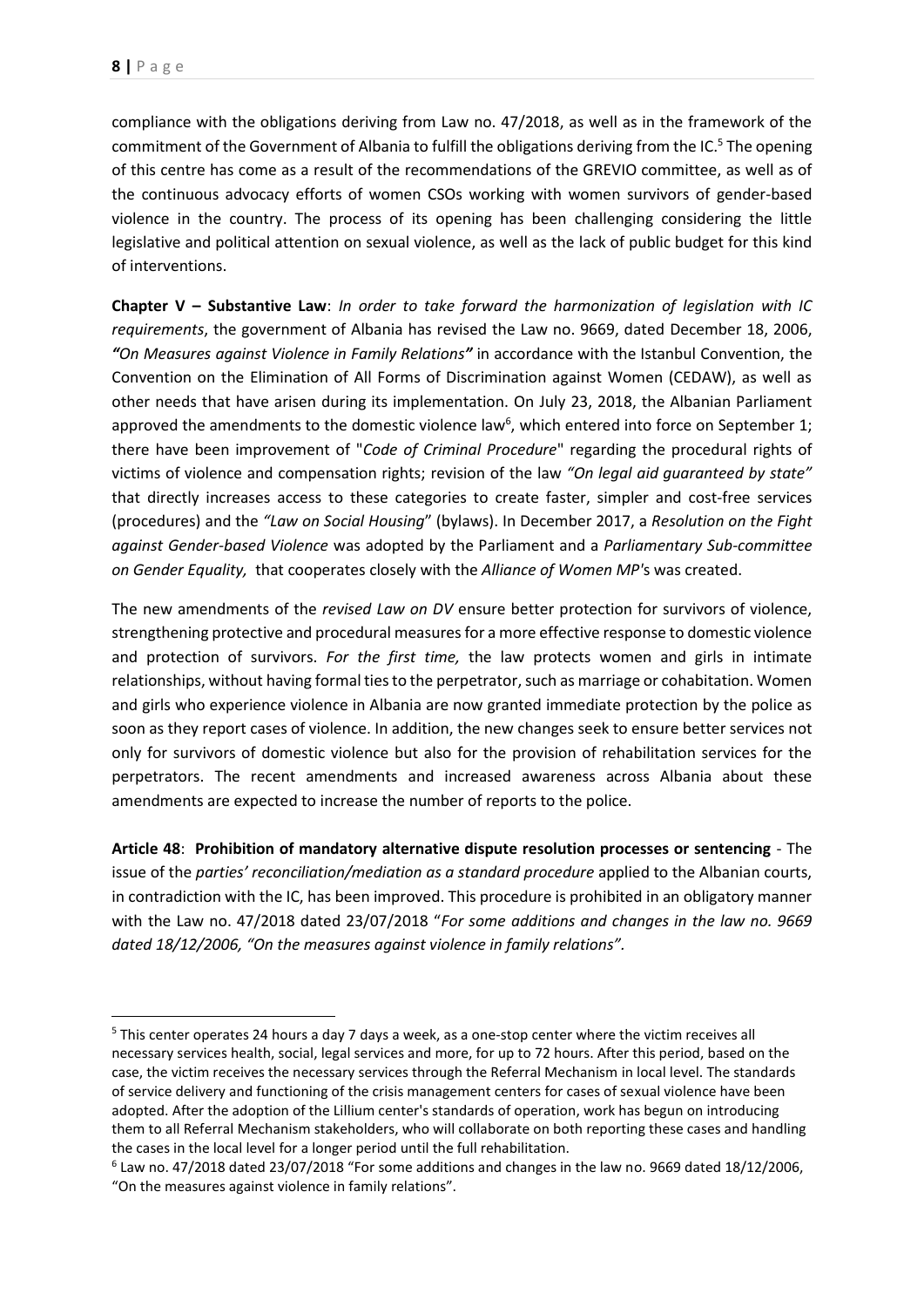compliance with the obligations deriving from Law no. 47/2018, as well as in the framework of the commitment of the Government of Albania to fulfill the obligations deriving from the IC.[5] The opening of this centre has come as a result of the recommendations of the GREVIO committee, as well as of the continuous advocacy efforts of women CSOs working with women survivors of gender-based violence in the country. The process of its opening has been challenging considering the little legislative and political attention on sexual violence, as well as the lack of public budget for this kind of interventions.

**Chapter V – Substantive Law**: *In order to take forward the harmonization of legislation with IC requirements*, the government of Albania has revised the Law no. 9669, dated December 18, 2006, ***"On Measures against Violence in Family Relations"*** in accordance with the Istanbul Convention, the Convention on the Elimination of All Forms of Discrimination against Women (CEDAW), as well as other needs that have arisen during its implementation. On July 23, 2018, the Albanian Parliament approved the amendments to the domestic violence law[6], which entered into force on September 1; there have been improvement of "*Code of Criminal Procedure*" regarding the procedural rights of victims of violence and compensation rights; revision of the law *"On legal aid guaranteed by state"* that directly increases access to these categories to create faster, simpler and cost-free services (procedures) and the *"Law on Social Housing*" (bylaws). In December 2017, a *Resolution on the Fight against Gender-based Violence* was adopted by the Parliament and a *Parliamentary Sub-committee on Gender Equality,* that cooperates closely with the *Alliance of Women MP'*s was created.

The new amendments of the *revised Law on DV* ensure better protection for survivors of violence, strengthening protective and procedural measures for a more effective response to domestic violence and protection of survivors. *For the first time,* the law protects women and girls in intimate relationships, without having formal ties to the perpetrator, such as marriage or cohabitation. Women and girls who experience violence in Albania are now granted immediate protection by the police as soon as they report cases of violence. In addition, the new changes seek to ensure better services not only for survivors of domestic violence but also for the provision of rehabilitation services for the perpetrators. The recent amendments and increased awareness across Albania about these amendments are expected to increase the number of reports to the police.

**Article 48**: **Prohibition of mandatory alternative dispute resolution processes or sentencing** - The issue of the *parties' reconciliation/mediation as a standard procedure* applied to the Albanian courts, in contradiction with the IC, has been improved. This procedure is prohibited in an obligatory manner with the Law no. 47/2018 dated 23/07/2018 "*For some additions and changes in the law no. 9669 dated 18/12/2006, "On the measures against violence in family relations".*

---

[5] This center operates 24 hours a day 7 days a week, as a one-stop center where the victim receives all necessary services health, social, legal services and more, for up to 72 hours. After this period, based on the case, the victim receives the necessary services through the Referral Mechanism in local level. The standards of service delivery and functioning of the crisis management centers for cases of sexual violence have been adopted. After the adoption of the Lillium center's standards of operation, work has begun on introducing them to all Referral Mechanism stakeholders, who will collaborate on both reporting these cases and handling the cases in the local level for a longer period until the full rehabilitation.

[6] Law no. 47/2018 dated 23/07/2018 "For some additions and changes in the law no. 9669 dated 18/12/2006, "On the measures against violence in family relations".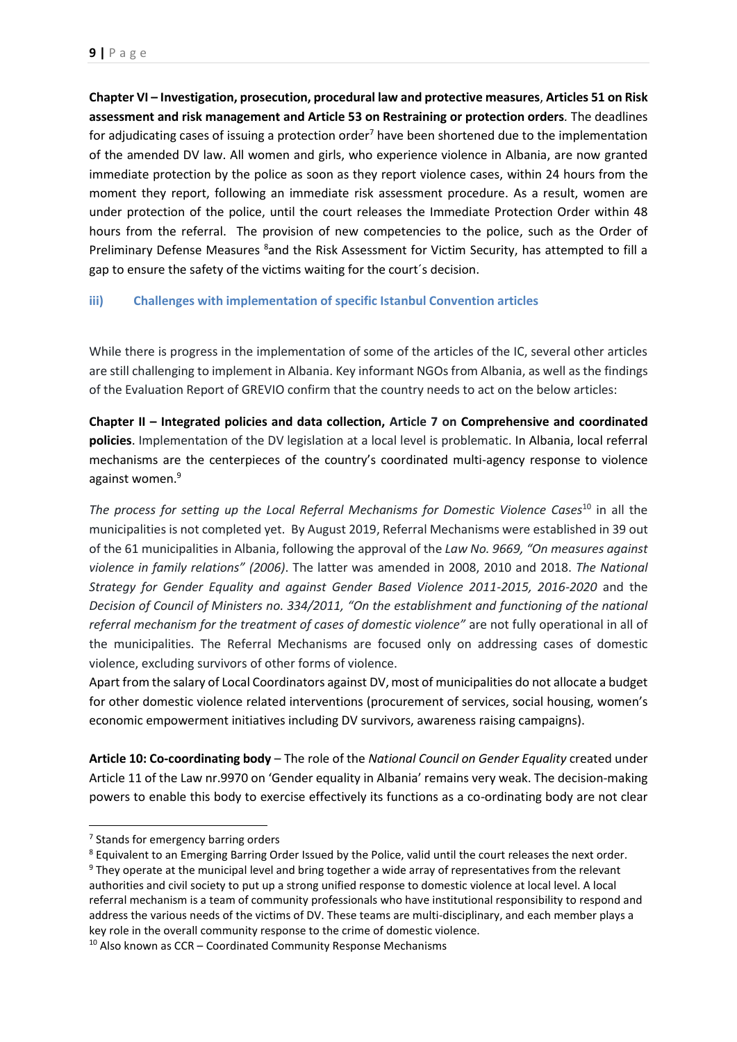**Chapter VI – Investigation, prosecution, procedural law and protective measures**, **Articles 51 on Risk assessment and risk management and Article 53 on Restraining or protection orders**. The deadlines for adjudicating cases of issuing a protection order[7] have been shortened due to the implementation of the amended DV law. All women and girls, who experience violence in Albania, are now granted immediate protection by the police as soon as they report violence cases, within 24 hours from the moment they report, following an immediate risk assessment procedure. As a result, women are under protection of the police, until the court releases the Immediate Protection Order within 48 hours from the referral. The provision of new competencies to the police, such as the Order of Preliminary Defense Measures [8]and the Risk Assessment for Victim Security, has attempted to fill a gap to ensure the safety of the victims waiting for the court´s decision.

### iii) Challenges with implementation of specific Istanbul Convention articles

While there is progress in the implementation of some of the articles of the IC, several other articles are still challenging to implement in Albania. Key informant NGOs from Albania, as well as the findings of the Evaluation Report of GREVIO confirm that the country needs to act on the below articles:

**Chapter II – Integrated policies and data collection, Article 7 on Comprehensive and coordinated policies**. Implementation of the DV legislation at a local level is problematic. In Albania, local referral mechanisms are the centerpieces of the country's coordinated multi-agency response to violence against women.[9]

*The process for setting up the Local Referral Mechanisms for Domestic Violence Cases*[10] in all the municipalities is not completed yet. By August 2019, Referral Mechanisms were established in 39 out of the 61 municipalities in Albania, following the approval of the *Law No. 9669, "On measures against violence in family relations" (2006)*. The latter was amended in 2008, 2010 and 2018. *The National Strategy for Gender Equality and against Gender Based Violence 2011-2015, 2016-2020* and the *Decision of Council of Ministers no. 334/2011, "On the establishment and functioning of the national referral mechanism for the treatment of cases of domestic violence"* are not fully operational in all of the municipalities. The Referral Mechanisms are focused only on addressing cases of domestic violence, excluding survivors of other forms of violence.

Apart from the salary of Local Coordinators against DV, most of municipalities do not allocate a budget for other domestic violence related interventions (procurement of services, social housing, women's economic empowerment initiatives including DV survivors, awareness raising campaigns).

**Article 10: Co-coordinating body** – The role of the *National Council on Gender Equality* created under Article 11 of the Law nr.9970 on 'Gender equality in Albania' remains very weak. The decision-making powers to enable this body to exercise effectively its functions as a co-ordinating body are not clear

---

[7] Stands for emergency barring orders

[8] Equivalent to an Emerging Barring Order Issued by the Police, valid until the court releases the next order.

[9] They operate at the municipal level and bring together a wide array of representatives from the relevant authorities and civil society to put up a strong unified response to domestic violence at local level. A local referral mechanism is a team of community professionals who have institutional responsibility to respond and address the various needs of the victims of DV. These teams are multi-disciplinary, and each member plays a key role in the overall community response to the crime of domestic violence.

[10] Also known as CCR – Coordinated Community Response Mechanisms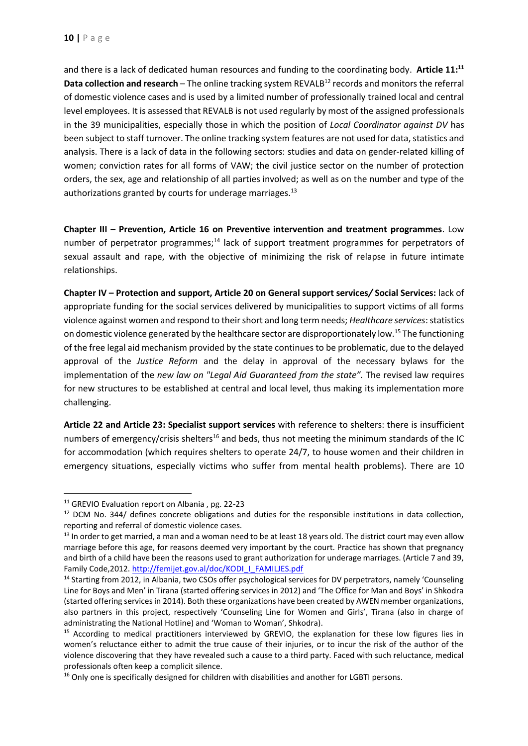and there is a lack of dedicated human resources and funding to the coordinating body. **Article 11:[11] Data collection and research** – The online tracking system REVALB[12] records and monitors the referral of domestic violence cases and is used by a limited number of professionally trained local and central level employees. It is assessed that REVALB is not used regularly by most of the assigned professionals in the 39 municipalities, especially those in which the position of *Local Coordinator against DV* has been subject to staff turnover. The online tracking system features are not used for data, statistics and analysis. There is a lack of data in the following sectors: studies and data on gender-related killing of women; conviction rates for all forms of VAW; the civil justice sector on the number of protection orders, the sex, age and relationship of all parties involved; as well as on the number and type of the authorizations granted by courts for underage marriages.[13]

**Chapter III – Prevention, Article 16 on Preventive intervention and treatment programmes**. Low number of perpetrator programmes;[14] lack of support treatment programmes for perpetrators of sexual assault and rape, with the objective of minimizing the risk of relapse in future intimate relationships.

**Chapter IV – Protection and support, Article 20 on General support services/ Social Services:** lack of appropriate funding for the social services delivered by municipalities to support victims of all forms violence against women and respond to their short and long term needs; *Healthcare services*: statistics on domestic violence generated by the healthcare sector are disproportionately low.[15] The functioning of the free legal aid mechanism provided by the state continues to be problematic, due to the delayed approval of the *Justice Reform* and the delay in approval of the necessary bylaws for the implementation of the *new law on "Legal Aid Guaranteed from the state".* The revised law requires for new structures to be established at central and local level, thus making its implementation more challenging.

**Article 22 and Article 23: Specialist support services** with reference to shelters: there is insufficient numbers of emergency/crisis shelters[16] and beds, thus not meeting the minimum standards of the IC for accommodation (which requires shelters to operate 24/7, to house women and their children in emergency situations, especially victims who suffer from mental health problems). There are 10

---

[11] GREVIO Evaluation report on Albania , pg. 22-23

[12] DCM No. 344/ defines concrete obligations and duties for the responsible institutions in data collection, reporting and referral of domestic violence cases.

[13] In order to get married, a man and a woman need to be at least 18 years old. The district court may even allow marriage before this age, for reasons deemed very important by the court. Practice has shown that pregnancy and birth of a child have been the reasons used to grant authorization for underage marriages. (Article 7 and 39, Family Code,2012. http://femijet.gov.al/doc/KODI_I_FAMILJES.pdf

[14] Starting from 2012, in Albania, two CSOs offer psychological services for DV perpetrators, namely 'Counseling Line for Boys and Men' in Tirana (started offering services in 2012) and 'The Office for Man and Boys' in Shkodra (started offering services in 2014). Both these organizations have been created by AWEN member organizations, also partners in this project, respectively 'Counseling Line for Women and Girls', Tirana (also in charge of administrating the National Hotline) and 'Woman to Woman', Shkodra).

[15] According to medical practitioners interviewed by GREVIO, the explanation for these low figures lies in women's reluctance either to admit the true cause of their injuries, or to incur the risk of the author of the violence discovering that they have revealed such a cause to a third party. Faced with such reluctance, medical professionals often keep a complicit silence.

[16] Only one is specifically designed for children with disabilities and another for LGBTI persons.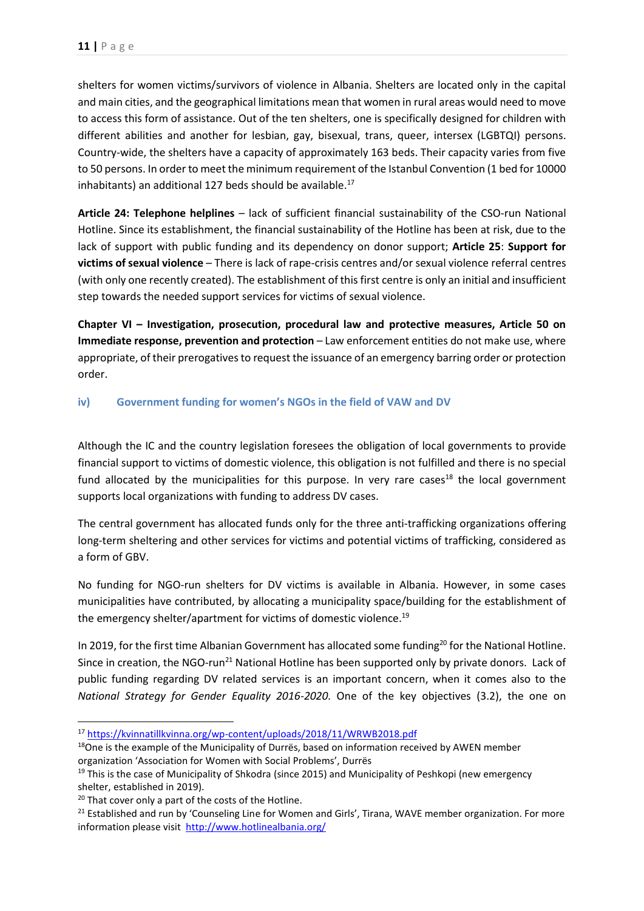shelters for women victims/survivors of violence in Albania. Shelters are located only in the capital and main cities, and the geographical limitations mean that women in rural areas would need to move to access this form of assistance. Out of the ten shelters, one is specifically designed for children with different abilities and another for lesbian, gay, bisexual, trans, queer, intersex (LGBTQI) persons. Country-wide, the shelters have a capacity of approximately 163 beds. Their capacity varies from five to 50 persons. In order to meet the minimum requirement of the Istanbul Convention (1 bed for 10000 inhabitants) an additional 127 beds should be available.[17]

**Article 24: Telephone helplines** – lack of sufficient financial sustainability of the CSO-run National Hotline. Since its establishment, the financial sustainability of the Hotline has been at risk, due to the lack of support with public funding and its dependency on donor support; **Article 25**: **Support for victims of sexual violence** – There is lack of rape-crisis centres and/or sexual violence referral centres (with only one recently created). The establishment of this first centre is only an initial and insufficient step towards the needed support services for victims of sexual violence.

**Chapter VI – Investigation, prosecution, procedural law and protective measures, Article 50 on Immediate response, prevention and protection** – Law enforcement entities do not make use, where appropriate, of their prerogatives to request the issuance of an emergency barring order or protection order.

### iv) Government funding for women's NGOs in the field of VAW and DV

Although the IC and the country legislation foresees the obligation of local governments to provide financial support to victims of domestic violence, this obligation is not fulfilled and there is no special fund allocated by the municipalities for this purpose. In very rare cases[18] the local government supports local organizations with funding to address DV cases.

The central government has allocated funds only for the three anti-trafficking organizations offering long-term sheltering and other services for victims and potential victims of trafficking, considered as a form of GBV.

No funding for NGO-run shelters for DV victims is available in Albania. However, in some cases municipalities have contributed, by allocating a municipality space/building for the establishment of the emergency shelter/apartment for victims of domestic violence.[19]

In 2019, for the first time Albanian Government has allocated some funding[20] for the National Hotline. Since in creation, the NGO-run[21] National Hotline has been supported only by private donors. Lack of public funding regarding DV related services is an important concern, when it comes also to the *National Strategy for Gender Equality 2016-2020.* One of the key objectives (3.2), the one on

---

[17] https://kvinnatillkvinna.org/wp-content/uploads/2018/11/WRWB2018.pdf

[18] One is the example of the Municipality of Durrës, based on information received by AWEN member organization 'Association for Women with Social Problems', Durrës

[19] This is the case of Municipality of Shkodra (since 2015) and Municipality of Peshkopi (new emergency shelter, established in 2019).

[20] That cover only a part of the costs of the Hotline.

[21] Established and run by 'Counseling Line for Women and Girls', Tirana, WAVE member organization. For more information please visit http://www.hotlinealbania.org/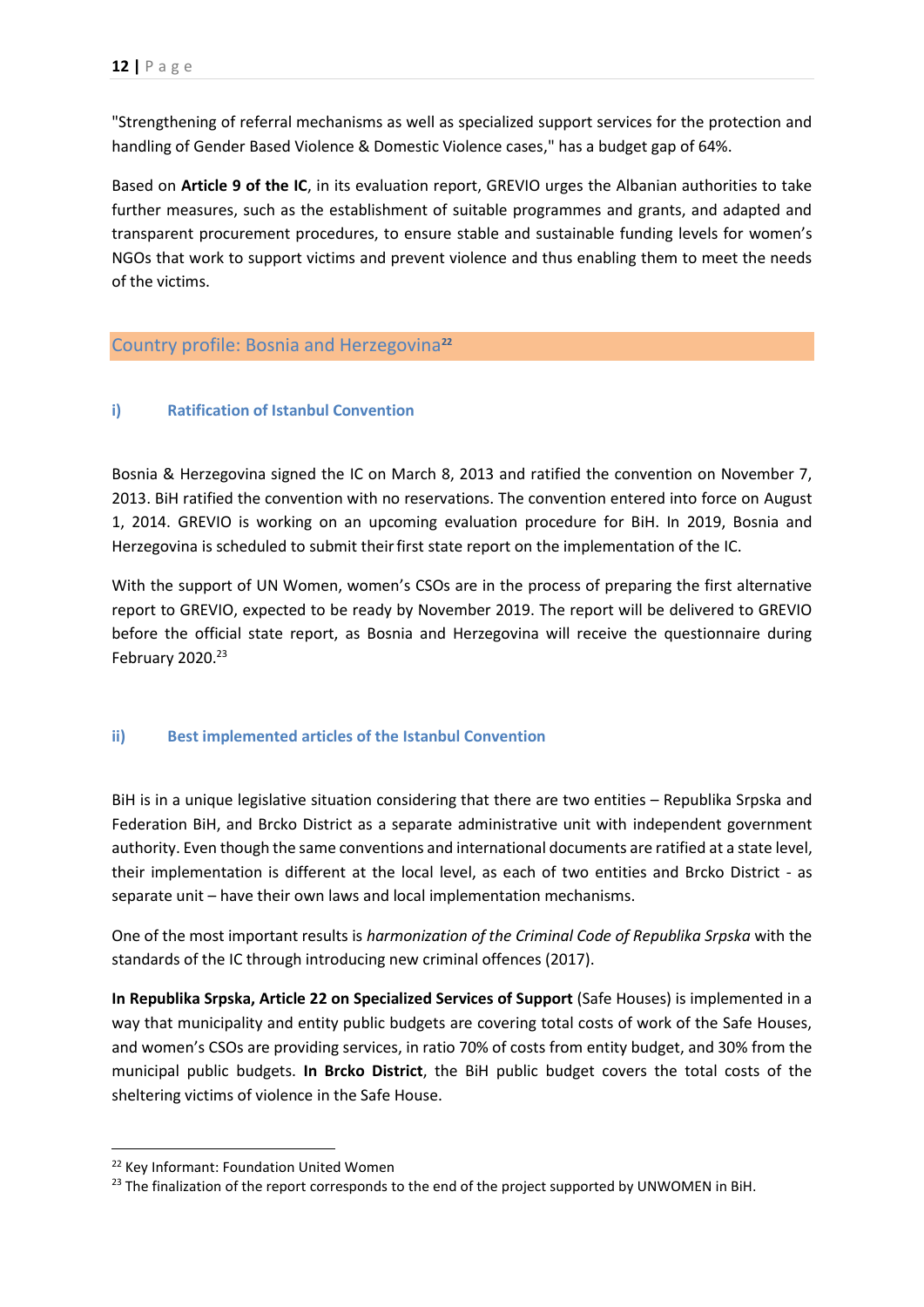"Strengthening of referral mechanisms as well as specialized support services for the protection and handling of Gender Based Violence & Domestic Violence cases," has a budget gap of 64%.

Based on **Article 9 of the IC**, in its evaluation report, GREVIO urges the Albanian authorities to take further measures, such as the establishment of suitable programmes and grants, and adapted and transparent procurement procedures, to ensure stable and sustainable funding levels for women's NGOs that work to support victims and prevent violence and thus enabling them to meet the needs of the victims.

## Country profile: Bosnia and Herzegovina[22]

### i) Ratification of Istanbul Convention

Bosnia & Herzegovina signed the IC on March 8, 2013 and ratified the convention on November 7, 2013. BiH ratified the convention with no reservations. The convention entered into force on August 1, 2014. GREVIO is working on an upcoming evaluation procedure for BiH. In 2019, Bosnia and Herzegovina is scheduled to submit their first state report on the implementation of the IC.

With the support of UN Women, women's CSOs are in the process of preparing the first alternative report to GREVIO, expected to be ready by November 2019. The report will be delivered to GREVIO before the official state report, as Bosnia and Herzegovina will receive the questionnaire during February 2020.[23]

### ii) Best implemented articles of the Istanbul Convention

BiH is in a unique legislative situation considering that there are two entities – Republika Srpska and Federation BiH, and Brcko District as a separate administrative unit with independent government authority. Even though the same conventions and international documents are ratified at a state level, their implementation is different at the local level, as each of two entities and Brcko District - as separate unit – have their own laws and local implementation mechanisms.

One of the most important results is *harmonization of the Criminal Code of Republika Srpska* with the standards of the IC through introducing new criminal offences (2017).

**In Republika Srpska, Article 22 on Specialized Services of Support** (Safe Houses) is implemented in a way that municipality and entity public budgets are covering total costs of work of the Safe Houses, and women's CSOs are providing services, in ratio 70% of costs from entity budget, and 30% from the municipal public budgets. **In Brcko District**, the BiH public budget covers the total costs of the sheltering victims of violence in the Safe House.

---

[22] Key Informant: Foundation United Women

[23] The finalization of the report corresponds to the end of the project supported by UNWOMEN in BiH.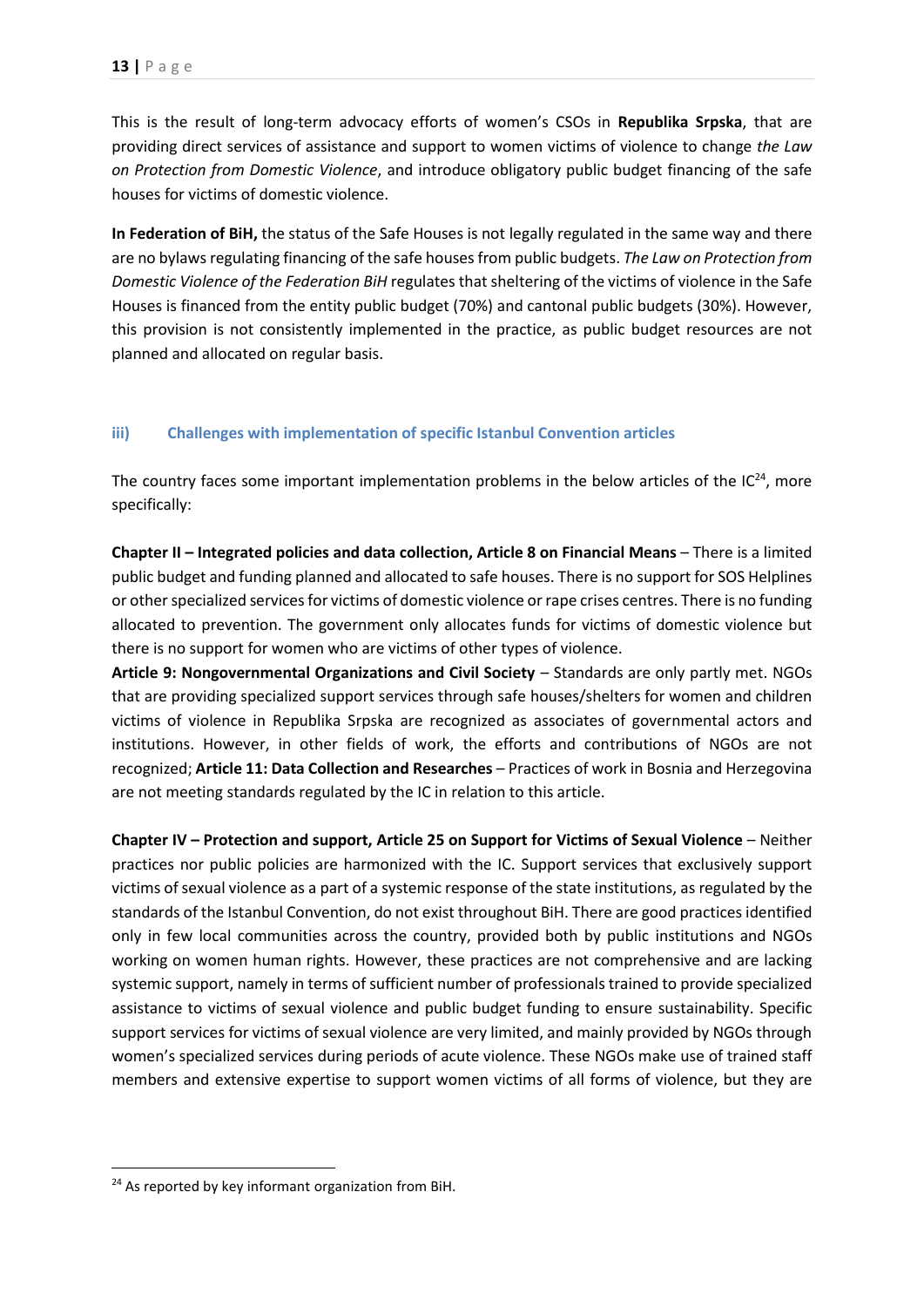This is the result of long-term advocacy efforts of women's CSOs in **Republika Srpska**, that are providing direct services of assistance and support to women victims of violence to change *the Law on Protection from Domestic Violence*, and introduce obligatory public budget financing of the safe houses for victims of domestic violence.

**In Federation of BiH,** the status of the Safe Houses is not legally regulated in the same way and there are no bylaws regulating financing of the safe houses from public budgets. *The Law on Protection from Domestic Violence of the Federation BiH* regulates that sheltering of the victims of violence in the Safe Houses is financed from the entity public budget (70%) and cantonal public budgets (30%). However, this provision is not consistently implemented in the practice, as public budget resources are not planned and allocated on regular basis.

### iii) Challenges with implementation of specific Istanbul Convention articles

The country faces some important implementation problems in the below articles of the IC[24], more specifically:

**Chapter II – Integrated policies and data collection, Article 8 on Financial Means** – There is a limited public budget and funding planned and allocated to safe houses. There is no support for SOS Helplines or other specialized services for victims of domestic violence or rape crises centres. There is no funding allocated to prevention. The government only allocates funds for victims of domestic violence but there is no support for women who are victims of other types of violence.

**Article 9: Nongovernmental Organizations and Civil Society** – Standards are only partly met. NGOs that are providing specialized support services through safe houses/shelters for women and children victims of violence in Republika Srpska are recognized as associates of governmental actors and institutions. However, in other fields of work, the efforts and contributions of NGOs are not recognized; **Article 11: Data Collection and Researches** – Practices of work in Bosnia and Herzegovina are not meeting standards regulated by the IC in relation to this article.

**Chapter IV – Protection and support, Article 25 on Support for Victims of Sexual Violence** – Neither practices nor public policies are harmonized with the IC. Support services that exclusively support victims of sexual violence as a part of a systemic response of the state institutions, as regulated by the standards of the Istanbul Convention, do not exist throughout BiH. There are good practices identified only in few local communities across the country, provided both by public institutions and NGOs working on women human rights. However, these practices are not comprehensive and are lacking systemic support, namely in terms of sufficient number of professionals trained to provide specialized assistance to victims of sexual violence and public budget funding to ensure sustainability. Specific support services for victims of sexual violence are very limited, and mainly provided by NGOs through women's specialized services during periods of acute violence. These NGOs make use of trained staff members and extensive expertise to support women victims of all forms of violence, but they are

[24] As reported by key informant organization from BiH.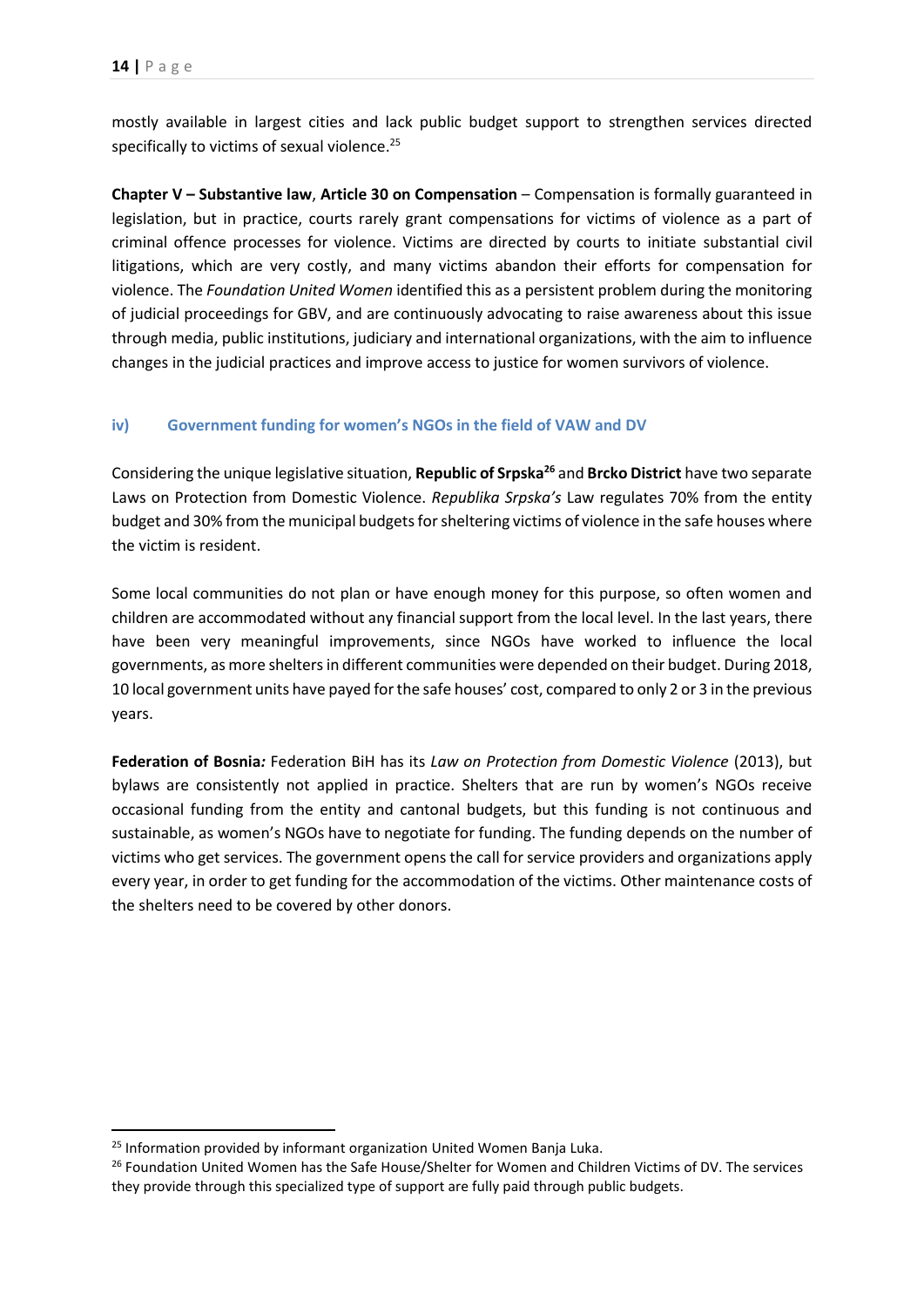mostly available in largest cities and lack public budget support to strengthen services directed specifically to victims of sexual violence.[25]

**Chapter V – Substantive law**, **Article 30 on Compensation** – Compensation is formally guaranteed in legislation, but in practice, courts rarely grant compensations for victims of violence as a part of criminal offence processes for violence. Victims are directed by courts to initiate substantial civil litigations, which are very costly, and many victims abandon their efforts for compensation for violence. The *Foundation United Women* identified this as a persistent problem during the monitoring of judicial proceedings for GBV, and are continuously advocating to raise awareness about this issue through media, public institutions, judiciary and international organizations, with the aim to influence changes in the judicial practices and improve access to justice for women survivors of violence.

### iv) Government funding for women's NGOs in the field of VAW and DV

Considering the unique legislative situation, **Republic of Srpska**[26] and **Brcko District** have two separate Laws on Protection from Domestic Violence. *Republika Srpska's* Law regulates 70% from the entity budget and 30% from the municipal budgets for sheltering victims of violence in the safe houses where the victim is resident.

Some local communities do not plan or have enough money for this purpose, so often women and children are accommodated without any financial support from the local level. In the last years, there have been very meaningful improvements, since NGOs have worked to influence the local governments, as more shelters in different communities were depended on their budget. During 2018, 10 local government units have payed for the safe houses' cost, compared to only 2 or 3 in the previous years.

**Federation of Bosnia***:* Federation BiH has its *Law on Protection from Domestic Violence* (2013), but bylaws are consistently not applied in practice. Shelters that are run by women's NGOs receive occasional funding from the entity and cantonal budgets, but this funding is not continuous and sustainable, as women's NGOs have to negotiate for funding. The funding depends on the number of victims who get services. The government opens the call for service providers and organizations apply every year, in order to get funding for the accommodation of the victims. Other maintenance costs of the shelters need to be covered by other donors.

---

[25] Information provided by informant organization United Women Banja Luka.

[26] Foundation United Women has the Safe House/Shelter for Women and Children Victims of DV. The services they provide through this specialized type of support are fully paid through public budgets.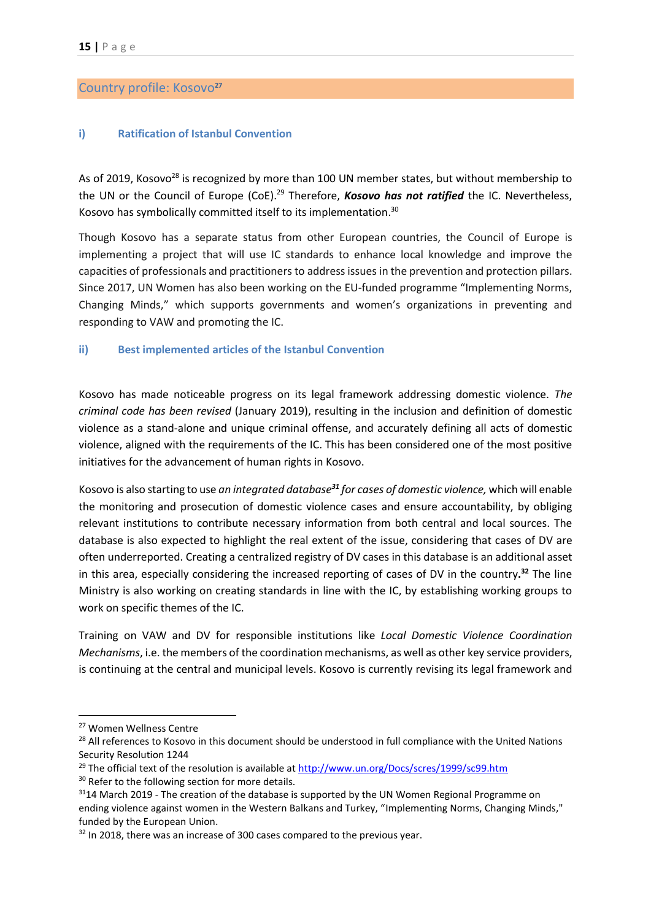## Country profile: Kosovo[27]

### i) Ratification of Istanbul Convention

As of 2019, Kosovo[28] is recognized by more than 100 UN member states, but without membership to the UN or the Council of Europe (CoE).[29] Therefore, ***Kosovo has not ratified*** the IC. Nevertheless, Kosovo has symbolically committed itself to its implementation.[30]

Though Kosovo has a separate status from other European countries, the Council of Europe is implementing a project that will use IC standards to enhance local knowledge and improve the capacities of professionals and practitioners to address issues in the prevention and protection pillars. Since 2017, UN Women has also been working on the EU-funded programme "Implementing Norms, Changing Minds," which supports governments and women's organizations in preventing and responding to VAW and promoting the IC.

### ii) Best implemented articles of the Istanbul Convention

Kosovo has made noticeable progress on its legal framework addressing domestic violence. *The criminal code has been revised* (January 2019), resulting in the inclusion and definition of domestic violence as a stand-alone and unique criminal offense, and accurately defining all acts of domestic violence, aligned with the requirements of the IC. This has been considered one of the most positive initiatives for the advancement of human rights in Kosovo.

Kosovo is also starting to use *an integrated database[31] for cases of domestic violence,* which will enable the monitoring and prosecution of domestic violence cases and ensure accountability, by obliging relevant institutions to contribute necessary information from both central and local sources. The database is also expected to highlight the real extent of the issue, considering that cases of DV are often underreported. Creating a centralized registry of DV cases in this database is an additional asset in this area, especially considering the increased reporting of cases of DV in the country.[32] The line Ministry is also working on creating standards in line with the IC, by establishing working groups to work on specific themes of the IC.

Training on VAW and DV for responsible institutions like *Local Domestic Violence Coordination Mechanisms*, i.e. the members of the coordination mechanisms, as well as other key service providers, is continuing at the central and municipal levels. Kosovo is currently revising its legal framework and

---

[27] Women Wellness Centre

[28] All references to Kosovo in this document should be understood in full compliance with the United Nations Security Resolution 1244

[29] The official text of the resolution is available at http://www.un.org/Docs/scres/1999/sc99.htm

[30] Refer to the following section for more details.

[31] 14 March 2019 - The creation of the database is supported by the UN Women Regional Programme on ending violence against women in the Western Balkans and Turkey, "Implementing Norms, Changing Minds," funded by the European Union.

[32] In 2018, there was an increase of 300 cases compared to the previous year.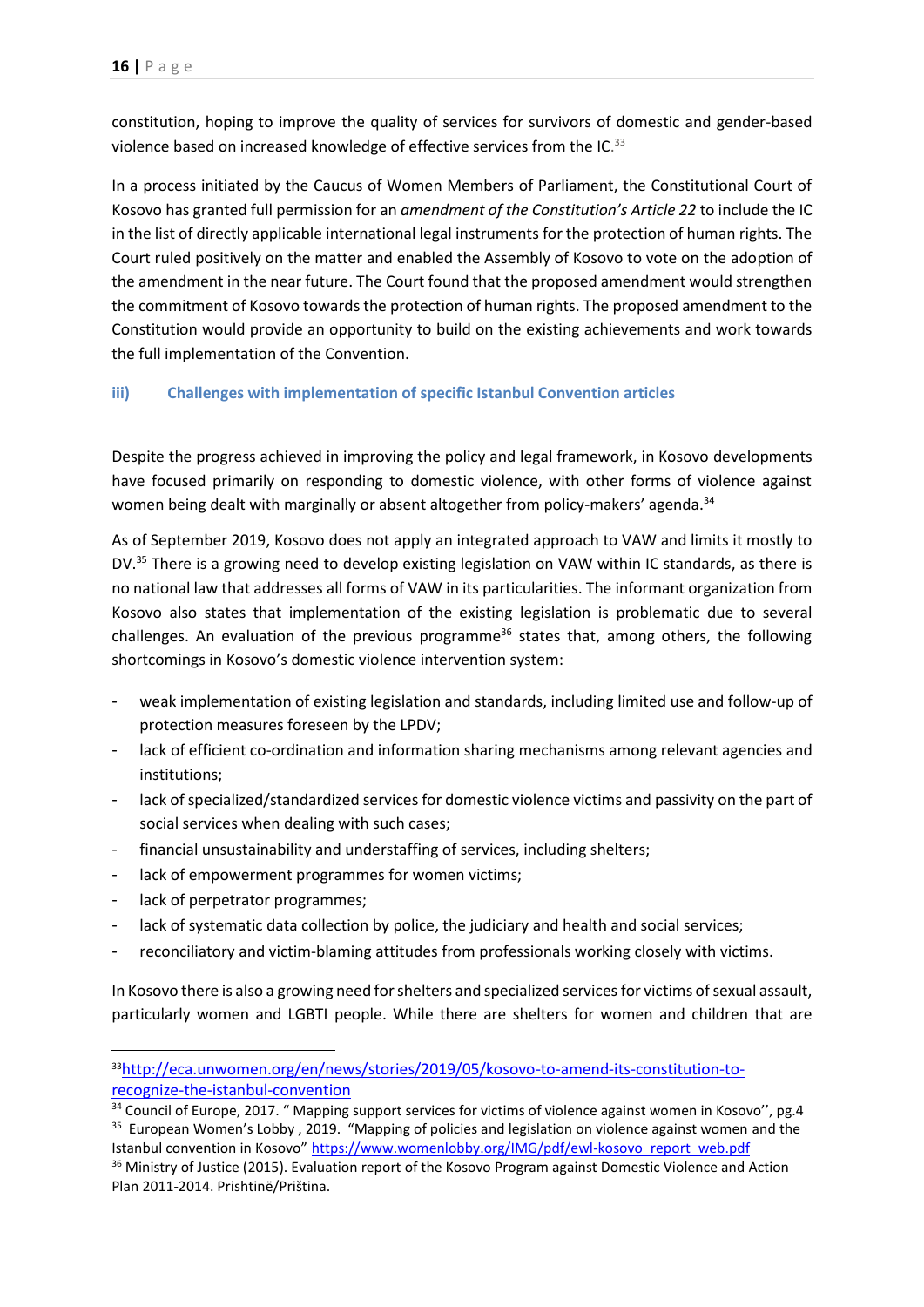constitution, hoping to improve the quality of services for survivors of domestic and gender-based violence based on increased knowledge of effective services from the IC.[33]

In a process initiated by the Caucus of Women Members of Parliament, the Constitutional Court of Kosovo has granted full permission for an *amendment of the Constitution's Article 22* to include the IC in the list of directly applicable international legal instruments for the protection of human rights. The Court ruled positively on the matter and enabled the Assembly of Kosovo to vote on the adoption of the amendment in the near future. The Court found that the proposed amendment would strengthen the commitment of Kosovo towards the protection of human rights. The proposed amendment to the Constitution would provide an opportunity to build on the existing achievements and work towards the full implementation of the Convention.

### iii) Challenges with implementation of specific Istanbul Convention articles

Despite the progress achieved in improving the policy and legal framework, in Kosovo developments have focused primarily on responding to domestic violence, with other forms of violence against women being dealt with marginally or absent altogether from policy-makers' agenda.[34]

As of September 2019, Kosovo does not apply an integrated approach to VAW and limits it mostly to DV.[35] There is a growing need to develop existing legislation on VAW within IC standards, as there is no national law that addresses all forms of VAW in its particularities. The informant organization from Kosovo also states that implementation of the existing legislation is problematic due to several challenges. An evaluation of the previous programme[36] states that, among others, the following shortcomings in Kosovo's domestic violence intervention system:

- weak implementation of existing legislation and standards, including limited use and follow-up of protection measures foreseen by the LPDV;
- lack of efficient co-ordination and information sharing mechanisms among relevant agencies and institutions;
- lack of specialized/standardized services for domestic violence victims and passivity on the part of social services when dealing with such cases;
- financial unsustainability and understaffing of services, including shelters;
- lack of empowerment programmes for women victims;
- lack of perpetrator programmes;
- lack of systematic data collection by police, the judiciary and health and social services;
- reconciliatory and victim-blaming attitudes from professionals working closely with victims.

In Kosovo there is also a growing need for shelters and specialized services for victims of sexual assault, particularly women and LGBTI people. While there are shelters for women and children that are

---

[33] http://eca.unwomen.org/en/news/stories/2019/05/kosovo-to-amend-its-constitution-to-recognize-the-istanbul-convention

[34] Council of Europe, 2017. " Mapping support services for victims of violence against women in Kosovo'', pg.4

[35] European Women's Lobby , 2019. "Mapping of policies and legislation on violence against women and the Istanbul convention in Kosovo" https://www.womenlobby.org/IMG/pdf/ewl-kosovo_report_web.pdf

[36] Ministry of Justice (2015). Evaluation report of the Kosovo Program against Domestic Violence and Action Plan 2011-2014. Prishtinë/Priština.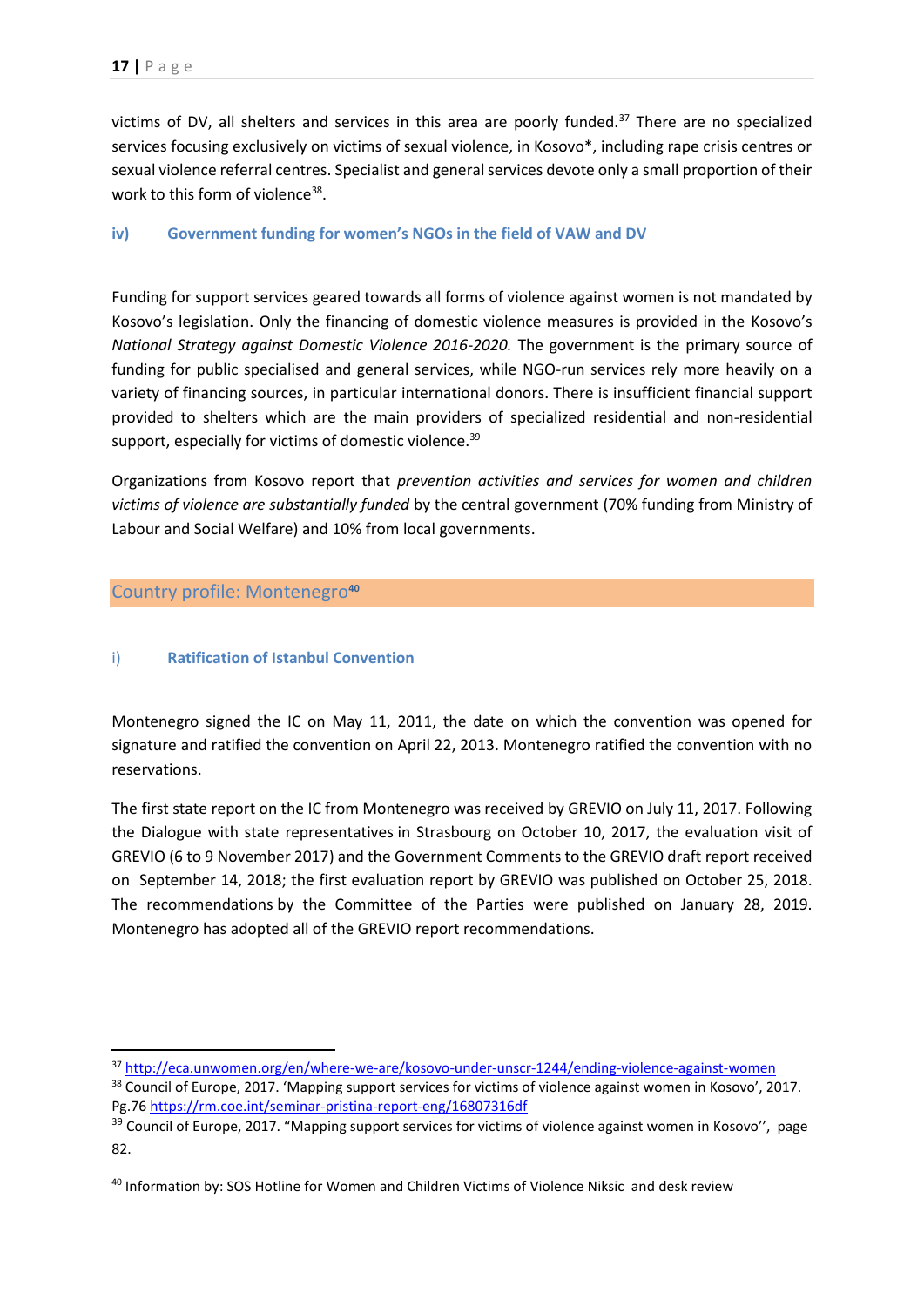victims of DV, all shelters and services in this area are poorly funded.[37] There are no specialized services focusing exclusively on victims of sexual violence, in Kosovo*, including rape crisis centres or sexual violence referral centres. Specialist and general services devote only a small proportion of their work to this form of violence[38].

### iv) Government funding for women's NGOs in the field of VAW and DV

Funding for support services geared towards all forms of violence against women is not mandated by Kosovo's legislation. Only the financing of domestic violence measures is provided in the Kosovo's *National Strategy against Domestic Violence 2016-2020.* The government is the primary source of funding for public specialised and general services, while NGO-run services rely more heavily on a variety of financing sources, in particular international donors. There is insufficient financial support provided to shelters which are the main providers of specialized residential and non-residential support, especially for victims of domestic violence.[39]

Organizations from Kosovo report that *prevention activities and services for women and children victims of violence are substantially funded* by the central government (70% funding from Ministry of Labour and Social Welfare) and 10% from local governments.

## Country profile: Montenegro[40]

### i) Ratification of Istanbul Convention

Montenegro signed the IC on May 11, 2011, the date on which the convention was opened for signature and ratified the convention on April 22, 2013. Montenegro ratified the convention with no reservations.

The first state report on the IC from Montenegro was received by GREVIO on July 11, 2017. Following the Dialogue with state representatives in Strasbourg on October 10, 2017, the evaluation visit of GREVIO (6 to 9 November 2017) and the Government Comments to the GREVIO draft report received on September 14, 2018; the first evaluation report by GREVIO was published on October 25, 2018. The recommendations by the Committee of the Parties were published on January 28, 2019. Montenegro has adopted all of the GREVIO report recommendations.

---

[37] http://eca.unwomen.org/en/where-we-are/kosovo-under-unscr-1244/ending-violence-against-women

[38] Council of Europe, 2017. 'Mapping support services for victims of violence against women in Kosovo', 2017. Pg.76 https://rm.coe.int/seminar-pristina-report-eng/16807316df

[39] Council of Europe, 2017. "Mapping support services for victims of violence against women in Kosovo'', page 82.

[40] Information by: SOS Hotline for Women and Children Victims of Violence Niksic and desk review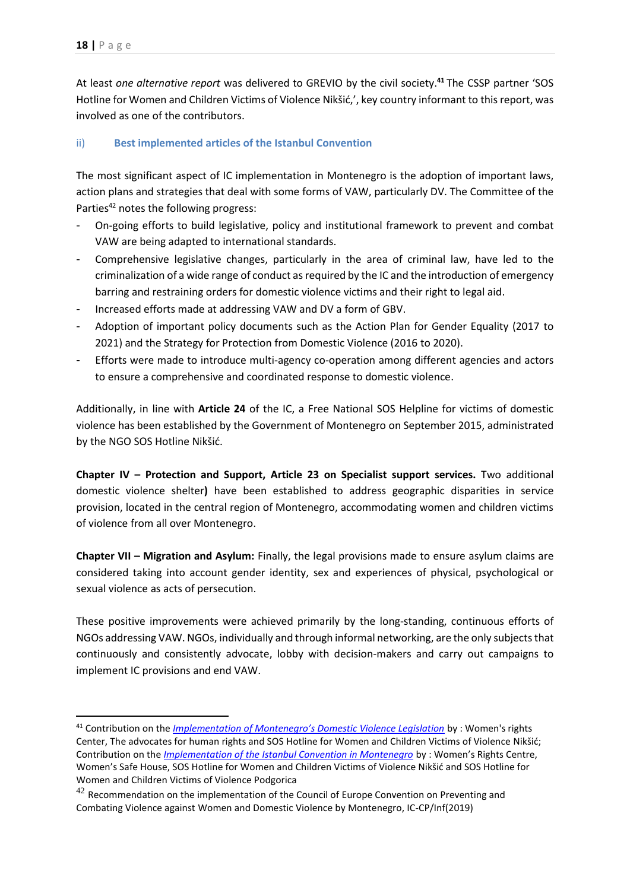At least *one alternative report* was delivered to GREVIO by the civil society.[41] The CSSP partner 'SOS Hotline for Women and Children Victims of Violence Nikšić,', key country informant to this report, was involved as one of the contributors.

### ii) Best implemented articles of the Istanbul Convention

The most significant aspect of IC implementation in Montenegro is the adoption of important laws, action plans and strategies that deal with some forms of VAW, particularly DV. The Committee of the Parties[42] notes the following progress:

- On-going efforts to build legislative, policy and institutional framework to prevent and combat VAW are being adapted to international standards.
- Comprehensive legislative changes, particularly in the area of criminal law, have led to the criminalization of a wide range of conduct as required by the IC and the introduction of emergency barring and restraining orders for domestic violence victims and their right to legal aid.
- Increased efforts made at addressing VAW and DV a form of GBV.
- Adoption of important policy documents such as the Action Plan for Gender Equality (2017 to 2021) and the Strategy for Protection from Domestic Violence (2016 to 2020).
- Efforts were made to introduce multi-agency co-operation among different agencies and actors to ensure a comprehensive and coordinated response to domestic violence.

Additionally, in line with **Article 24** of the IC, a Free National SOS Helpline for victims of domestic violence has been established by the Government of Montenegro on September 2015, administrated by the NGO SOS Hotline Nikšić.

**Chapter IV – Protection and Support, Article 23 on Specialist support services.** Two additional domestic violence shelter**)** have been established to address geographic disparities in service provision, located in the central region of Montenegro, accommodating women and children victims of violence from all over Montenegro.

**Chapter VII – Migration and Asylum:** Finally, the legal provisions made to ensure asylum claims are considered taking into account gender identity, sex and experiences of physical, psychological or sexual violence as acts of persecution.

These positive improvements were achieved primarily by the long-standing, continuous efforts of NGOs addressing VAW. NGOs, individually and through informal networking, are the only subjects that continuously and consistently advocate, lobby with decision-makers and carry out campaigns to implement IC provisions and end VAW.

---

[41] Contribution on the *Implementation of Montenegro's Domestic Violence Legislation* by : Women's rights Center, The advocates for human rights and SOS Hotline for Women and Children Victims of Violence Nikšić; Contribution on the *Implementation of the Istanbul Convention in Montenegro* by : Women's Rights Centre, Women's Safe House, SOS Hotline for Women and Children Victims of Violence Nikšić and SOS Hotline for Women and Children Victims of Violence Podgorica

[42] Recommendation on the implementation of the Council of Europe Convention on Preventing and Combating Violence against Women and Domestic Violence by Montenegro, IC-CP/Inf(2019)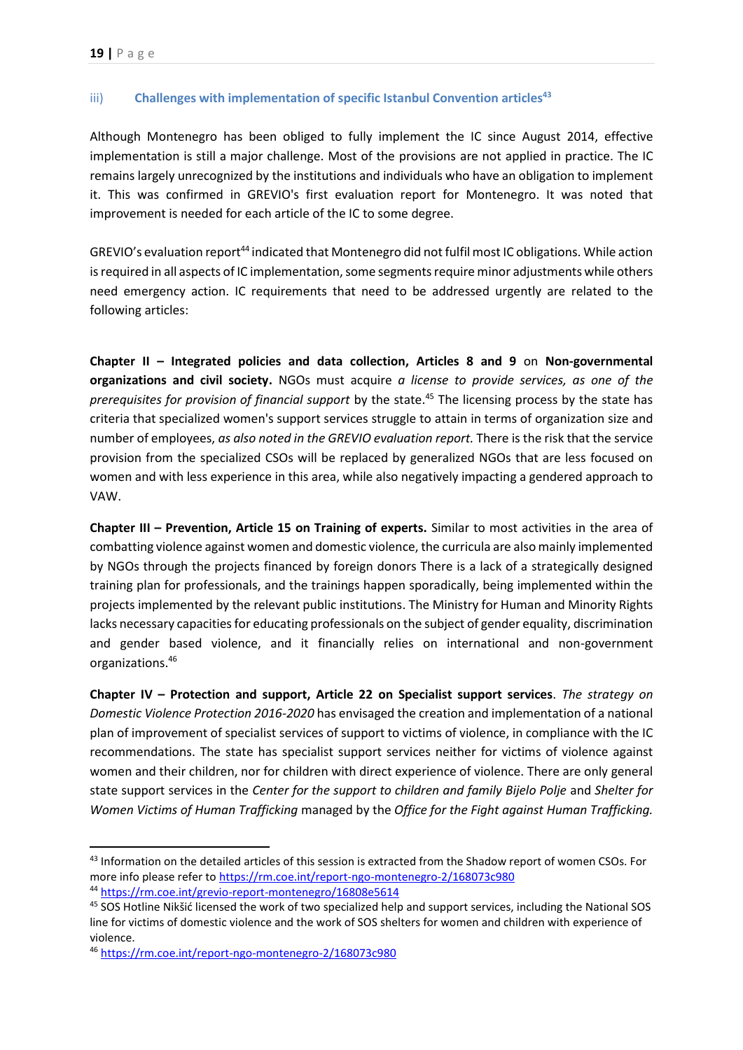### iii) Challenges with implementation of specific Istanbul Convention articles[43]

Although Montenegro has been obliged to fully implement the IC since August 2014, effective implementation is still a major challenge. Most of the provisions are not applied in practice. The IC remains largely unrecognized by the institutions and individuals who have an obligation to implement it. This was confirmed in GREVIO's first evaluation report for Montenegro. It was noted that improvement is needed for each article of the IC to some degree.

GREVIO's evaluation report[44] indicated that Montenegro did not fulfil most IC obligations. While action is required in all aspects of IC implementation, some segments require minor adjustments while others need emergency action. IC requirements that need to be addressed urgently are related to the following articles:

**Chapter II – Integrated policies and data collection, Articles 8 and 9** on **Non-governmental organizations and civil society.** NGOs must acquire *a license to provide services, as one of the prerequisites for provision of financial support* by the state.[45] The licensing process by the state has criteria that specialized women's support services struggle to attain in terms of organization size and number of employees, *as also noted in the GREVIO evaluation report.* There is the risk that the service provision from the specialized CSOs will be replaced by generalized NGOs that are less focused on women and with less experience in this area, while also negatively impacting a gendered approach to VAW.

**Chapter III – Prevention, Article 15 on Training of experts.** Similar to most activities in the area of combatting violence against women and domestic violence, the curricula are also mainly implemented by NGOs through the projects financed by foreign donors There is a lack of a strategically designed training plan for professionals, and the trainings happen sporadically, being implemented within the projects implemented by the relevant public institutions. The Ministry for Human and Minority Rights lacks necessary capacities for educating professionals on the subject of gender equality, discrimination and gender based violence, and it financially relies on international and non-government organizations.[46]

**Chapter IV – Protection and support, Article 22 on Specialist support services**. *The strategy on Domestic Violence Protection 2016-2020* has envisaged the creation and implementation of a national plan of improvement of specialist services of support to victims of violence, in compliance with the IC recommendations. The state has specialist support services neither for victims of violence against women and their children, nor for children with direct experience of violence. There are only general state support services in the *Center for the support to children and family Bijelo Polje* and *Shelter for Women Victims of Human Trafficking* managed by the *Office for the Fight against Human Trafficking.*

---

[43] Information on the detailed articles of this session is extracted from the Shadow report of women CSOs. For more info please refer to https://rm.coe.int/report-ngo-montenegro-2/168073c980

[44] https://rm.coe.int/grevio-report-montenegro/16808e5614

[45] SOS Hotline Nikšić licensed the work of two specialized help and support services, including the National SOS line for victims of domestic violence and the work of SOS shelters for women and children with experience of violence.

[46] https://rm.coe.int/report-ngo-montenegro-2/168073c980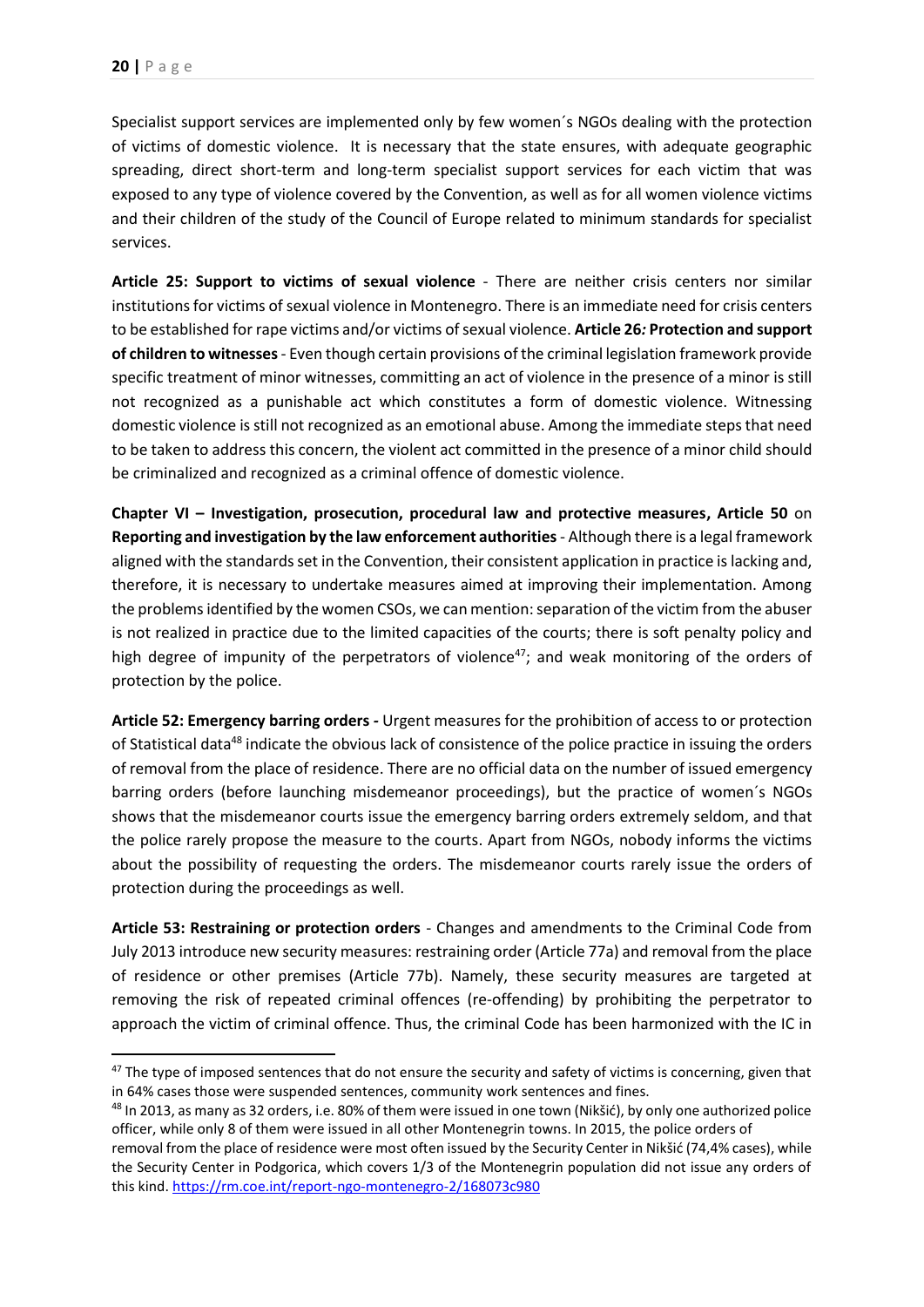Specialist support services are implemented only by few women´s NGOs dealing with the protection of victims of domestic violence. It is necessary that the state ensures, with adequate geographic spreading, direct short-term and long-term specialist support services for each victim that was exposed to any type of violence covered by the Convention, as well as for all women violence victims and their children of the study of the Council of Europe related to minimum standards for specialist services.

**Article 25: Support to victims of sexual violence** - There are neither crisis centers nor similar institutions for victims of sexual violence in Montenegro. There is an immediate need for crisis centers to be established for rape victims and/or victims of sexual violence. **Article 26*:* Protection and support of children to witnesses** - Even though certain provisions of the criminal legislation framework provide specific treatment of minor witnesses, committing an act of violence in the presence of a minor is still not recognized as a punishable act which constitutes a form of domestic violence. Witnessing domestic violence is still not recognized as an emotional abuse. Among the immediate steps that need to be taken to address this concern, the violent act committed in the presence of a minor child should be criminalized and recognized as a criminal offence of domestic violence.

**Chapter VI – Investigation, prosecution, procedural law and protective measures, Article 50** on **Reporting and investigation by the law enforcement authorities** - Although there is a legal framework aligned with the standards set in the Convention, their consistent application in practice is lacking and, therefore, it is necessary to undertake measures aimed at improving their implementation. Among the problems identified by the women CSOs, we can mention: separation of the victim from the abuser is not realized in practice due to the limited capacities of the courts; there is soft penalty policy and high degree of impunity of the perpetrators of violence[47]; and weak monitoring of the orders of protection by the police.

**Article 52: Emergency barring orders -** Urgent measures for the prohibition of access to or protection of Statistical data[48] indicate the obvious lack of consistence of the police practice in issuing the orders of removal from the place of residence. There are no official data on the number of issued emergency barring orders (before launching misdemeanor proceedings), but the practice of women´s NGOs shows that the misdemeanor courts issue the emergency barring orders extremely seldom, and that the police rarely propose the measure to the courts. Apart from NGOs, nobody informs the victims about the possibility of requesting the orders. The misdemeanor courts rarely issue the orders of protection during the proceedings as well.

**Article 53: Restraining or protection orders** - Changes and amendments to the Criminal Code from July 2013 introduce new security measures: restraining order (Article 77a) and removal from the place of residence or other premises (Article 77b). Namely, these security measures are targeted at removing the risk of repeated criminal offences (re-offending) by prohibiting the perpetrator to approach the victim of criminal offence. Thus, the criminal Code has been harmonized with the IC in

---

[47] The type of imposed sentences that do not ensure the security and safety of victims is concerning, given that in 64% cases those were suspended sentences, community work sentences and fines.

[48] In 2013, as many as 32 orders, i.e. 80% of them were issued in one town (Nikšić), by only one authorized police officer, while only 8 of them were issued in all other Montenegrin towns. In 2015, the police orders of removal from the place of residence were most often issued by the Security Center in Nikšić (74,4% cases), while the Security Center in Podgorica, which covers 1/3 of the Montenegrin population did not issue any orders of this kind. https://rm.coe.int/report-ngo-montenegro-2/168073c980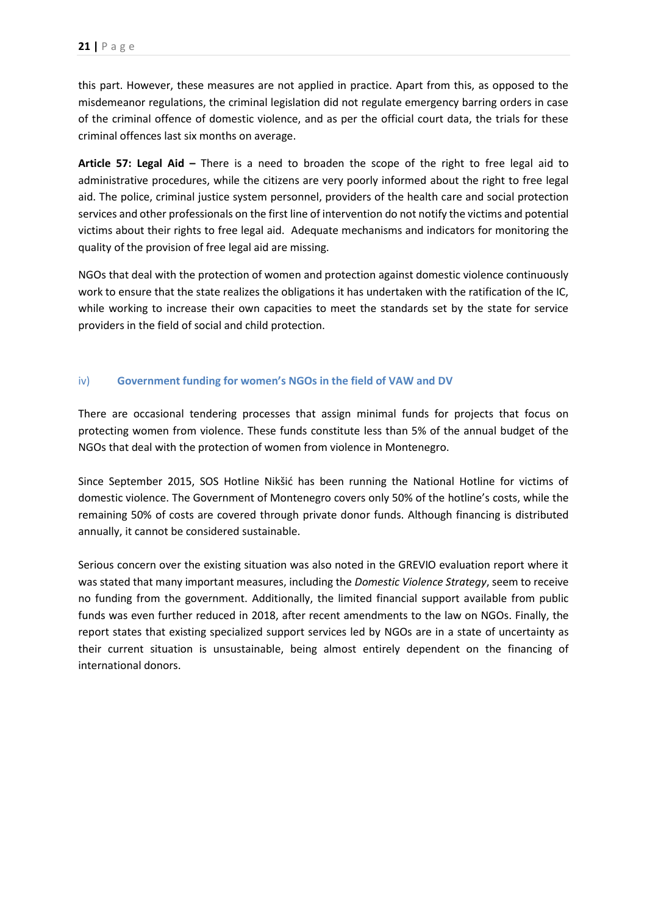this part. However, these measures are not applied in practice. Apart from this, as opposed to the misdemeanor regulations, the criminal legislation did not regulate emergency barring orders in case of the criminal offence of domestic violence, and as per the official court data, the trials for these criminal offences last six months on average.

**Article 57: Legal Aid –** There is a need to broaden the scope of the right to free legal aid to administrative procedures, while the citizens are very poorly informed about the right to free legal aid. The police, criminal justice system personnel, providers of the health care and social protection services and other professionals on the first line of intervention do not notify the victims and potential victims about their rights to free legal aid. Adequate mechanisms and indicators for monitoring the quality of the provision of free legal aid are missing.

NGOs that deal with the protection of women and protection against domestic violence continuously work to ensure that the state realizes the obligations it has undertaken with the ratification of the IC, while working to increase their own capacities to meet the standards set by the state for service providers in the field of social and child protection.

### iv) Government funding for women's NGOs in the field of VAW and DV

There are occasional tendering processes that assign minimal funds for projects that focus on protecting women from violence. These funds constitute less than 5% of the annual budget of the NGOs that deal with the protection of women from violence in Montenegro.

Since September 2015, SOS Hotline Nikšić has been running the National Hotline for victims of domestic violence. The Government of Montenegro covers only 50% of the hotline's costs, while the remaining 50% of costs are covered through private donor funds. Although financing is distributed annually, it cannot be considered sustainable.

Serious concern over the existing situation was also noted in the GREVIO evaluation report where it was stated that many important measures, including the *Domestic Violence Strategy*, seem to receive no funding from the government. Additionally, the limited financial support available from public funds was even further reduced in 2018, after recent amendments to the law on NGOs. Finally, the report states that existing specialized support services led by NGOs are in a state of uncertainty as their current situation is unsustainable, being almost entirely dependent on the financing of international donors.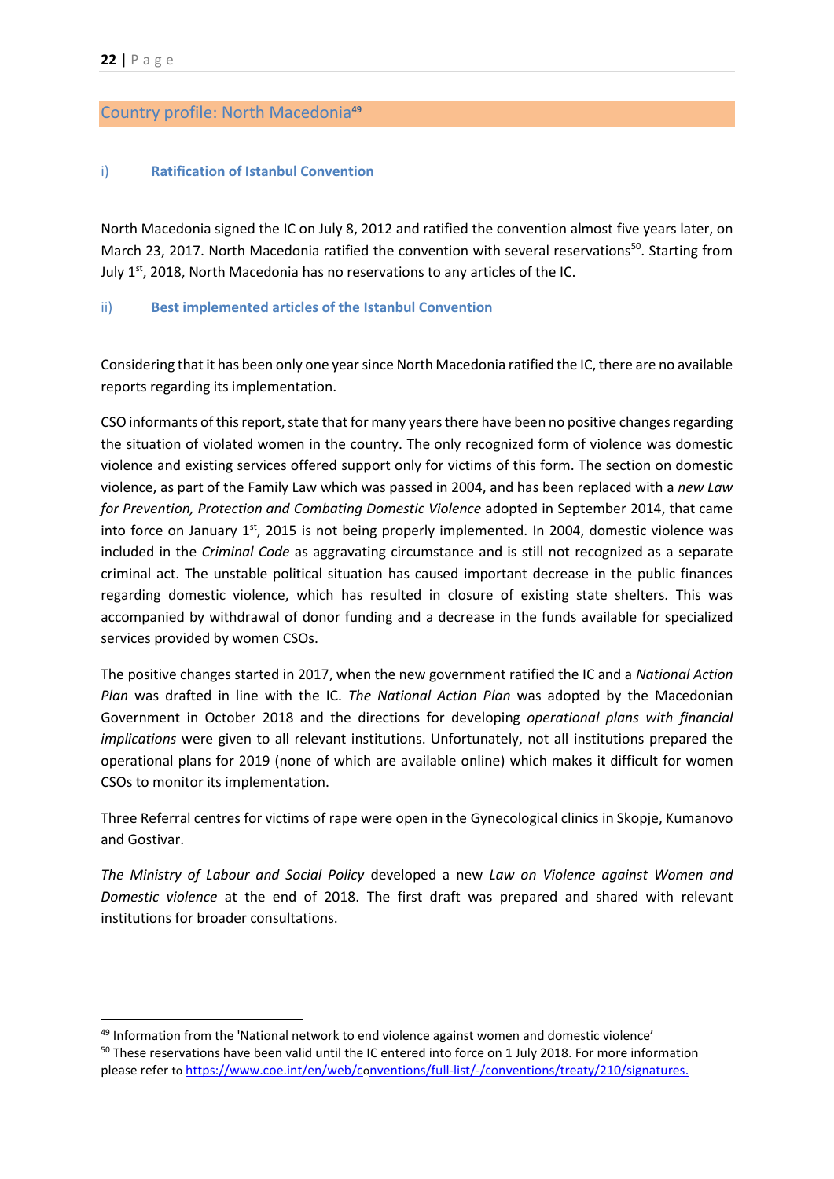## Country profile: North Macedonia[49]

### i) Ratification of Istanbul Convention

North Macedonia signed the IC on July 8, 2012 and ratified the convention almost five years later, on March 23, 2017. North Macedonia ratified the convention with several reservations[50]. Starting from July 1st, 2018, North Macedonia has no reservations to any articles of the IC.

### ii) Best implemented articles of the Istanbul Convention

Considering that it has been only one year since North Macedonia ratified the IC, there are no available reports regarding its implementation.

CSO informants of this report, state that for many years there have been no positive changes regarding the situation of violated women in the country. The only recognized form of violence was domestic violence and existing services offered support only for victims of this form. The section on domestic violence, as part of the Family Law which was passed in 2004, and has been replaced with a *new Law for Prevention, Protection and Combating Domestic Violence* adopted in September 2014, that came into force on January 1st, 2015 is not being properly implemented. In 2004, domestic violence was included in the *Criminal Code* as aggravating circumstance and is still not recognized as a separate criminal act. The unstable political situation has caused important decrease in the public finances regarding domestic violence, which has resulted in closure of existing state shelters. This was accompanied by withdrawal of donor funding and a decrease in the funds available for specialized services provided by women CSOs.

The positive changes started in 2017, when the new government ratified the IC and a *National Action Plan* was drafted in line with the IC. *The National Action Plan* was adopted by the Macedonian Government in October 2018 and the directions for developing *operational plans with financial implications* were given to all relevant institutions. Unfortunately, not all institutions prepared the operational plans for 2019 (none of which are available online) which makes it difficult for women CSOs to monitor its implementation.

Three Referral centres for victims of rape were open in the Gynecological clinics in Skopje, Kumanovo and Gostivar.

*The Ministry of Labour and Social Policy* developed a new *Law on Violence against Women and Domestic violence* at the end of 2018. The first draft was prepared and shared with relevant institutions for broader consultations.

---

[49] Information from the 'National network to end violence against women and domestic violence'

[50] These reservations have been valid until the IC entered into force on 1 July 2018. For more information please refer to https://www.coe.int/en/web/conventions/full-list/-/conventions/treaty/210/signatures.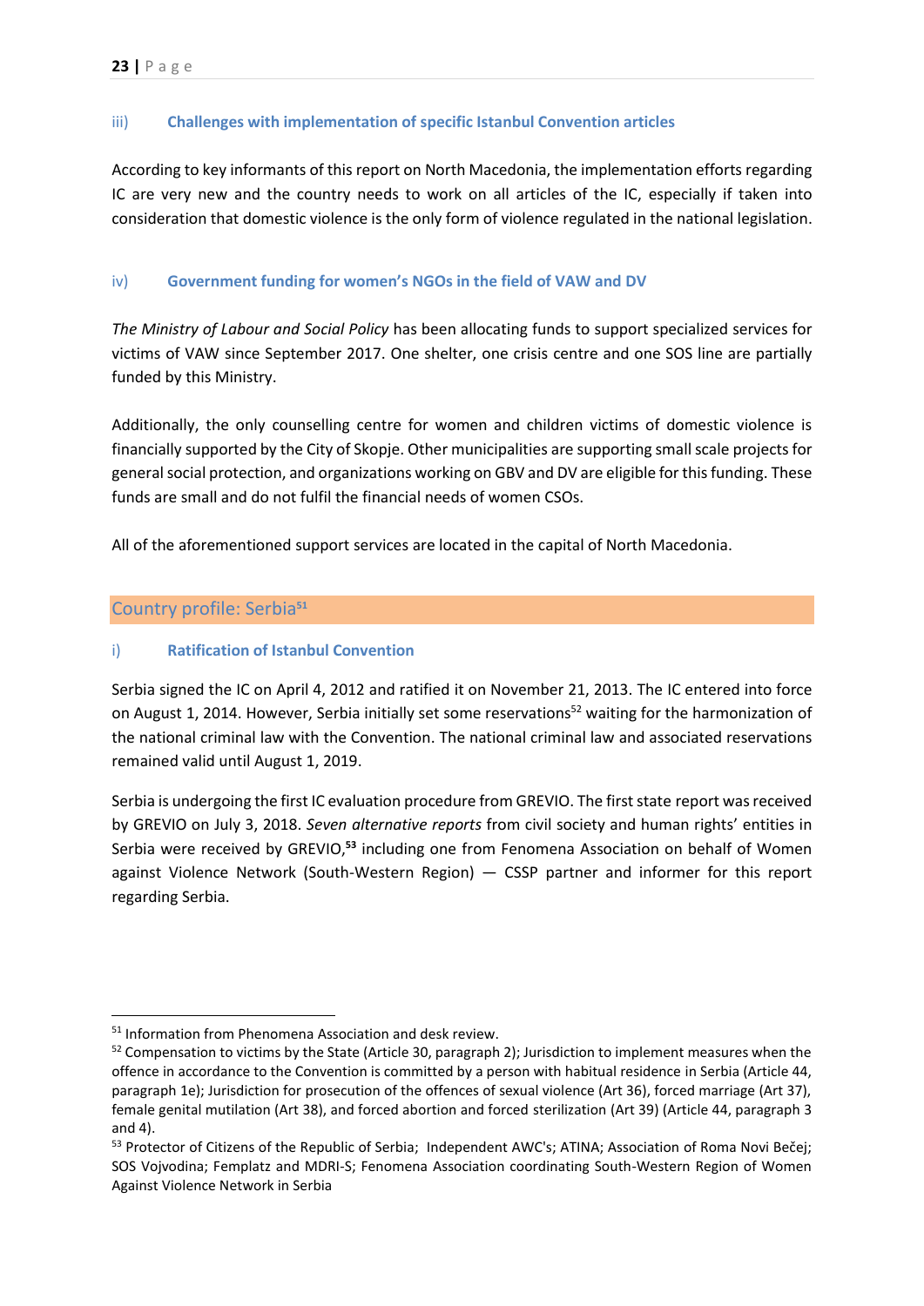### iii) Challenges with implementation of specific Istanbul Convention articles

According to key informants of this report on North Macedonia, the implementation efforts regarding IC are very new and the country needs to work on all articles of the IC, especially if taken into consideration that domestic violence is the only form of violence regulated in the national legislation.

### iv) Government funding for women's NGOs in the field of VAW and DV

*The Ministry of Labour and Social Policy* has been allocating funds to support specialized services for victims of VAW since September 2017. One shelter, one crisis centre and one SOS line are partially funded by this Ministry.

Additionally, the only counselling centre for women and children victims of domestic violence is financially supported by the City of Skopje. Other municipalities are supporting small scale projects for general social protection, and organizations working on GBV and DV are eligible for this funding. These funds are small and do not fulfil the financial needs of women CSOs.

All of the aforementioned support services are located in the capital of North Macedonia.

## Country profile: Serbia[51]

### i) Ratification of Istanbul Convention

Serbia signed the IC on April 4, 2012 and ratified it on November 21, 2013. The IC entered into force on August 1, 2014. However, Serbia initially set some reservations[52] waiting for the harmonization of the national criminal law with the Convention. The national criminal law and associated reservations remained valid until August 1, 2019.

Serbia is undergoing the first IC evaluation procedure from GREVIO. The first state report was received by GREVIO on July 3, 2018. *Seven alternative reports* from civil society and human rights' entities in Serbia were received by GREVIO,[53] including one from Fenomena Association on behalf of Women against Violence Network (South-Western Region) — CSSP partner and informer for this report regarding Serbia.

---

[51] Information from Phenomena Association and desk review.

[52] Compensation to victims by the State (Article 30, paragraph 2); Jurisdiction to implement measures when the offence in accordance to the Convention is committed by a person with habitual residence in Serbia (Article 44, paragraph 1e); Jurisdiction for prosecution of the offences of sexual violence (Art 36), forced marriage (Art 37), female genital mutilation (Art 38), and forced abortion and forced sterilization (Art 39) (Article 44, paragraph 3 and 4).

[53] Protector of Citizens of the Republic of Serbia; Independent AWC's; ATINA; Association of Roma Novi Bečej; SOS Vojvodina; Femplatz and MDRI-S; Fenomena Association coordinating South-Western Region of Women Against Violence Network in Serbia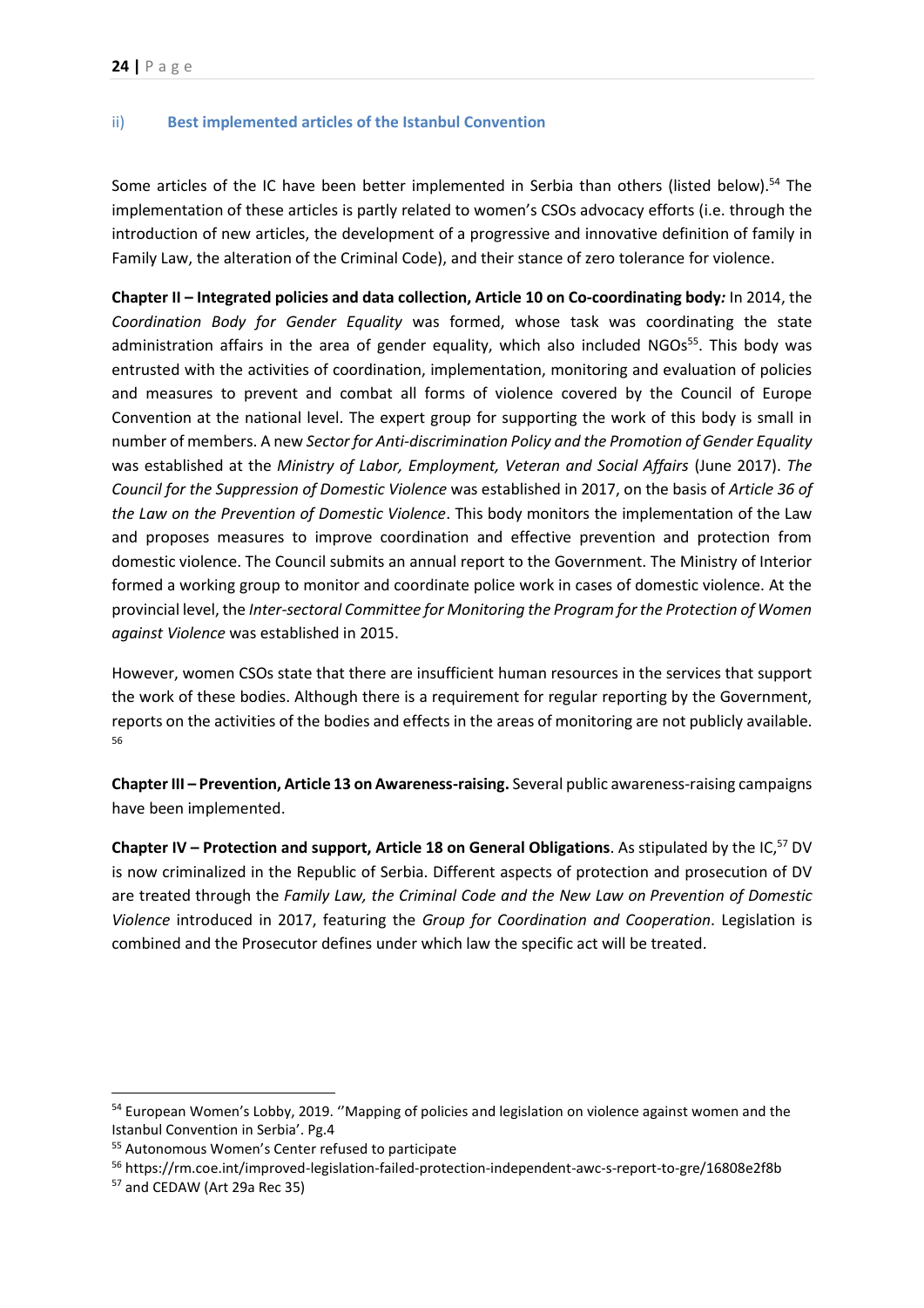### ii) Best implemented articles of the Istanbul Convention

Some articles of the IC have been better implemented in Serbia than others (listed below).[54] The implementation of these articles is partly related to women's CSOs advocacy efforts (i.e. through the introduction of new articles, the development of a progressive and innovative definition of family in Family Law, the alteration of the Criminal Code), and their stance of zero tolerance for violence.

**Chapter II – Integrated policies and data collection, Article 10 on Co-coordinating body***:* In 2014, the *Coordination Body for Gender Equality* was formed, whose task was coordinating the state administration affairs in the area of gender equality, which also included NGOs[55]. This body was entrusted with the activities of coordination, implementation, monitoring and evaluation of policies and measures to prevent and combat all forms of violence covered by the Council of Europe Convention at the national level. The expert group for supporting the work of this body is small in number of members. A new *Sector for Anti-discrimination Policy and the Promotion of Gender Equality* was established at the *Ministry of Labor, Employment, Veteran and Social Affairs* (June 2017). *The Council for the Suppression of Domestic Violence* was established in 2017, on the basis of *Article 36 of the Law on the Prevention of Domestic Violence*. This body monitors the implementation of the Law and proposes measures to improve coordination and effective prevention and protection from domestic violence. The Council submits an annual report to the Government. The Ministry of Interior formed a working group to monitor and coordinate police work in cases of domestic violence. At the provincial level, the *Inter-sectoral Committee for Monitoring the Program for the Protection of Women against Violence* was established in 2015.

However, women CSOs state that there are insufficient human resources in the services that support the work of these bodies. Although there is a requirement for regular reporting by the Government, reports on the activities of the bodies and effects in the areas of monitoring are not publicly available. [56]

**Chapter III – Prevention, Article 13 on Awareness-raising.** Several public awareness-raising campaigns have been implemented.

**Chapter IV – Protection and support, Article 18 on General Obligations**. As stipulated by the IC,[57] DV is now criminalized in the Republic of Serbia. Different aspects of protection and prosecution of DV are treated through the *Family Law, the Criminal Code and the New Law on Prevention of Domestic Violence* introduced in 2017, featuring the *Group for Coordination and Cooperation*. Legislation is combined and the Prosecutor defines under which law the specific act will be treated.

---

[54] European Women's Lobby, 2019. ''Mapping of policies and legislation on violence against women and the Istanbul Convention in Serbia'. Pg.4

[55] Autonomous Women's Center refused to participate

[56] https://rm.coe.int/improved-legislation-failed-protection-independent-awc-s-report-to-gre/16808e2f8b

[57] and CEDAW (Art 29a Rec 35)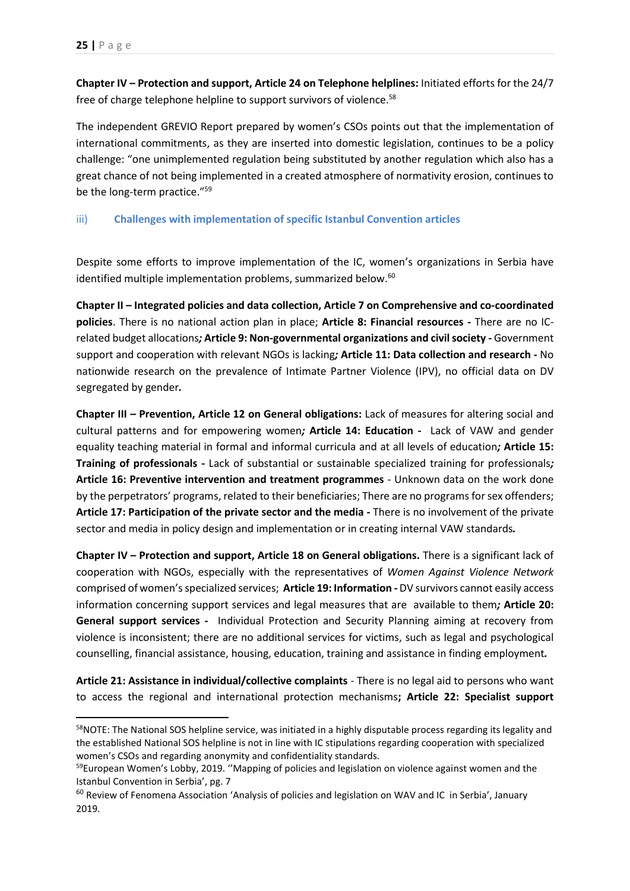**Chapter IV – Protection and support, Article 24 on Telephone helplines:** Initiated efforts for the 24/7 free of charge telephone helpline to support survivors of violence.[58]

The independent GREVIO Report prepared by women's CSOs points out that the implementation of international commitments, as they are inserted into domestic legislation, continues to be a policy challenge: "one unimplemented regulation being substituted by another regulation which also has a great chance of not being implemented in a created atmosphere of normativity erosion, continues to be the long-term practice."[59]

### iii) Challenges with implementation of specific Istanbul Convention articles

Despite some efforts to improve implementation of the IC, women's organizations in Serbia have identified multiple implementation problems, summarized below.[60]

**Chapter II – Integrated policies and data collection, Article 7 on Comprehensive and co-coordinated policies**. There is no national action plan in place; **Article 8: Financial resources -** There are no IC-related budget allocations***;*** **Article 9: Non-governmental organizations and civil society -** Government support and cooperation with relevant NGOs is lacking***;*** **Article 11: Data collection and research -** No nationwide research on the prevalence of Intimate Partner Violence (IPV), no official data on DV segregated by gender***.***

**Chapter III – Prevention, Article 12 on General obligations:** Lack of measures for altering social and cultural patterns and for empowering women***;*** **Article 14: Education -** Lack of VAW and gender equality teaching material in formal and informal curricula and at all levels of education***;*** **Article 15: Training of professionals -** Lack of substantial or sustainable specialized training for professionals***;*** **Article 16: Preventive intervention and treatment programmes** - Unknown data on the work done by the perpetrators' programs, related to their beneficiaries; There are no programs for sex offenders; **Article 17: Participation of the private sector and the media -** There is no involvement of the private sector and media in policy design and implementation or in creating internal VAW standards***.***

**Chapter IV – Protection and support, Article 18 on General obligations.** There is a significant lack of cooperation with NGOs, especially with the representatives of *Women Against Violence Network* comprised of women's specialized services; **Article 19: Information -** DV survivors cannot easily access information concerning support services and legal measures that are available to them***;*** **Article 20: General support services -** Individual Protection and Security Planning aiming at recovery from violence is inconsistent; there are no additional services for victims, such as legal and psychological counselling, financial assistance, housing, education, training and assistance in finding employment***.***

**Article 21: Assistance in individual/collective complaints** - There is no legal aid to persons who want to access the regional and international protection mechanisms**; Article 22: Specialist support**

---

[58] NOTE: The National SOS helpline service, was initiated in a highly disputable process regarding its legality and the established National SOS helpline is not in line with IC stipulations regarding cooperation with specialized women's CSOs and regarding anonymity and confidentiality standards.

[59] European Women's Lobby, 2019. ''Mapping of policies and legislation on violence against women and the Istanbul Convention in Serbia', pg. 7

[60] Review of Fenomena Association 'Analysis of policies and legislation on WAV and IC in Serbia', January 2019.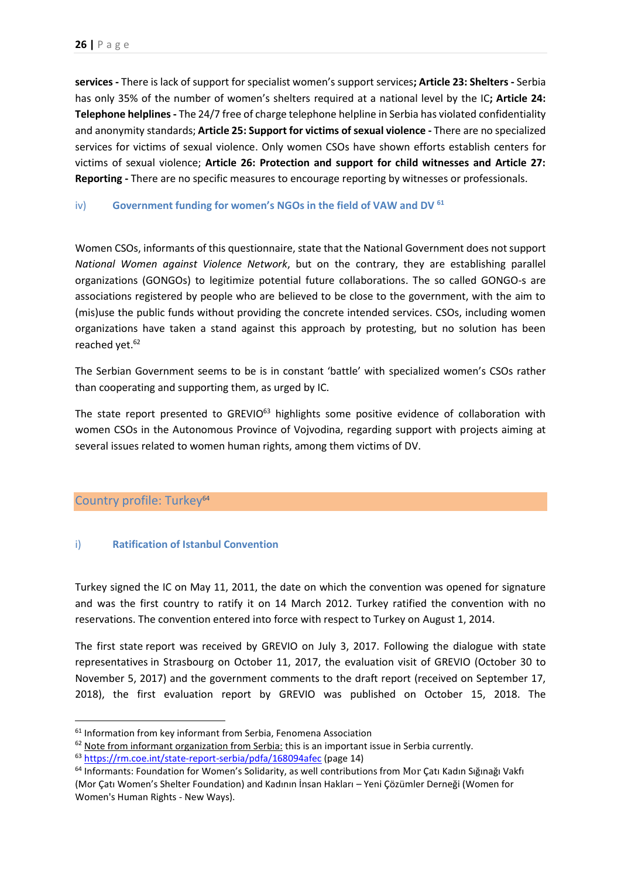**services -** There is lack of support for specialist women's support services**; Article 23: Shelters -** Serbia has only 35% of the number of women's shelters required at a national level by the IC**; Article 24: Telephone helplines -** The 24/7 free of charge telephone helpline in Serbia has violated confidentiality and anonymity standards; **Article 25: Support for victims of sexual violence -** There are no specialized services for victims of sexual violence. Only women CSOs have shown efforts establish centers for victims of sexual violence; **Article 26: Protection and support for child witnesses and Article 27: Reporting -** There are no specific measures to encourage reporting by witnesses or professionals.

### iv) Government funding for women's NGOs in the field of VAW and DV [61]

Women CSOs, informants of this questionnaire, state that the National Government does not support *National Women against Violence Network*, but on the contrary, they are establishing parallel organizations (GONGOs) to legitimize potential future collaborations. The so called GONGO-s are associations registered by people who are believed to be close to the government, with the aim to (mis)use the public funds without providing the concrete intended services. CSOs, including women organizations have taken a stand against this approach by protesting, but no solution has been reached yet.[62]

The Serbian Government seems to be is in constant 'battle' with specialized women's CSOs rather than cooperating and supporting them, as urged by IC.

The state report presented to GREVIO[63] highlights some positive evidence of collaboration with women CSOs in the Autonomous Province of Vojvodina, regarding support with projects aiming at several issues related to women human rights, among them victims of DV.

## Country profile: Turkey[64]

### i) Ratification of Istanbul Convention

Turkey signed the IC on May 11, 2011, the date on which the convention was opened for signature and was the first country to ratify it on 14 March 2012. Turkey ratified the convention with no reservations. The convention entered into force with respect to Turkey on August 1, 2014.

The first state report was received by GREVIO on July 3, 2017. Following the dialogue with state representatives in Strasbourg on October 11, 2017, the evaluation visit of GREVIO (October 30 to November 5, 2017) and the government comments to the draft report (received on September 17, 2018), the first evaluation report by GREVIO was published on October 15, 2018. The

---

[61] Information from key informant from Serbia, Fenomena Association

[62] Note from informant organization from Serbia: this is an important issue in Serbia currently.

[63] https://rm.coe.int/state-report-serbia/pdfa/168094afec (page 14)

[64] Informants: Foundation for Women's Solidarity, as well contributions from Mor Çatı Kadın Sığınağı Vakfı (Mor Çatı Women's Shelter Foundation) and Kadının İnsan Hakları – Yeni Çözümler Derneği (Women for Women's Human Rights - New Ways).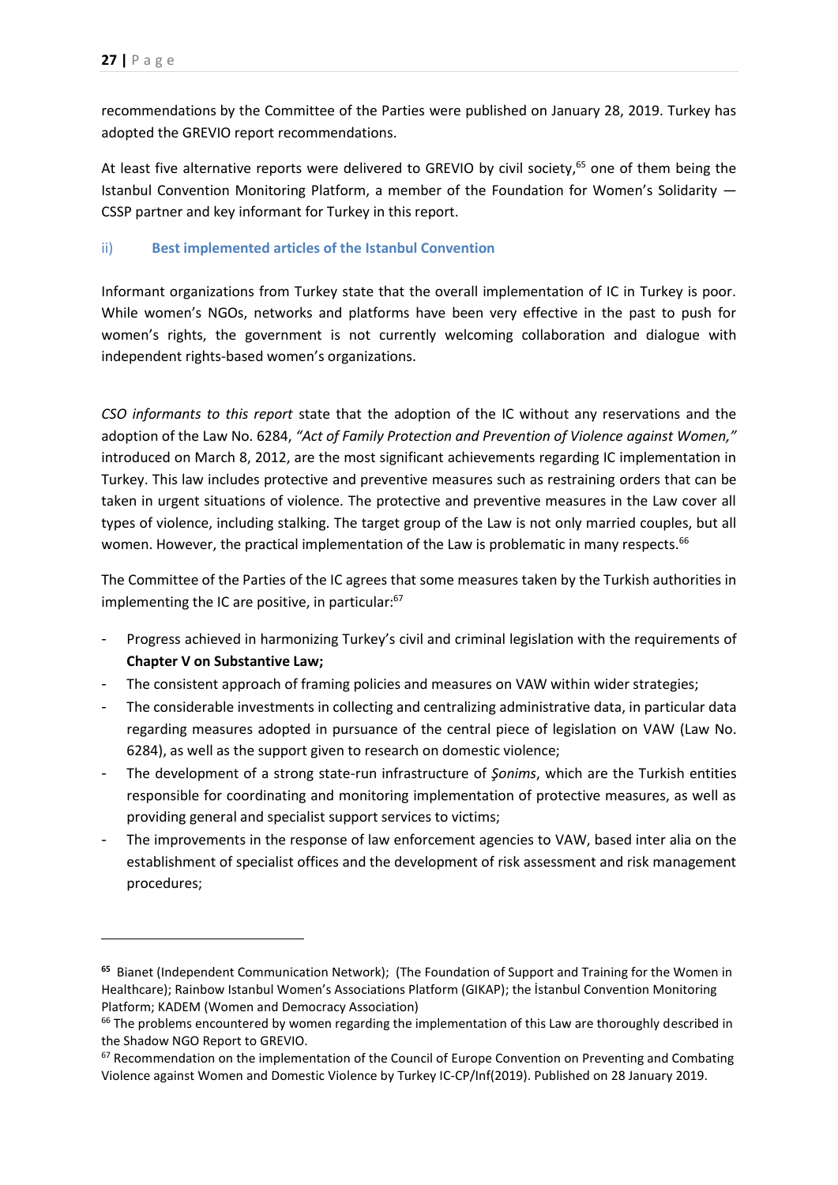recommendations by the Committee of the Parties were published on January 28, 2019. Turkey has adopted the GREVIO report recommendations.

At least five alternative reports were delivered to GREVIO by civil society,[65] one of them being the Istanbul Convention Monitoring Platform, a member of the Foundation for Women's Solidarity — CSSP partner and key informant for Turkey in this report.

### ii) Best implemented articles of the Istanbul Convention

Informant organizations from Turkey state that the overall implementation of IC in Turkey is poor. While women's NGOs, networks and platforms have been very effective in the past to push for women's rights, the government is not currently welcoming collaboration and dialogue with independent rights-based women's organizations.

*CSO informants to this report* state that the adoption of the IC without any reservations and the adoption of the Law No. 6284, *"Act of Family Protection and Prevention of Violence against Women,"* introduced on March 8, 2012, are the most significant achievements regarding IC implementation in Turkey. This law includes protective and preventive measures such as restraining orders that can be taken in urgent situations of violence. The protective and preventive measures in the Law cover all types of violence, including stalking. The target group of the Law is not only married couples, but all women. However, the practical implementation of the Law is problematic in many respects.[66]

The Committee of the Parties of the IC agrees that some measures taken by the Turkish authorities in implementing the IC are positive, in particular:[67]

- Progress achieved in harmonizing Turkey's civil and criminal legislation with the requirements of **Chapter V on Substantive Law;**
- The consistent approach of framing policies and measures on VAW within wider strategies;
- The considerable investments in collecting and centralizing administrative data, in particular data regarding measures adopted in pursuance of the central piece of legislation on VAW (Law No. 6284), as well as the support given to research on domestic violence;
- The development of a strong state-run infrastructure of *Şonims*, which are the Turkish entities responsible for coordinating and monitoring implementation of protective measures, as well as providing general and specialist support services to victims;
- The improvements in the response of law enforcement agencies to VAW, based inter alia on the establishment of specialist offices and the development of risk assessment and risk management procedures;

---

[65] Bianet (Independent Communication Network); (The Foundation of Support and Training for the Women in Healthcare); Rainbow Istanbul Women's Associations Platform (GIKAP); the İstanbul Convention Monitoring Platform; KADEM (Women and Democracy Association)

[66] The problems encountered by women regarding the implementation of this Law are thoroughly described in the Shadow NGO Report to GREVIO.

[67] Recommendation on the implementation of the Council of Europe Convention on Preventing and Combating Violence against Women and Domestic Violence by Turkey IC-CP/Inf(2019). Published on 28 January 2019.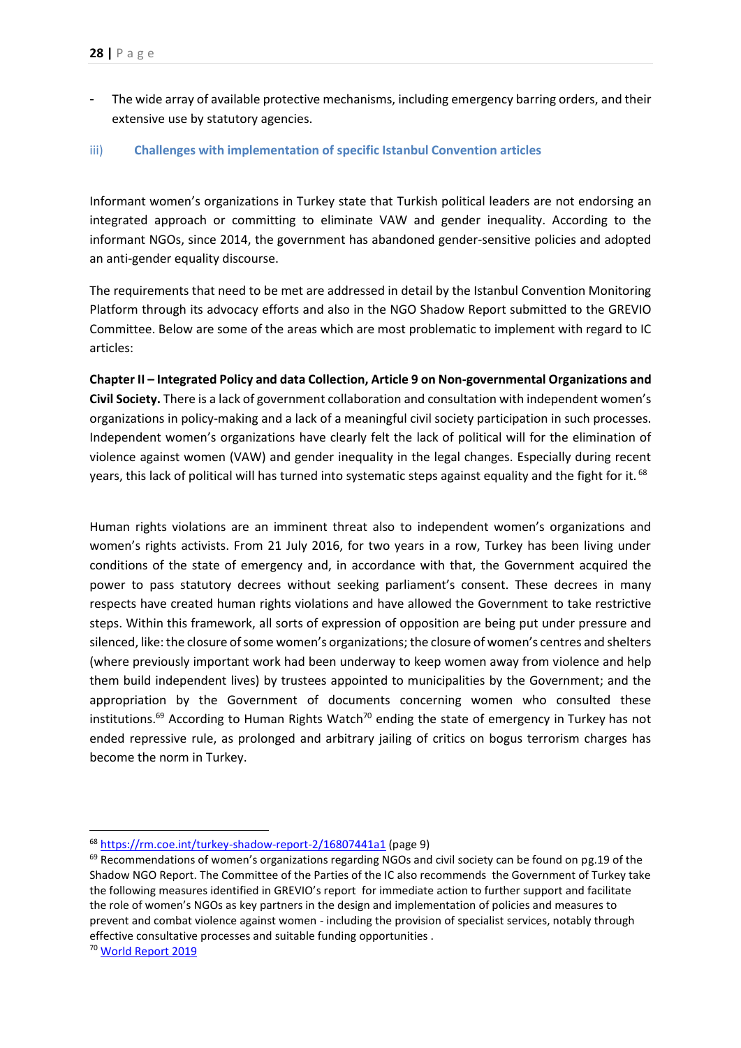- The wide array of available protective mechanisms, including emergency barring orders, and their extensive use by statutory agencies.

### iii) Challenges with implementation of specific Istanbul Convention articles

Informant women's organizations in Turkey state that Turkish political leaders are not endorsing an integrated approach or committing to eliminate VAW and gender inequality. According to the informant NGOs, since 2014, the government has abandoned gender-sensitive policies and adopted an anti-gender equality discourse.

The requirements that need to be met are addressed in detail by the Istanbul Convention Monitoring Platform through its advocacy efforts and also in the NGO Shadow Report submitted to the GREVIO Committee. Below are some of the areas which are most problematic to implement with regard to IC articles:

**Chapter II – Integrated Policy and data Collection, Article 9 on Non-governmental Organizations and Civil Society.** There is a lack of government collaboration and consultation with independent women's organizations in policy-making and a lack of a meaningful civil society participation in such processes. Independent women's organizations have clearly felt the lack of political will for the elimination of violence against women (VAW) and gender inequality in the legal changes. Especially during recent years, this lack of political will has turned into systematic steps against equality and the fight for it.[68]

Human rights violations are an imminent threat also to independent women's organizations and women's rights activists. From 21 July 2016, for two years in a row, Turkey has been living under conditions of the state of emergency and, in accordance with that, the Government acquired the power to pass statutory decrees without seeking parliament's consent. These decrees in many respects have created human rights violations and have allowed the Government to take restrictive steps. Within this framework, all sorts of expression of opposition are being put under pressure and silenced, like: the closure of some women's organizations; the closure of women's centres and shelters (where previously important work had been underway to keep women away from violence and help them build independent lives) by trustees appointed to municipalities by the Government; and the appropriation by the Government of documents concerning women who consulted these institutions.[69] According to Human Rights Watch[70] ending the state of emergency in Turkey has not ended repressive rule, as prolonged and arbitrary jailing of critics on bogus terrorism charges has become the norm in Turkey.

---

[68] https://rm.coe.int/turkey-shadow-report-2/16807441a1 (page 9)

[69] Recommendations of women's organizations regarding NGOs and civil society can be found on pg.19 of the Shadow NGO Report. The Committee of the Parties of the IC also recommends the Government of Turkey take the following measures identified in GREVIO's report for immediate action to further support and facilitate the role of women's NGOs as key partners in the design and implementation of policies and measures to prevent and combat violence against women - including the provision of specialist services, notably through effective consultative processes and suitable funding opportunities .

[70] World Report 2019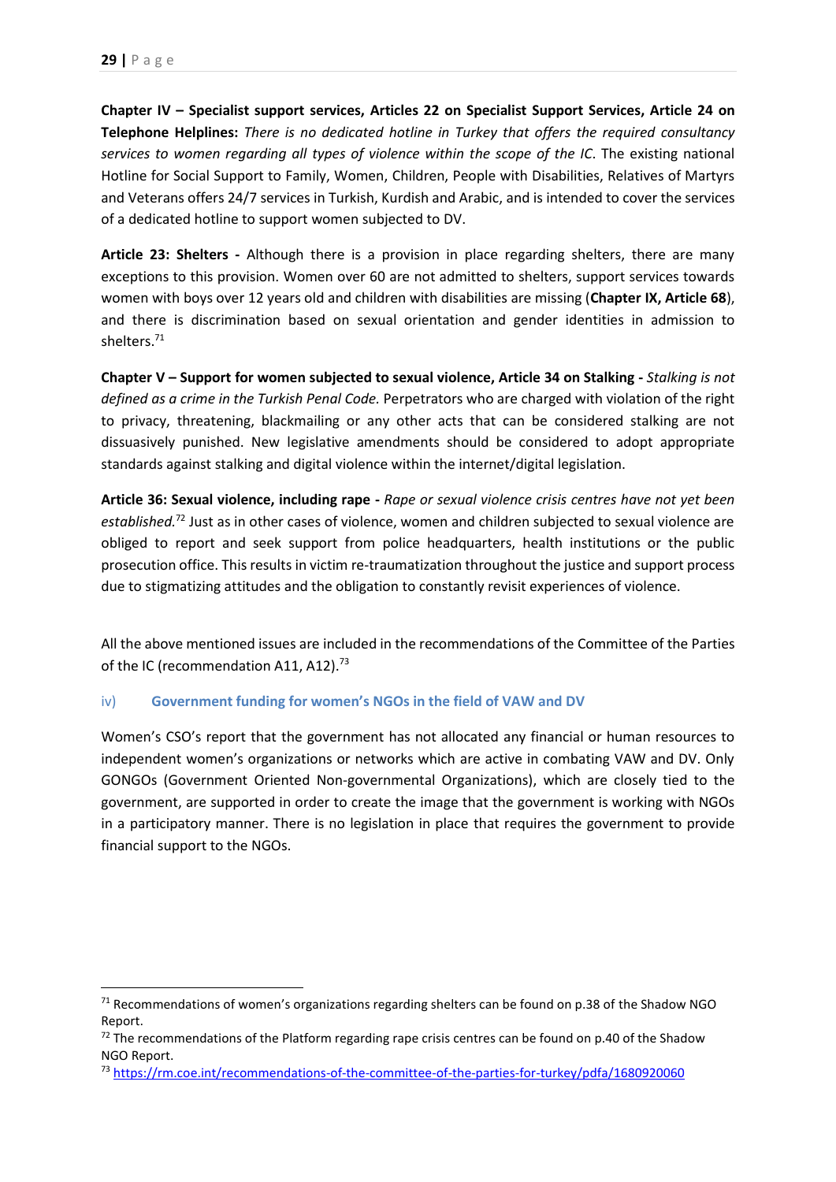**Chapter IV – Specialist support services, Articles 22 on Specialist Support Services, Article 24 on Telephone Helplines:** *There is no dedicated hotline in Turkey that offers the required consultancy services to women regarding all types of violence within the scope of the IC.* The existing national Hotline for Social Support to Family, Women, Children, People with Disabilities, Relatives of Martyrs and Veterans offers 24/7 services in Turkish, Kurdish and Arabic, and is intended to cover the services of a dedicated hotline to support women subjected to DV.

**Article 23: Shelters -** Although there is a provision in place regarding shelters, there are many exceptions to this provision. Women over 60 are not admitted to shelters, support services towards women with boys over 12 years old and children with disabilities are missing (**Chapter IX, Article 68**), and there is discrimination based on sexual orientation and gender identities in admission to shelters.[71]

**Chapter V – Support for women subjected to sexual violence, Article 34 on Stalking -** *Stalking is not defined as a crime in the Turkish Penal Code.* Perpetrators who are charged with violation of the right to privacy, threatening, blackmailing or any other acts that can be considered stalking are not dissuasively punished. New legislative amendments should be considered to adopt appropriate standards against stalking and digital violence within the internet/digital legislation.

**Article 36: Sexual violence, including rape -** *Rape or sexual violence crisis centres have not yet been established.*[72] Just as in other cases of violence, women and children subjected to sexual violence are obliged to report and seek support from police headquarters, health institutions or the public prosecution office. This results in victim re-traumatization throughout the justice and support process due to stigmatizing attitudes and the obligation to constantly revisit experiences of violence.

All the above mentioned issues are included in the recommendations of the Committee of the Parties of the IC (recommendation A11, A12).[73]

### iv) Government funding for women's NGOs in the field of VAW and DV

Women's CSO's report that the government has not allocated any financial or human resources to independent women's organizations or networks which are active in combating VAW and DV. Only GONGOs (Government Oriented Non-governmental Organizations), which are closely tied to the government, are supported in order to create the image that the government is working with NGOs in a participatory manner. There is no legislation in place that requires the government to provide financial support to the NGOs.

---

[71] Recommendations of women's organizations regarding shelters can be found on p.38 of the Shadow NGO Report.

[72] The recommendations of the Platform regarding rape crisis centres can be found on p.40 of the Shadow NGO Report.

[73] https://rm.coe.int/recommendations-of-the-committee-of-the-parties-for-turkey/pdfa/1680920060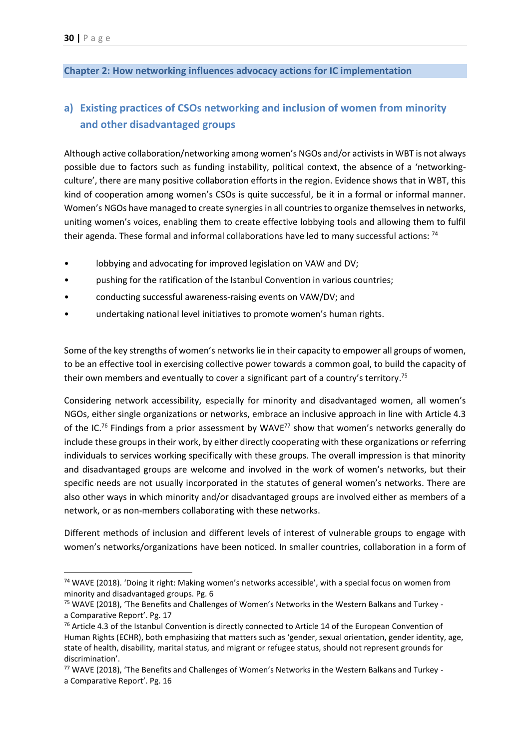## Chapter 2: How networking influences advocacy actions for IC implementation

### a) Existing practices of CSOs networking and inclusion of women from minority and other disadvantaged groups

Although active collaboration/networking among women's NGOs and/or activists in WBT is not always possible due to factors such as funding instability, political context, the absence of a 'networking-culture', there are many positive collaboration efforts in the region. Evidence shows that in WBT, this kind of cooperation among women's CSOs is quite successful, be it in a formal or informal manner. Women's NGOs have managed to create synergies in all countries to organize themselves in networks, uniting women's voices, enabling them to create effective lobbying tools and allowing them to fulfil their agenda. These formal and informal collaborations have led to many successful actions: [74]

- lobbying and advocating for improved legislation on VAW and DV;
- pushing for the ratification of the Istanbul Convention in various countries;
- conducting successful awareness-raising events on VAW/DV; and
- undertaking national level initiatives to promote women's human rights.

Some of the key strengths of women's networks lie in their capacity to empower all groups of women, to be an effective tool in exercising collective power towards a common goal, to build the capacity of their own members and eventually to cover a significant part of a country's territory.[75]

Considering network accessibility, especially for minority and disadvantaged women, all women's NGOs, either single organizations or networks, embrace an inclusive approach in line with Article 4.3 of the IC.[76] Findings from a prior assessment by WAVE[77] show that women's networks generally do include these groups in their work, by either directly cooperating with these organizations or referring individuals to services working specifically with these groups. The overall impression is that minority and disadvantaged groups are welcome and involved in the work of women's networks, but their specific needs are not usually incorporated in the statutes of general women's networks. There are also other ways in which minority and/or disadvantaged groups are involved either as members of a network, or as non-members collaborating with these networks.

Different methods of inclusion and different levels of interest of vulnerable groups to engage with women's networks/organizations have been noticed. In smaller countries, collaboration in a form of

---

[74] WAVE (2018). 'Doing it right: Making women's networks accessible', with a special focus on women from minority and disadvantaged groups. Pg. 6

[75] WAVE (2018), 'The Benefits and Challenges of Women's Networks in the Western Balkans and Turkey - a Comparative Report'. Pg. 17

[76] Article 4.3 of the Istanbul Convention is directly connected to Article 14 of the European Convention of Human Rights (ECHR), both emphasizing that matters such as 'gender, sexual orientation, gender identity, age, state of health, disability, marital status, and migrant or refugee status, should not represent grounds for discrimination'.

[77] WAVE (2018), 'The Benefits and Challenges of Women's Networks in the Western Balkans and Turkey - a Comparative Report'. Pg. 16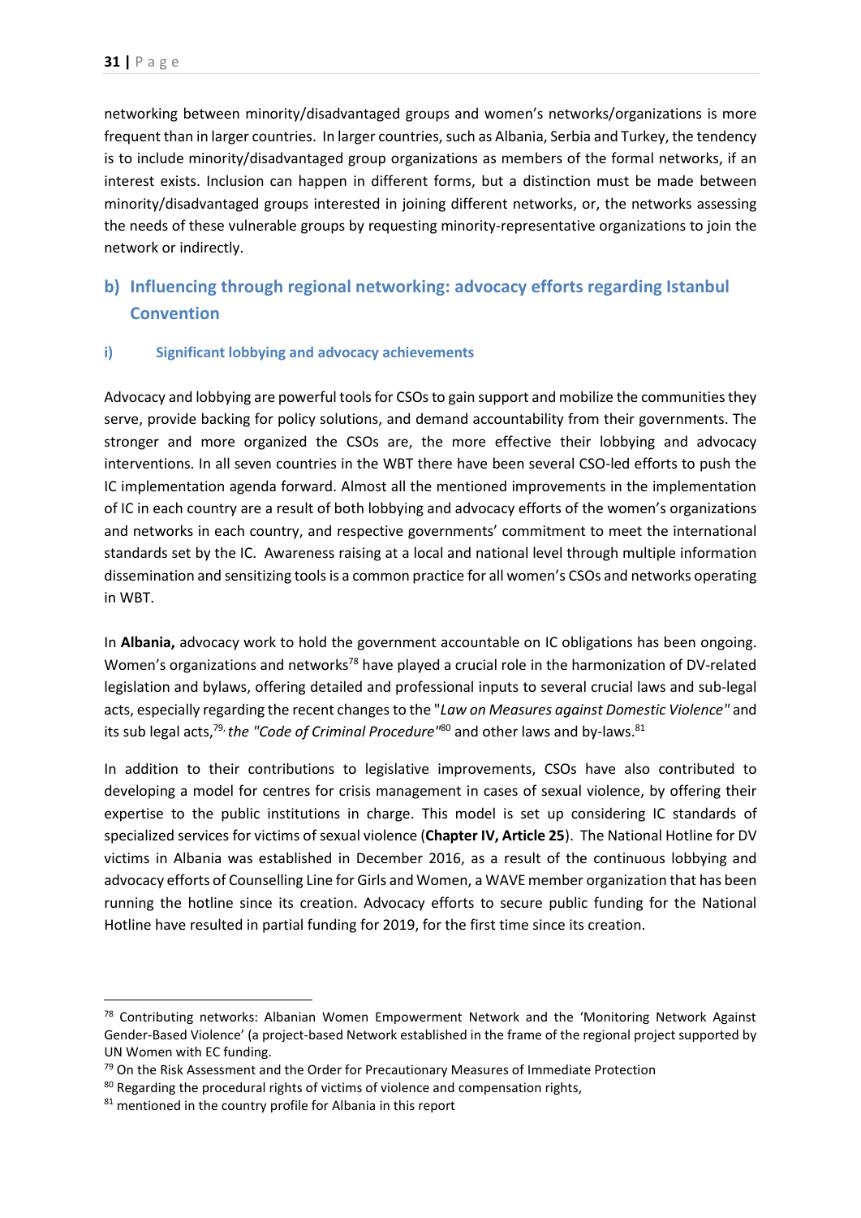networking between minority/disadvantaged groups and women's networks/organizations is more frequent than in larger countries. In larger countries, such as Albania, Serbia and Turkey, the tendency is to include minority/disadvantaged group organizations as members of the formal networks, if an interest exists. Inclusion can happen in different forms, but a distinction must be made between minority/disadvantaged groups interested in joining different networks, or, the networks assessing the needs of these vulnerable groups by requesting minority-representative organizations to join the network or indirectly.

## b) Influencing through regional networking: advocacy efforts regarding Istanbul Convention

### i) Significant lobbying and advocacy achievements

Advocacy and lobbying are powerful tools for CSOs to gain support and mobilize the communities they serve, provide backing for policy solutions, and demand accountability from their governments. The stronger and more organized the CSOs are, the more effective their lobbying and advocacy interventions. In all seven countries in the WBT there have been several CSO-led efforts to push the IC implementation agenda forward. Almost all the mentioned improvements in the implementation of IC in each country are a result of both lobbying and advocacy efforts of the women's organizations and networks in each country, and respective governments' commitment to meet the international standards set by the IC. Awareness raising at a local and national level through multiple information dissemination and sensitizing tools is a common practice for all women's CSOs and networks operating in WBT.

In **Albania,** advocacy work to hold the government accountable on IC obligations has been ongoing. Women's organizations and networks[78] have played a crucial role in the harmonization of DV-related legislation and bylaws, offering detailed and professional inputs to several crucial laws and sub-legal acts, especially regarding the recent changes to the "*Law on Measures against Domestic Violence"* and its sub legal acts,[79], *the "Code of Criminal Procedure"*[80] and other laws and by-laws.[81]

In addition to their contributions to legislative improvements, CSOs have also contributed to developing a model for centres for crisis management in cases of sexual violence, by offering their expertise to the public institutions in charge. This model is set up considering IC standards of specialized services for victims of sexual violence (**Chapter IV, Article 25**). The National Hotline for DV victims in Albania was established in December 2016, as a result of the continuous lobbying and advocacy efforts of Counselling Line for Girls and Women, a WAVE member organization that has been running the hotline since its creation. Advocacy efforts to secure public funding for the National Hotline have resulted in partial funding for 2019, for the first time since its creation.

---

[78] Contributing networks: Albanian Women Empowerment Network and the 'Monitoring Network Against Gender-Based Violence' (a project-based Network established in the frame of the regional project supported by UN Women with EC funding.

[79] On the Risk Assessment and the Order for Precautionary Measures of Immediate Protection

[80] Regarding the procedural rights of victims of violence and compensation rights,

[81] mentioned in the country profile for Albania in this report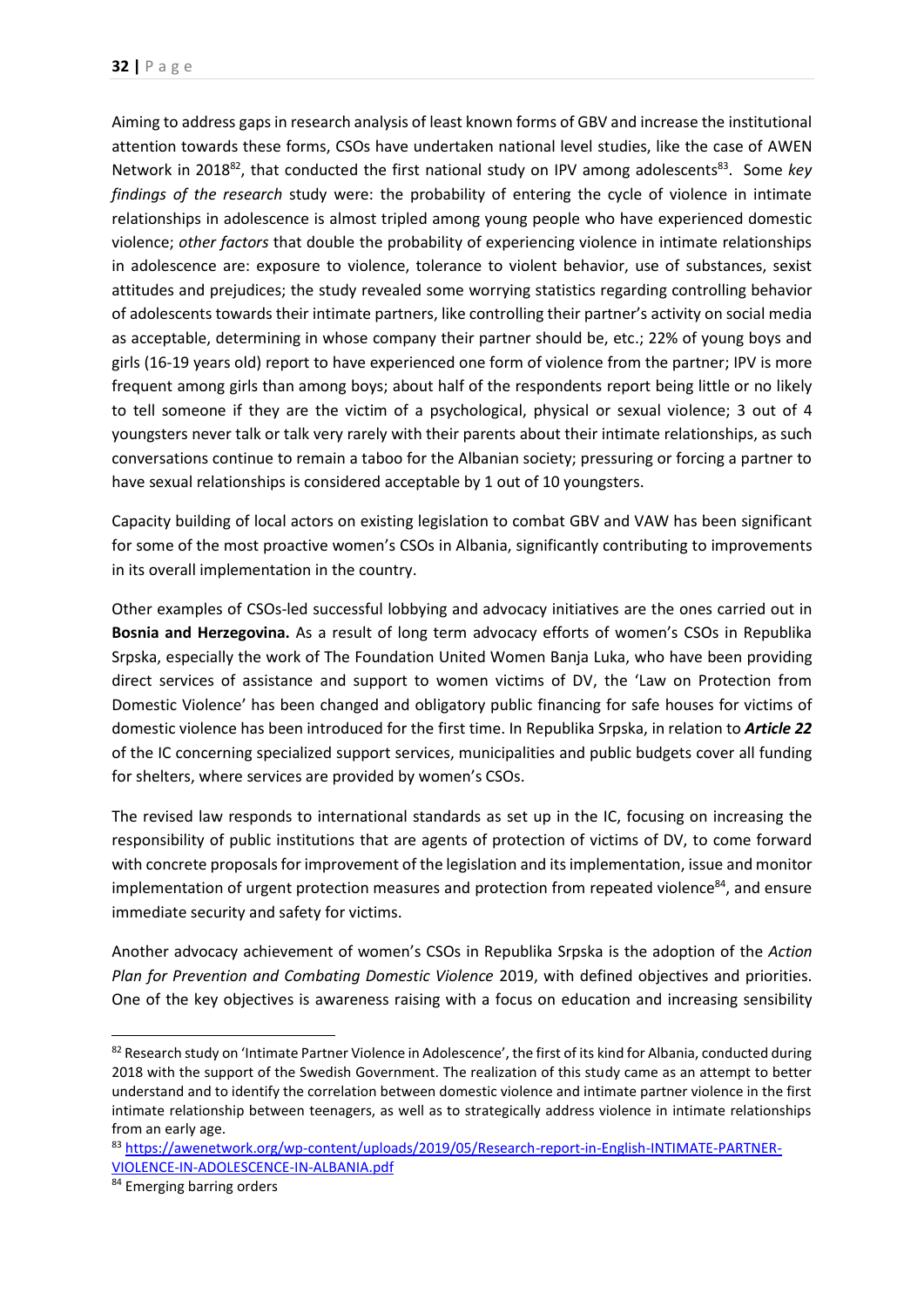Aiming to address gaps in research analysis of least known forms of GBV and increase the institutional attention towards these forms, CSOs have undertaken national level studies, like the case of AWEN Network in 2018[82], that conducted the first national study on IPV among adolescents[83]. Some *key findings of the research* study were: the probability of entering the cycle of violence in intimate relationships in adolescence is almost tripled among young people who have experienced domestic violence; *other factors* that double the probability of experiencing violence in intimate relationships in adolescence are: exposure to violence, tolerance to violent behavior, use of substances, sexist attitudes and prejudices; the study revealed some worrying statistics regarding controlling behavior of adolescents towards their intimate partners, like controlling their partner's activity on social media as acceptable, determining in whose company their partner should be, etc.; 22% of young boys and girls (16-19 years old) report to have experienced one form of violence from the partner; IPV is more frequent among girls than among boys; about half of the respondents report being little or no likely to tell someone if they are the victim of a psychological, physical or sexual violence; 3 out of 4 youngsters never talk or talk very rarely with their parents about their intimate relationships, as such conversations continue to remain a taboo for the Albanian society; pressuring or forcing a partner to have sexual relationships is considered acceptable by 1 out of 10 youngsters.

Capacity building of local actors on existing legislation to combat GBV and VAW has been significant for some of the most proactive women's CSOs in Albania, significantly contributing to improvements in its overall implementation in the country.

Other examples of CSOs-led successful lobbying and advocacy initiatives are the ones carried out in **Bosnia and Herzegovina.** As a result of long term advocacy efforts of women's CSOs in Republika Srpska, especially the work of The Foundation United Women Banja Luka, who have been providing direct services of assistance and support to women victims of DV, the 'Law on Protection from Domestic Violence' has been changed and obligatory public financing for safe houses for victims of domestic violence has been introduced for the first time. In Republika Srpska, in relation to ***Article 22*** of the IC concerning specialized support services, municipalities and public budgets cover all funding for shelters, where services are provided by women's CSOs.

The revised law responds to international standards as set up in the IC, focusing on increasing the responsibility of public institutions that are agents of protection of victims of DV, to come forward with concrete proposals for improvement of the legislation and its implementation, issue and monitor implementation of urgent protection measures and protection from repeated violence[84], and ensure immediate security and safety for victims.

Another advocacy achievement of women's CSOs in Republika Srpska is the adoption of the *Action Plan for Prevention and Combating Domestic Violence* 2019, with defined objectives and priorities. One of the key objectives is awareness raising with a focus on education and increasing sensibility

---

[82] Research study on 'Intimate Partner Violence in Adolescence', the first of its kind for Albania, conducted during 2018 with the support of the Swedish Government. The realization of this study came as an attempt to better understand and to identify the correlation between domestic violence and intimate partner violence in the first intimate relationship between teenagers, as well as to strategically address violence in intimate relationships from an early age.

[83] https://awenetwork.org/wp-content/uploads/2019/05/Research-report-in-English-INTIMATE-PARTNER-VIOLENCE-IN-ADOLESCENCE-IN-ALBANIA.pdf

[84] Emerging barring orders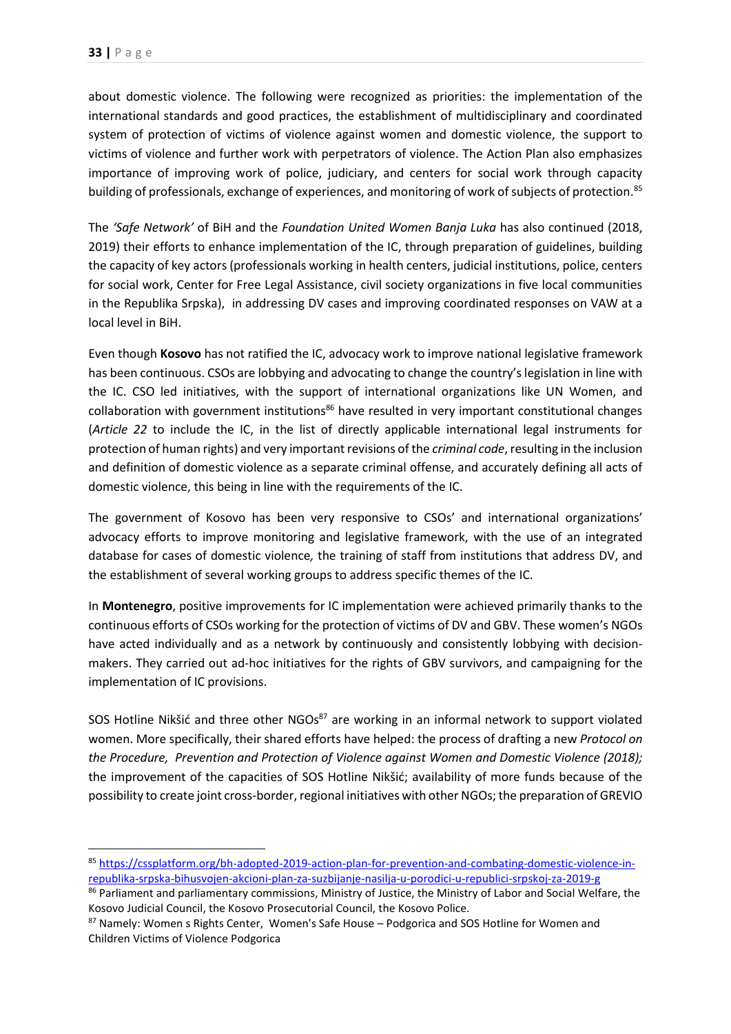about domestic violence. The following were recognized as priorities: the implementation of the international standards and good practices, the establishment of multidisciplinary and coordinated system of protection of victims of violence against women and domestic violence, the support to victims of violence and further work with perpetrators of violence. The Action Plan also emphasizes importance of improving work of police, judiciary, and centers for social work through capacity building of professionals, exchange of experiences, and monitoring of work of subjects of protection.[85]

The *'Safe Network'* of BiH and the *Foundation United Women Banja Luka* has also continued (2018, 2019) their efforts to enhance implementation of the IC, through preparation of guidelines, building the capacity of key actors (professionals working in health centers, judicial institutions, police, centers for social work, Center for Free Legal Assistance, civil society organizations in five local communities in the Republika Srpska), in addressing DV cases and improving coordinated responses on VAW at a local level in BiH.

Even though **Kosovo** has not ratified the IC, advocacy work to improve national legislative framework has been continuous. CSOs are lobbying and advocating to change the country's legislation in line with the IC. CSO led initiatives, with the support of international organizations like UN Women, and collaboration with government institutions[86] have resulted in very important constitutional changes (*Article 22* to include the IC, in the list of directly applicable international legal instruments for protection of human rights) and very important revisions of the *criminal code*, resulting in the inclusion and definition of domestic violence as a separate criminal offense, and accurately defining all acts of domestic violence, this being in line with the requirements of the IC.

The government of Kosovo has been very responsive to CSOs' and international organizations' advocacy efforts to improve monitoring and legislative framework, with the use of an integrated database for cases of domestic violence, the training of staff from institutions that address DV, and the establishment of several working groups to address specific themes of the IC.

In **Montenegro**, positive improvements for IC implementation were achieved primarily thanks to the continuous efforts of CSOs working for the protection of victims of DV and GBV. These women's NGOs have acted individually and as a network by continuously and consistently lobbying with decision-makers. They carried out ad-hoc initiatives for the rights of GBV survivors, and campaigning for the implementation of IC provisions.

SOS Hotline Nikšić and three other NGOs[87] are working in an informal network to support violated women. More specifically, their shared efforts have helped: the process of drafting a new *Protocol on the Procedure, Prevention and Protection of Violence against Women and Domestic Violence (2018);* the improvement of the capacities of SOS Hotline Nikšić; availability of more funds because of the possibility to create joint cross-border, regional initiatives with other NGOs; the preparation of GREVIO

---

[85] https://cssplatform.org/bh-adopted-2019-action-plan-for-prevention-and-combating-domestic-violence-in-republika-srpska-bihusvojen-akcioni-plan-za-suzbijanje-nasilja-u-porodici-u-republici-srpskoj-za-2019-g

[86] Parliament and parliamentary commissions, Ministry of Justice, the Ministry of Labor and Social Welfare, the Kosovo Judicial Council, the Kosovo Prosecutorial Council, the Kosovo Police.

[87] Namely: Women s Rights Center, Women's Safe House – Podgorica and SOS Hotline for Women and Children Victims of Violence Podgorica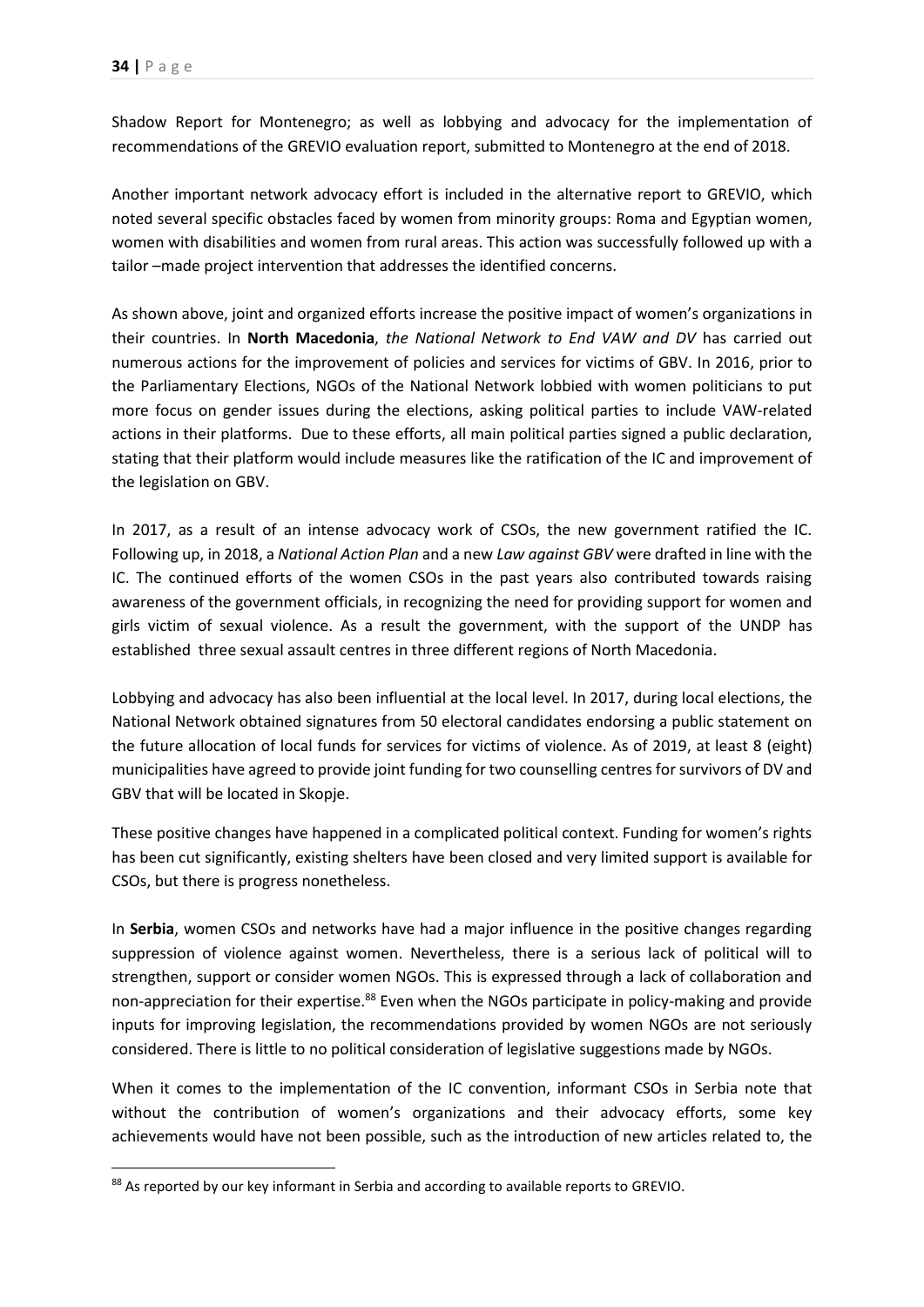Shadow Report for Montenegro; as well as lobbying and advocacy for the implementation of recommendations of the GREVIO evaluation report, submitted to Montenegro at the end of 2018.

Another important network advocacy effort is included in the alternative report to GREVIO, which noted several specific obstacles faced by women from minority groups: Roma and Egyptian women, women with disabilities and women from rural areas. This action was successfully followed up with a tailor –made project intervention that addresses the identified concerns.

As shown above, joint and organized efforts increase the positive impact of women's organizations in their countries. In **North Macedonia**, *the National Network to End VAW and DV* has carried out numerous actions for the improvement of policies and services for victims of GBV. In 2016, prior to the Parliamentary Elections, NGOs of the National Network lobbied with women politicians to put more focus on gender issues during the elections, asking political parties to include VAW-related actions in their platforms. Due to these efforts, all main political parties signed a public declaration, stating that their platform would include measures like the ratification of the IC and improvement of the legislation on GBV.

In 2017, as a result of an intense advocacy work of CSOs, the new government ratified the IC. Following up, in 2018, a *National Action Plan* and a new *Law against GBV* were drafted in line with the IC. The continued efforts of the women CSOs in the past years also contributed towards raising awareness of the government officials, in recognizing the need for providing support for women and girls victim of sexual violence. As a result the government, with the support of the UNDP has established three sexual assault centres in three different regions of North Macedonia.

Lobbying and advocacy has also been influential at the local level. In 2017, during local elections, the National Network obtained signatures from 50 electoral candidates endorsing a public statement on the future allocation of local funds for services for victims of violence. As of 2019, at least 8 (eight) municipalities have agreed to provide joint funding for two counselling centres for survivors of DV and GBV that will be located in Skopje.

These positive changes have happened in a complicated political context. Funding for women's rights has been cut significantly, existing shelters have been closed and very limited support is available for CSOs, but there is progress nonetheless.

In **Serbia**, women CSOs and networks have had a major influence in the positive changes regarding suppression of violence against women. Nevertheless, there is a serious lack of political will to strengthen, support or consider women NGOs. This is expressed through a lack of collaboration and non-appreciation for their expertise.[88] Even when the NGOs participate in policy-making and provide inputs for improving legislation, the recommendations provided by women NGOs are not seriously considered. There is little to no political consideration of legislative suggestions made by NGOs.

When it comes to the implementation of the IC convention, informant CSOs in Serbia note that without the contribution of women's organizations and their advocacy efforts, some key achievements would have not been possible, such as the introduction of new articles related to, the

---

[88] As reported by our key informant in Serbia and according to available reports to GREVIO.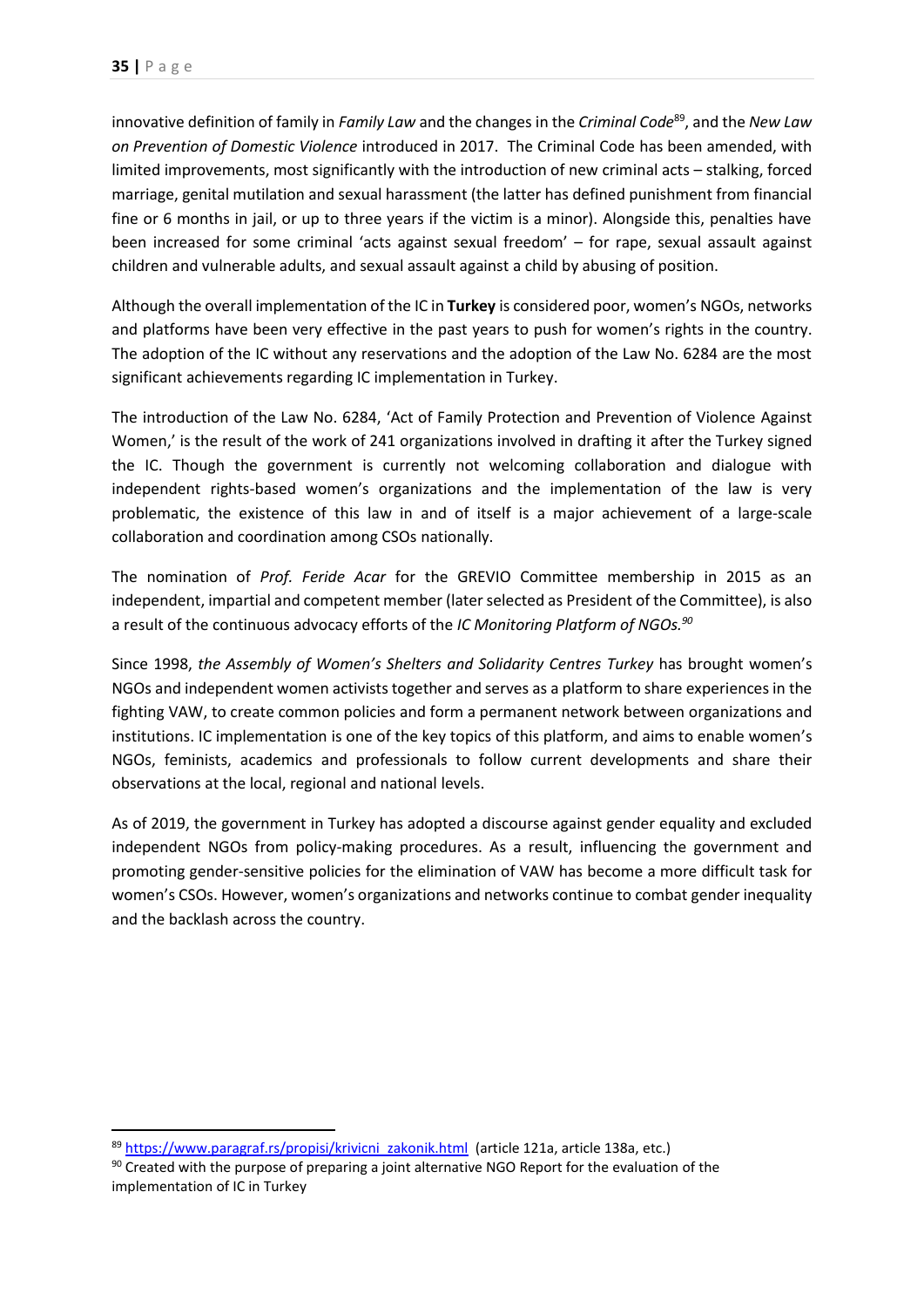innovative definition of family in *Family Law* and the changes in the *Criminal Code*[89], and the *New Law on Prevention of Domestic Violence* introduced in 2017. The Criminal Code has been amended, with limited improvements, most significantly with the introduction of new criminal acts – stalking, forced marriage, genital mutilation and sexual harassment (the latter has defined punishment from financial fine or 6 months in jail, or up to three years if the victim is a minor). Alongside this, penalties have been increased for some criminal 'acts against sexual freedom' – for rape, sexual assault against children and vulnerable adults, and sexual assault against a child by abusing of position.

Although the overall implementation of the IC in **Turkey** is considered poor, women's NGOs, networks and platforms have been very effective in the past years to push for women's rights in the country. The adoption of the IC without any reservations and the adoption of the Law No. 6284 are the most significant achievements regarding IC implementation in Turkey.

The introduction of the Law No. 6284, 'Act of Family Protection and Prevention of Violence Against Women,' is the result of the work of 241 organizations involved in drafting it after the Turkey signed the IC. Though the government is currently not welcoming collaboration and dialogue with independent rights-based women's organizations and the implementation of the law is very problematic, the existence of this law in and of itself is a major achievement of a large-scale collaboration and coordination among CSOs nationally.

The nomination of *Prof. Feride Acar* for the GREVIO Committee membership in 2015 as an independent, impartial and competent member (later selected as President of the Committee), is also a result of the continuous advocacy efforts of the *IC Monitoring Platform of NGOs.*[90]

Since 1998, *the Assembly of Women's Shelters and Solidarity Centres Turkey* has brought women's NGOs and independent women activists together and serves as a platform to share experiences in the fighting VAW, to create common policies and form a permanent network between organizations and institutions. IC implementation is one of the key topics of this platform, and aims to enable women's NGOs, feminists, academics and professionals to follow current developments and share their observations at the local, regional and national levels.

As of 2019, the government in Turkey has adopted a discourse against gender equality and excluded independent NGOs from policy-making procedures. As a result, influencing the government and promoting gender-sensitive policies for the elimination of VAW has become a more difficult task for women's CSOs. However, women's organizations and networks continue to combat gender inequality and the backlash across the country.

---

[89] https://www.paragraf.rs/propisi/krivicni_zakonik.html (article 121a, article 138a, etc.)

[90] Created with the purpose of preparing a joint alternative NGO Report for the evaluation of the implementation of IC in Turkey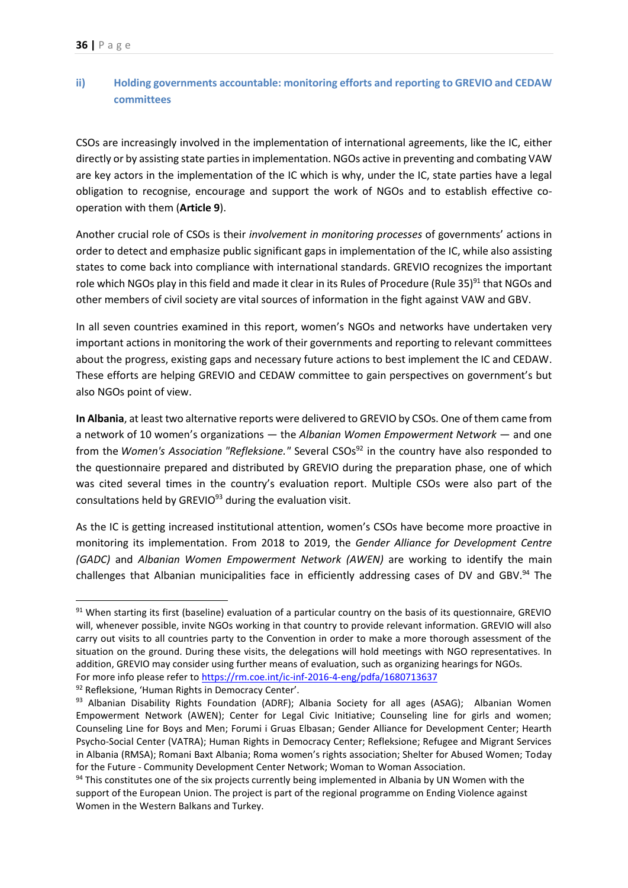### ii) Holding governments accountable: monitoring efforts and reporting to GREVIO and CEDAW committees

CSOs are increasingly involved in the implementation of international agreements, like the IC, either directly or by assisting state parties in implementation. NGOs active in preventing and combating VAW are key actors in the implementation of the IC which is why, under the IC, state parties have a legal obligation to recognise, encourage and support the work of NGOs and to establish effective co-operation with them (**Article 9**).

Another crucial role of CSOs is their *involvement in monitoring processes* of governments' actions in order to detect and emphasize public significant gaps in implementation of the IC, while also assisting states to come back into compliance with international standards. GREVIO recognizes the important role which NGOs play in this field and made it clear in its Rules of Procedure (Rule 35)[91] that NGOs and other members of civil society are vital sources of information in the fight against VAW and GBV.

In all seven countries examined in this report, women's NGOs and networks have undertaken very important actions in monitoring the work of their governments and reporting to relevant committees about the progress, existing gaps and necessary future actions to best implement the IC and CEDAW. These efforts are helping GREVIO and CEDAW committee to gain perspectives on government's but also NGOs point of view.

**In Albania**, at least two alternative reports were delivered to GREVIO by CSOs. One of them came from a network of 10 women's organizations — the *Albanian Women Empowerment Network* — and one from the *Women's Association "Refleksione."* Several CSOs[92] in the country have also responded to the questionnaire prepared and distributed by GREVIO during the preparation phase, one of which was cited several times in the country's evaluation report. Multiple CSOs were also part of the consultations held by GREVIO[93] during the evaluation visit.

As the IC is getting increased institutional attention, women's CSOs have become more proactive in monitoring its implementation. From 2018 to 2019, the *Gender Alliance for Development Centre (GADC)* and *Albanian Women Empowerment Network (AWEN)* are working to identify the main challenges that Albanian municipalities face in efficiently addressing cases of DV and GBV.[94] The

---

[91] When starting its first (baseline) evaluation of a particular country on the basis of its questionnaire, GREVIO will, whenever possible, invite NGOs working in that country to provide relevant information. GREVIO will also carry out visits to all countries party to the Convention in order to make a more thorough assessment of the situation on the ground. During these visits, the delegations will hold meetings with NGO representatives. In addition, GREVIO may consider using further means of evaluation, such as organizing hearings for NGOs. For more info please refer to https://rm.coe.int/ic-inf-2016-4-eng/pdfa/1680713637

[92] Refleksione, 'Human Rights in Democracy Center'.

[93] Albanian Disability Rights Foundation (ADRF); Albania Society for all ages (ASAG); Albanian Women Empowerment Network (AWEN); Center for Legal Civic Initiative; Counseling line for girls and women; Counseling Line for Boys and Men; Forumi i Gruas Elbasan; Gender Alliance for Development Center; Hearth Psycho-Social Center (VATRA); Human Rights in Democracy Center; Refleksione; Refugee and Migrant Services in Albania (RMSA); Romani Baxt Albania; Roma women's rights association; Shelter for Abused Women; Today for the Future - Community Development Center Network; Woman to Woman Association.

[94] This constitutes one of the six projects currently being implemented in Albania by UN Women with the support of the European Union. The project is part of the regional programme on Ending Violence against Women in the Western Balkans and Turkey.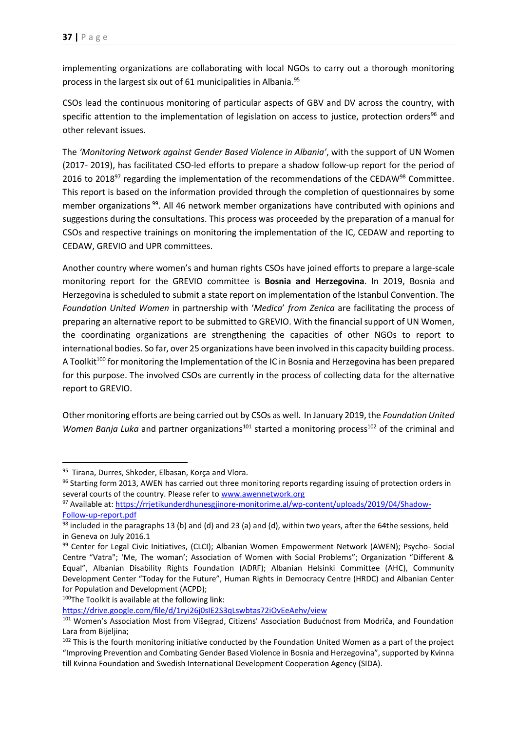implementing organizations are collaborating with local NGOs to carry out a thorough monitoring process in the largest six out of 61 municipalities in Albania.[95]

CSOs lead the continuous monitoring of particular aspects of GBV and DV across the country, with specific attention to the implementation of legislation on access to justice, protection orders[96] and other relevant issues.

The *'Monitoring Network against Gender Based Violence in Albania'*, with the support of UN Women (2017- 2019), has facilitated CSO-led efforts to prepare a shadow follow-up report for the period of 2016 to 2018[97] regarding the implementation of the recommendations of the CEDAW[98] Committee. This report is based on the information provided through the completion of questionnaires by some member organizations[99]. All 46 network member organizations have contributed with opinions and suggestions during the consultations. This process was proceeded by the preparation of a manual for CSOs and respective trainings on monitoring the implementation of the IC, CEDAW and reporting to CEDAW, GREVIO and UPR committees.

Another country where women's and human rights CSOs have joined efforts to prepare a large-scale monitoring report for the GREVIO committee is **Bosnia and Herzegovina**. In 2019, Bosnia and Herzegovina is scheduled to submit a state report on implementation of the Istanbul Convention. The *Foundation United Women* in partnership with '*Medica*' *from Zenica* are facilitating the process of preparing an alternative report to be submitted to GREVIO. With the financial support of UN Women, the coordinating organizations are strengthening the capacities of other NGOs to report to international bodies. So far, over 25 organizations have been involved in this capacity building process. A Toolkit[100] for monitoring the Implementation of the IC in Bosnia and Herzegovina has been prepared for this purpose. The involved CSOs are currently in the process of collecting data for the alternative report to GREVIO.

Other monitoring efforts are being carried out by CSOs as well. In January 2019, the *Foundation United Women Banja Luka* and partner organizations[101] started a monitoring process[102] of the criminal and

---

[95] Tirana, Durres, Shkoder, Elbasan, Korça and Vlora.

[96] Starting form 2013, AWEN has carried out three monitoring reports regarding issuing of protection orders in several courts of the country. Please refer to www.awennetwork.org

[97] Available at: https://rrjetikunderdhunesgjinore-monitorime.al/wp-content/uploads/2019/04/Shadow-Follow-up-report.pdf

[98] included in the paragraphs 13 (b) and (d) and 23 (a) and (d), within two years, after the 64the sessions, held in Geneva on July 2016.1

[99] Center for Legal Civic Initiatives, (CLCI); Albanian Women Empowerment Network (AWEN); Psycho- Social Centre "Vatra"; 'Me, The woman'; Association of Women with Social Problems"; Organization "Different & Equal", Albanian Disability Rights Foundation (ADRF); Albanian Helsinki Committee (AHC), Community Development Center "Today for the Future", Human Rights in Democracy Centre (HRDC) and Albanian Center for Population and Development (ACPD);

[100] The Toolkit is available at the following link: https://drive.google.com/file/d/1ryi26j0slE2S3qLswbtas72iOvEeAehv/view

[101] Women's Association Most from Višegrad, Citizens' Association Budućnost from Modriča, and Foundation Lara from Bijeljina;

[102] This is the fourth monitoring initiative conducted by the Foundation United Women as a part of the project "Improving Prevention and Combating Gender Based Violence in Bosnia and Herzegovina", supported by Kvinna till Kvinna Foundation and Swedish International Development Cooperation Agency (SIDA).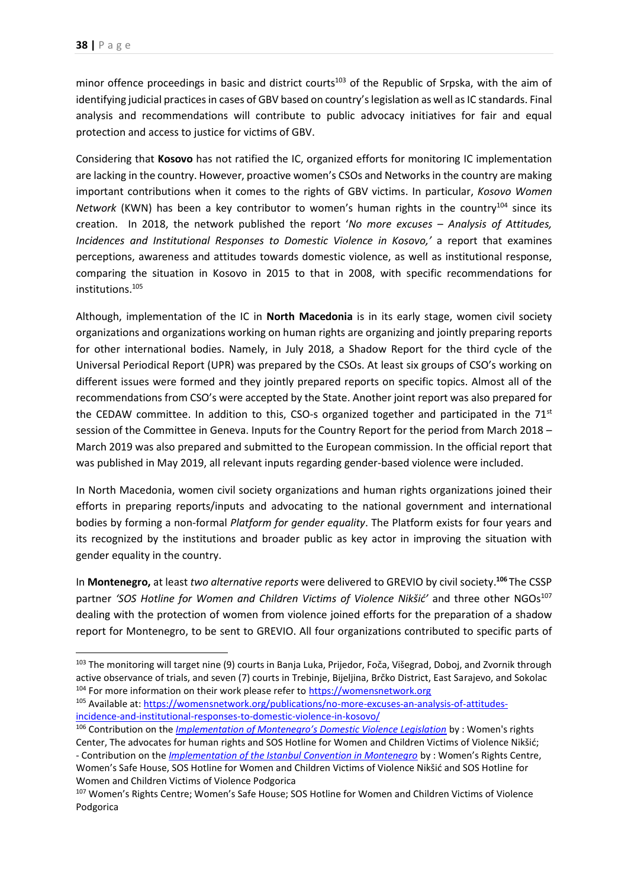minor offence proceedings in basic and district courts[103] of the Republic of Srpska, with the aim of identifying judicial practices in cases of GBV based on country's legislation as well as IC standards. Final analysis and recommendations will contribute to public advocacy initiatives for fair and equal protection and access to justice for victims of GBV.

Considering that **Kosovo** has not ratified the IC, organized efforts for monitoring IC implementation are lacking in the country. However, proactive women's CSOs and Networks in the country are making important contributions when it comes to the rights of GBV victims. In particular, *Kosovo Women Network* (KWN) has been a key contributor to women's human rights in the country[104] since its creation. In 2018, the network published the report '*No more excuses – Analysis of Attitudes, Incidences and Institutional Responses to Domestic Violence in Kosovo,'* a report that examines perceptions, awareness and attitudes towards domestic violence, as well as institutional response, comparing the situation in Kosovo in 2015 to that in 2008, with specific recommendations for institutions.[105]

Although, implementation of the IC in **North Macedonia** is in its early stage, women civil society organizations and organizations working on human rights are organizing and jointly preparing reports for other international bodies. Namely, in July 2018, a Shadow Report for the third cycle of the Universal Periodical Report (UPR) was prepared by the CSOs. At least six groups of CSO's working on different issues were formed and they jointly prepared reports on specific topics. Almost all of the recommendations from CSO's were accepted by the State. Another joint report was also prepared for the CEDAW committee. In addition to this, CSO-s organized together and participated in the 71st session of the Committee in Geneva. Inputs for the Country Report for the period from March 2018 – March 2019 was also prepared and submitted to the European commission. In the official report that was published in May 2019, all relevant inputs regarding gender-based violence were included.

In North Macedonia, women civil society organizations and human rights organizations joined their efforts in preparing reports/inputs and advocating to the national government and international bodies by forming a non-formal *Platform for gender equality*. The Platform exists for four years and its recognized by the institutions and broader public as key actor in improving the situation with gender equality in the country.

In **Montenegro,** at least *two alternative reports* were delivered to GREVIO by civil society.[106] The CSSP partner *'SOS Hotline for Women and Children Victims of Violence Nikšić'* and three other NGOs[107] dealing with the protection of women from violence joined efforts for the preparation of a shadow report for Montenegro, to be sent to GREVIO. All four organizations contributed to specific parts of

---

[103] The monitoring will target nine (9) courts in Banja Luka, Prijedor, Foča, Višegrad, Doboj, and Zvornik through active observance of trials, and seven (7) courts in Trebinje, Bijeljina, Brčko District, East Sarajevo, and Sokolac

[104] For more information on their work please refer to https://womensnetwork.org

[105] Available at: https://womensnetwork.org/publications/no-more-excuses-an-analysis-of-attitudes-incidence-and-institutional-responses-to-domestic-violence-in-kosovo/

[106] Contribution on the *Implementation of Montenegro's Domestic Violence Legislation* by : Women's rights Center, The advocates for human rights and SOS Hotline for Women and Children Victims of Violence Nikšić;
- Contribution on the *Implementation of the Istanbul Convention in Montenegro* by : Women's Rights Centre, Women's Safe House, SOS Hotline for Women and Children Victims of Violence Nikšić and SOS Hotline for Women and Children Victims of Violence Podgorica

[107] Women's Rights Centre; Women's Safe House; SOS Hotline for Women and Children Victims of Violence Podgorica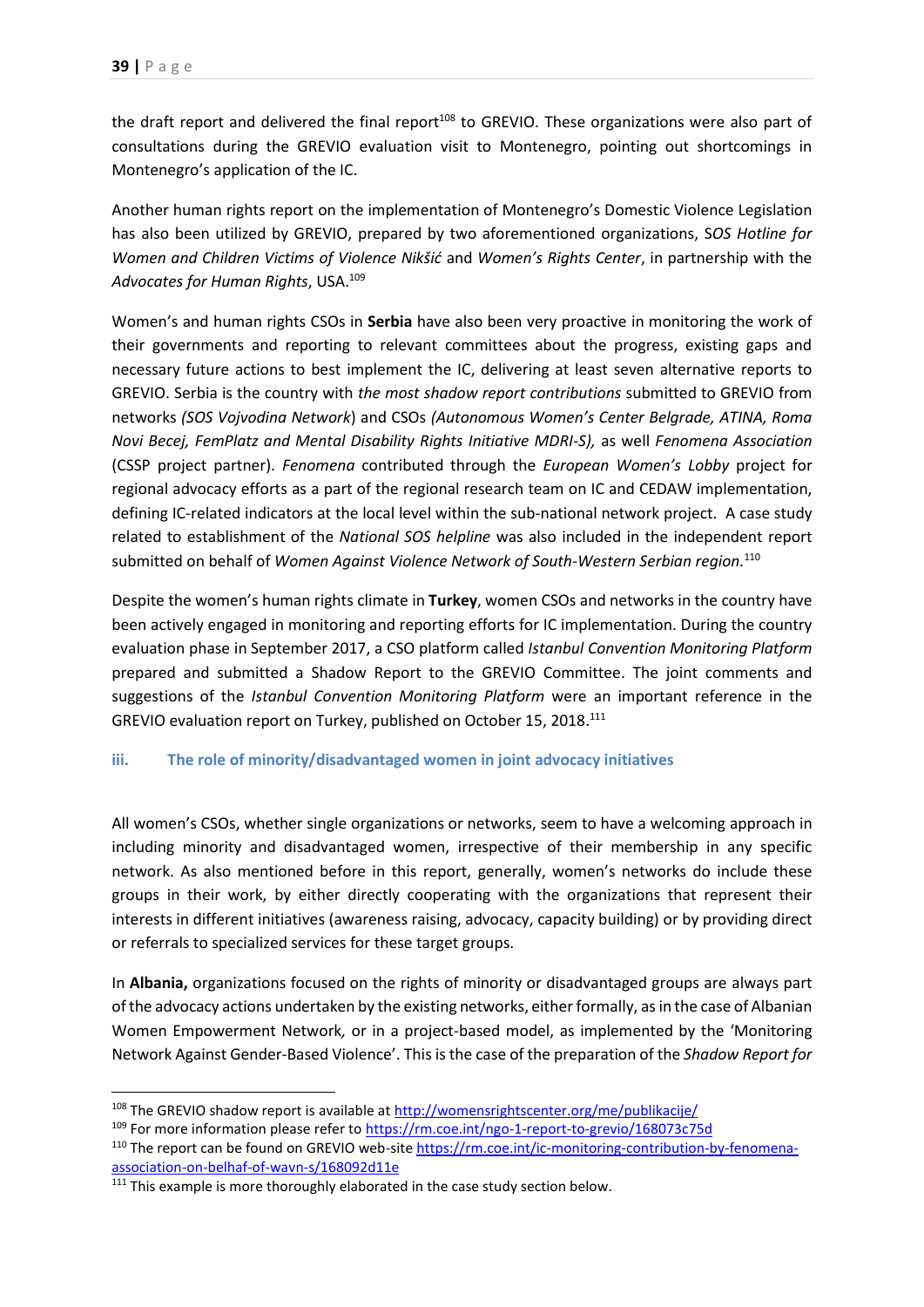the draft report and delivered the final report[108] to GREVIO. These organizations were also part of consultations during the GREVIO evaluation visit to Montenegro, pointing out shortcomings in Montenegro's application of the IC.

Another human rights report on the implementation of Montenegro's Domestic Violence Legislation has also been utilized by GREVIO, prepared by two aforementioned organizations, S*OS Hotline for Women and Children Victims of Violence Nikšić* and *Women's Rights Center*, in partnership with the *Advocates for Human Rights*, USA.[109]

Women's and human rights CSOs in **Serbia** have also been very proactive in monitoring the work of their governments and reporting to relevant committees about the progress, existing gaps and necessary future actions to best implement the IC, delivering at least seven alternative reports to GREVIO. Serbia is the country with *the most shadow report contributions* submitted to GREVIO from networks *(SOS Vojvodina Network*) and CSOs *(Autonomous Women's Center Belgrade, ATINA, Roma Novi Becej, FemPlatz and Mental Disability Rights Initiative MDRI-S),* as well *Fenomena Association* (CSSP project partner). *Fenomena* contributed through the *European Women's Lobby* project for regional advocacy efforts as a part of the regional research team on IC and CEDAW implementation, defining IC-related indicators at the local level within the sub-national network project. A case study related to establishment of the *National SOS helpline* was also included in the independent report submitted on behalf of *Women Against Violence Network of South-Western Serbian region.*[110]

Despite the women's human rights climate in **Turkey**, women CSOs and networks in the country have been actively engaged in monitoring and reporting efforts for IC implementation. During the country evaluation phase in September 2017, a CSO platform called *Istanbul Convention Monitoring Platform* prepared and submitted a Shadow Report to the GREVIO Committee. The joint comments and suggestions of the *Istanbul Convention Monitoring Platform* were an important reference in the GREVIO evaluation report on Turkey, published on October 15, 2018.[111]

### iii. The role of minority/disadvantaged women in joint advocacy initiatives

All women's CSOs, whether single organizations or networks, seem to have a welcoming approach in including minority and disadvantaged women, irrespective of their membership in any specific network. As also mentioned before in this report, generally, women's networks do include these groups in their work, by either directly cooperating with the organizations that represent their interests in different initiatives (awareness raising, advocacy, capacity building) or by providing direct or referrals to specialized services for these target groups.

In **Albania,** organizations focused on the rights of minority or disadvantaged groups are always part of the advocacy actions undertaken by the existing networks, either formally, as in the case of Albanian Women Empowerment Network*,* or in a project-based model, as implemented by the 'Monitoring Network Against Gender-Based Violence'. This is the case of the preparation of the *Shadow Report for*

---

[108] The GREVIO shadow report is available at http://womensrightscenter.org/me/publikacije/

[109] For more information please refer to https://rm.coe.int/ngo-1-report-to-grevio/168073c75d

[110] The report can be found on GREVIO web-site https://rm.coe.int/ic-monitoring-contribution-by-fenomena-association-on-belhaf-of-wavn-s/168092d11e

[111] This example is more thoroughly elaborated in the case study section below.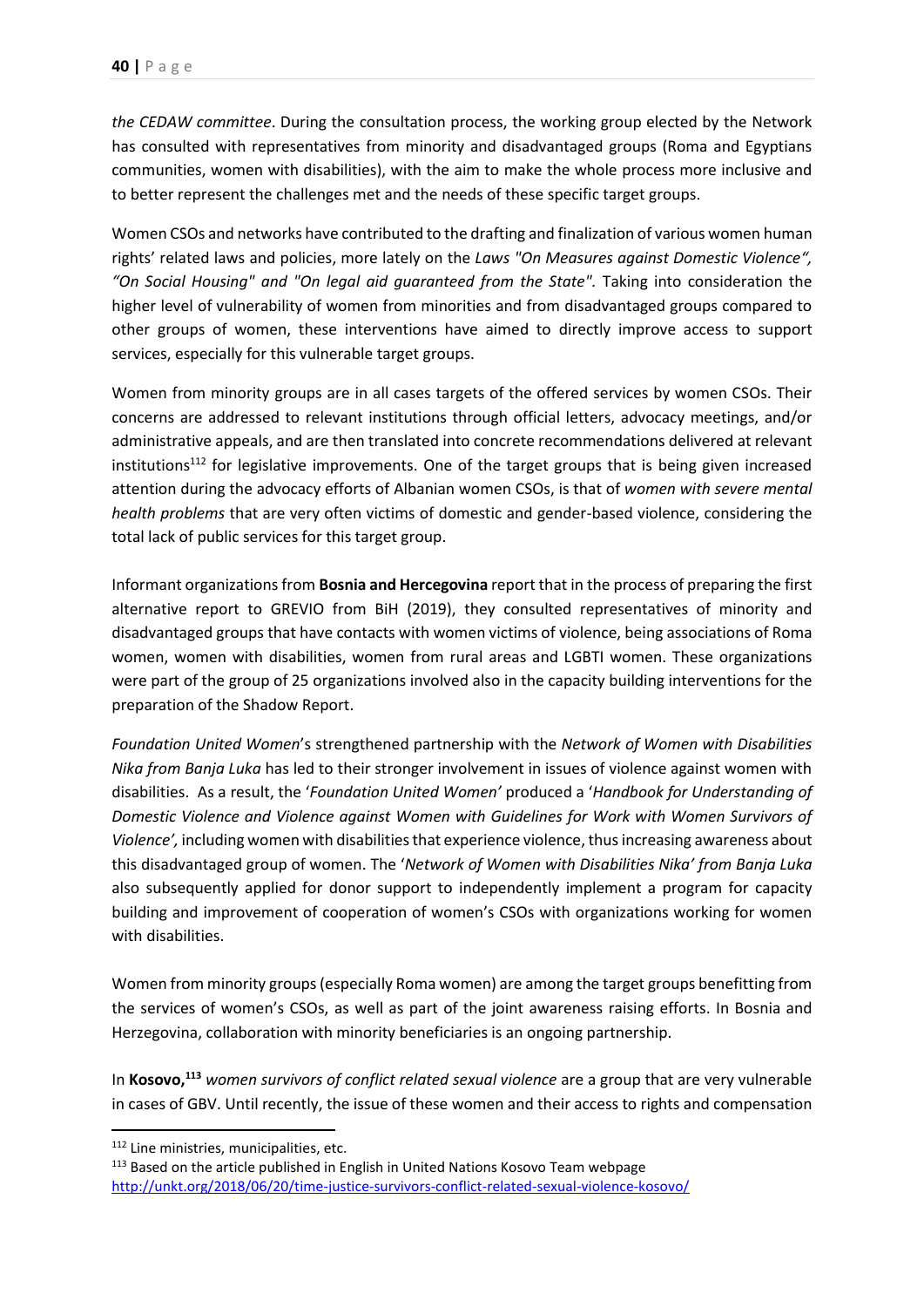*the CEDAW committee*. During the consultation process, the working group elected by the Network has consulted with representatives from minority and disadvantaged groups (Roma and Egyptians communities, women with disabilities), with the aim to make the whole process more inclusive and to better represent the challenges met and the needs of these specific target groups.

Women CSOs and networks have contributed to the drafting and finalization of various women human rights' related laws and policies, more lately on the *Laws "On Measures against Domestic Violence", "On Social Housing" and "On legal aid guaranteed from the State"*. Taking into consideration the higher level of vulnerability of women from minorities and from disadvantaged groups compared to other groups of women, these interventions have aimed to directly improve access to support services, especially for this vulnerable target groups.

Women from minority groups are in all cases targets of the offered services by women CSOs. Their concerns are addressed to relevant institutions through official letters, advocacy meetings, and/or administrative appeals, and are then translated into concrete recommendations delivered at relevant institutions[112] for legislative improvements. One of the target groups that is being given increased attention during the advocacy efforts of Albanian women CSOs, is that of *women with severe mental health problems* that are very often victims of domestic and gender-based violence, considering the total lack of public services for this target group.

Informant organizations from **Bosnia and Hercegovina** report that in the process of preparing the first alternative report to GREVIO from BiH (2019), they consulted representatives of minority and disadvantaged groups that have contacts with women victims of violence, being associations of Roma women, women with disabilities, women from rural areas and LGBTI women. These organizations were part of the group of 25 organizations involved also in the capacity building interventions for the preparation of the Shadow Report.

*Foundation United Women*'s strengthened partnership with the *Network of Women with Disabilities Nika from Banja Luka* has led to their stronger involvement in issues of violence against women with disabilities. As a result, the '*Foundation United Women*' produced a '*Handbook for Understanding of Domestic Violence and Violence against Women with Guidelines for Work with Women Survivors of Violence',* including women with disabilities that experience violence, thus increasing awareness about this disadvantaged group of women. The '*Network of Women with Disabilities Nika' from Banja Luka* also subsequently applied for donor support to independently implement a program for capacity building and improvement of cooperation of women's CSOs with organizations working for women with disabilities.

Women from minority groups (especially Roma women) are among the target groups benefitting from the services of women's CSOs, as well as part of the joint awareness raising efforts. In Bosnia and Herzegovina, collaboration with minority beneficiaries is an ongoing partnership.

In **Kosovo,**[113] *women survivors of conflict related sexual violence* are a group that are very vulnerable in cases of GBV. Until recently, the issue of these women and their access to rights and compensation

---

[112] Line ministries, municipalities, etc.

[113] Based on the article published in English in United Nations Kosovo Team webpage http://unkt.org/2018/06/20/time-justice-survivors-conflict-related-sexual-violence-kosovo/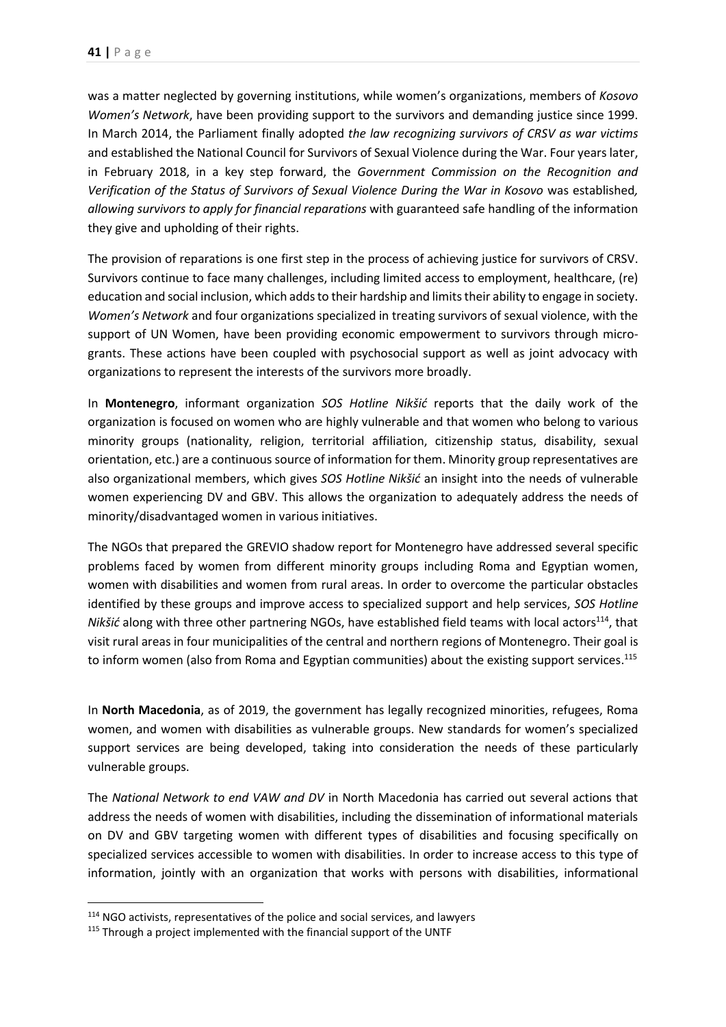was a matter neglected by governing institutions, while women's organizations, members of *Kosovo Women's Network*, have been providing support to the survivors and demanding justice since 1999. In March 2014, the Parliament finally adopted *the law recognizing survivors of CRSV as war victims* and established the National Council for Survivors of Sexual Violence during the War. Four years later, in February 2018, in a key step forward, the *Government Commission on the Recognition and Verification of the Status of Survivors of Sexual Violence During the War in Kosovo* was established*, allowing survivors to apply for financial reparations* with guaranteed safe handling of the information they give and upholding of their rights.

The provision of reparations is one first step in the process of achieving justice for survivors of CRSV. Survivors continue to face many challenges, including limited access to employment, healthcare, (re) education and social inclusion, which adds to their hardship and limits their ability to engage in society. *Women's Network* and four organizations specialized in treating survivors of sexual violence, with the support of UN Women, have been providing economic empowerment to survivors through micro-grants. These actions have been coupled with psychosocial support as well as joint advocacy with organizations to represent the interests of the survivors more broadly.

In **Montenegro**, informant organization *SOS Hotline Nikšić* reports that the daily work of the organization is focused on women who are highly vulnerable and that women who belong to various minority groups (nationality, religion, territorial affiliation, citizenship status, disability, sexual orientation, etc.) are a continuous source of information for them. Minority group representatives are also organizational members, which gives *SOS Hotline Nikšić* an insight into the needs of vulnerable women experiencing DV and GBV. This allows the organization to adequately address the needs of minority/disadvantaged women in various initiatives.

The NGOs that prepared the GREVIO shadow report for Montenegro have addressed several specific problems faced by women from different minority groups including Roma and Egyptian women, women with disabilities and women from rural areas. In order to overcome the particular obstacles identified by these groups and improve access to specialized support and help services, *SOS Hotline Nikšić* along with three other partnering NGOs, have established field teams with local actors[114], that visit rural areas in four municipalities of the central and northern regions of Montenegro. Their goal is to inform women (also from Roma and Egyptian communities) about the existing support services.[115]

In **North Macedonia**, as of 2019, the government has legally recognized minorities, refugees, Roma women, and women with disabilities as vulnerable groups. New standards for women's specialized support services are being developed, taking into consideration the needs of these particularly vulnerable groups.

The *National Network to end VAW and DV* in North Macedonia has carried out several actions that address the needs of women with disabilities, including the dissemination of informational materials on DV and GBV targeting women with different types of disabilities and focusing specifically on specialized services accessible to women with disabilities. In order to increase access to this type of information, jointly with an organization that works with persons with disabilities, informational

[114] NGO activists, representatives of the police and social services, and lawyers

[115] Through a project implemented with the financial support of the UNTF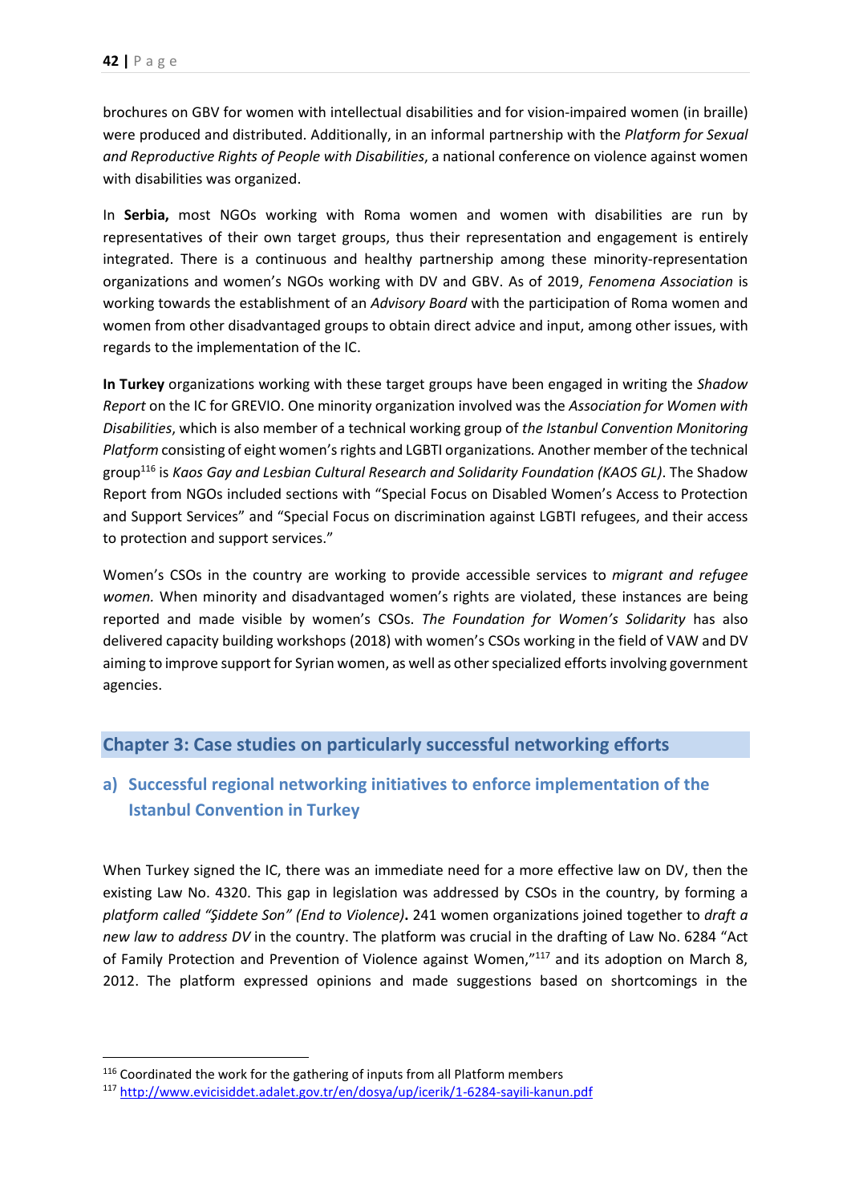brochures on GBV for women with intellectual disabilities and for vision-impaired women (in braille) were produced and distributed. Additionally, in an informal partnership with the *Platform for Sexual and Reproductive Rights of People with Disabilities*, a national conference on violence against women with disabilities was organized.

In **Serbia,** most NGOs working with Roma women and women with disabilities are run by representatives of their own target groups, thus their representation and engagement is entirely integrated. There is a continuous and healthy partnership among these minority-representation organizations and women's NGOs working with DV and GBV. As of 2019, *Fenomena Association* is working towards the establishment of an *Advisory Board* with the participation of Roma women and women from other disadvantaged groups to obtain direct advice and input, among other issues, with regards to the implementation of the IC.

**In Turkey** organizations working with these target groups have been engaged in writing the *Shadow Report* on the IC for GREVIO. One minority organization involved was the *Association for Women with Disabilities*, which is also member of a technical working group of *the Istanbul Convention Monitoring Platform* consisting of eight women's rights and LGBTI organizations*.* Another member of the technical group[116] is *Kaos Gay and Lesbian Cultural Research and Solidarity Foundation (KAOS GL)*. The Shadow Report from NGOs included sections with "Special Focus on Disabled Women's Access to Protection and Support Services" and "Special Focus on discrimination against LGBTI refugees, and their access to protection and support services."

Women's CSOs in the country are working to provide accessible services to *migrant and refugee women.* When minority and disadvantaged women's rights are violated, these instances are being reported and made visible by women's CSOs. *The Foundation for Women's Solidarity* has also delivered capacity building workshops (2018) with women's CSOs working in the field of VAW and DV aiming to improve support for Syrian women, as well as other specialized efforts involving government agencies.

## Chapter 3: Case studies on particularly successful networking efforts

### a) Successful regional networking initiatives to enforce implementation of the Istanbul Convention in Turkey

When Turkey signed the IC, there was an immediate need for a more effective law on DV, then the existing Law No. 4320. This gap in legislation was addressed by CSOs in the country, by forming a *platform called "Şiddete Son" (End to Violence)***.** 241 women organizations joined together to *draft a new law to address DV* in the country. The platform was crucial in the drafting of Law No. 6284 "Act of Family Protection and Prevention of Violence against Women,"[117] and its adoption on March 8, 2012. The platform expressed opinions and made suggestions based on shortcomings in the

---

[116] Coordinated the work for the gathering of inputs from all Platform members

[117] http://www.evicisiddet.adalet.gov.tr/en/dosya/up/icerik/1-6284-sayili-kanun.pdf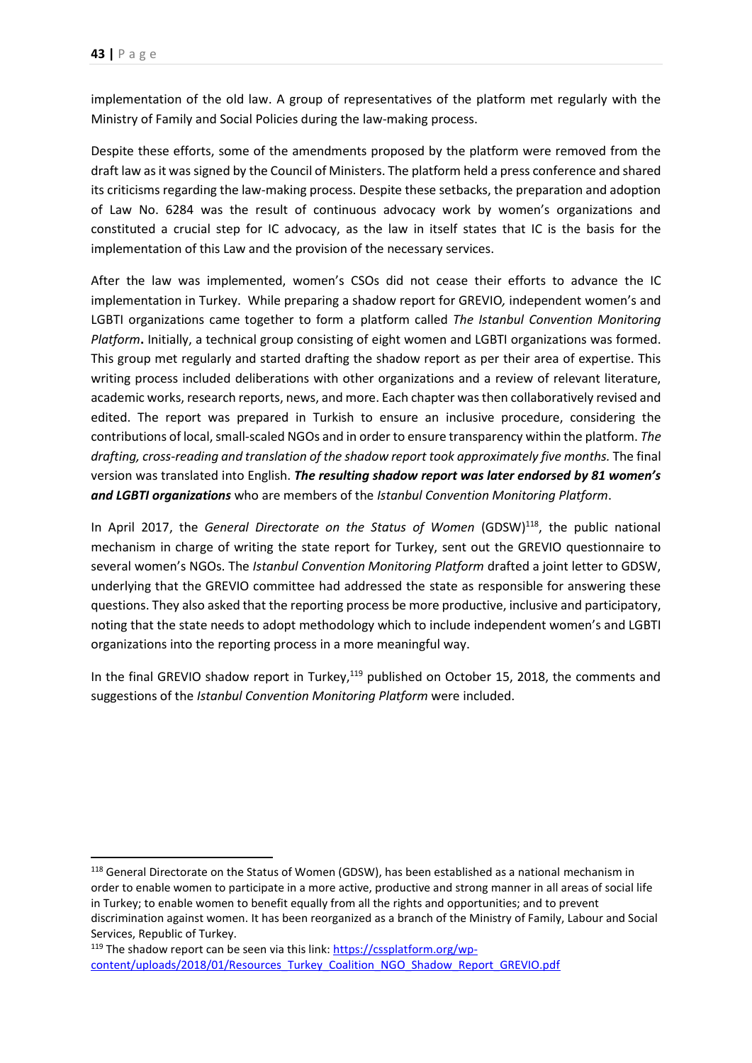implementation of the old law. A group of representatives of the platform met regularly with the Ministry of Family and Social Policies during the law-making process.

Despite these efforts, some of the amendments proposed by the platform were removed from the draft law as it was signed by the Council of Ministers. The platform held a press conference and shared its criticisms regarding the law-making process. Despite these setbacks, the preparation and adoption of Law No. 6284 was the result of continuous advocacy work by women's organizations and constituted a crucial step for IC advocacy, as the law in itself states that IC is the basis for the implementation of this Law and the provision of the necessary services.

After the law was implemented, women's CSOs did not cease their efforts to advance the IC implementation in Turkey. While preparing a shadow report for GREVIO*,* independent women's and LGBTI organizations came together to form a platform called *The Istanbul Convention Monitoring Platform***.** Initially, a technical group consisting of eight women and LGBTI organizations was formed. This group met regularly and started drafting the shadow report as per their area of expertise. This writing process included deliberations with other organizations and a review of relevant literature, academic works, research reports, news, and more. Each chapter was then collaboratively revised and edited. The report was prepared in Turkish to ensure an inclusive procedure, considering the contributions of local, small-scaled NGOs and in order to ensure transparency within the platform. *The drafting, cross-reading and translation of the shadow report took approximately five months.* The final version was translated into English. ***The resulting shadow report was later endorsed by 81 women's and LGBTI organizations*** who are members of the *Istanbul Convention Monitoring Platform*.

In April 2017, the *General Directorate on the Status of Women* (GDSW)[118], the public national mechanism in charge of writing the state report for Turkey, sent out the GREVIO questionnaire to several women's NGOs. The *Istanbul Convention Monitoring Platform* drafted a joint letter to GDSW, underlying that the GREVIO committee had addressed the state as responsible for answering these questions. They also asked that the reporting process be more productive, inclusive and participatory, noting that the state needs to adopt methodology which to include independent women's and LGBTI organizations into the reporting process in a more meaningful way.

In the final GREVIO shadow report in Turkey,[119] published on October 15, 2018, the comments and suggestions of the *Istanbul Convention Monitoring Platform* were included.

---

[118] General Directorate on the Status of Women (GDSW), has been established as a national mechanism in order to enable women to participate in a more active, productive and strong manner in all areas of social life in Turkey; to enable women to benefit equally from all the rights and opportunities; and to prevent discrimination against women. It has been reorganized as a branch of the Ministry of Family, Labour and Social Services, Republic of Turkey.

[119] The shadow report can be seen via this link: [https://cssplatform.org/wp-content/uploads/2018/01/Resources_Turkey_Coalition_NGO_Shadow_Report_GREVIO.pdf](https://cssplatform.org/wp-content/uploads/2018/01/Resources_Turkey_Coalition_NGO_Shadow_Report_GREVIO.pdf)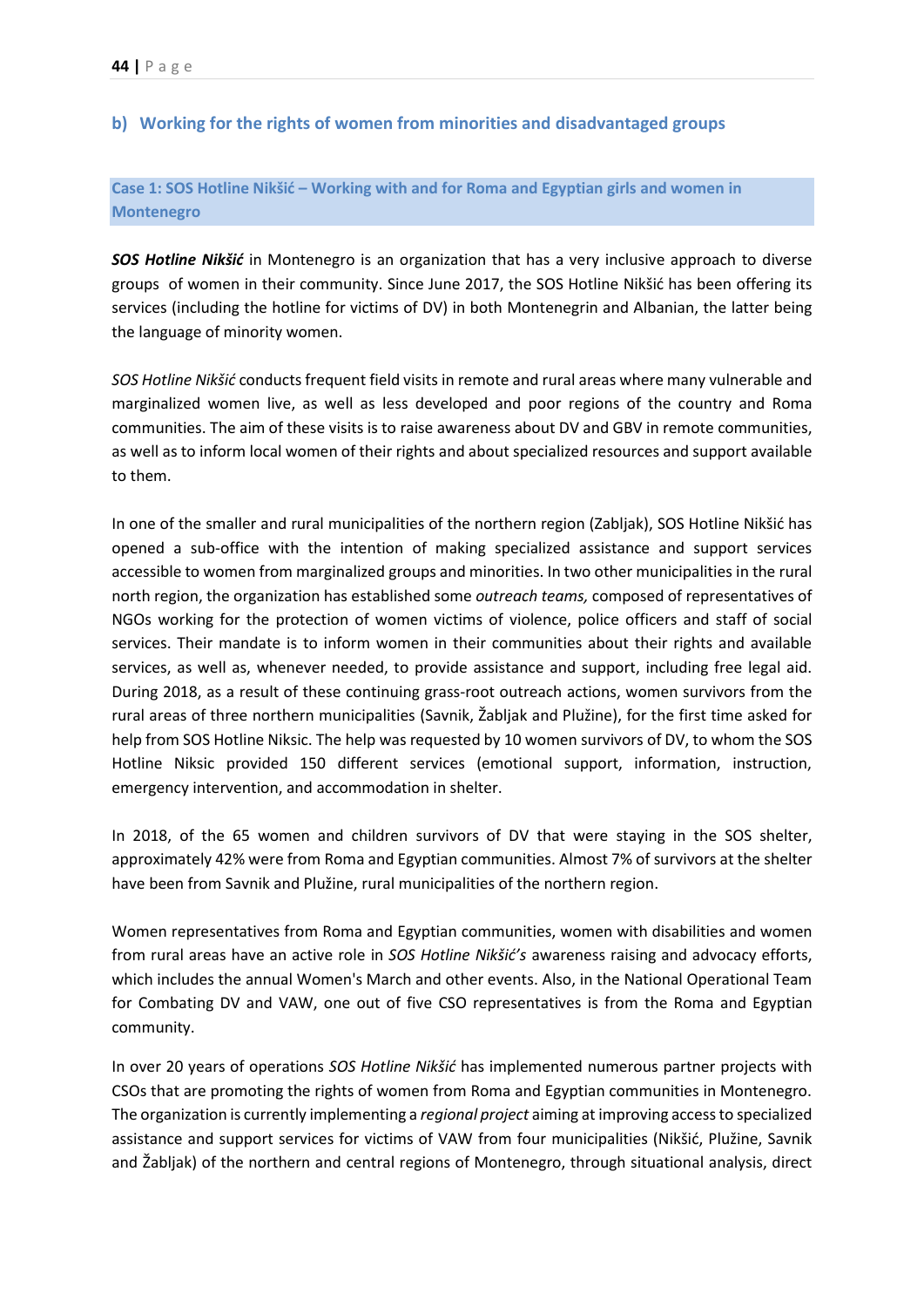## b) Working for the rights of women from minorities and disadvantaged groups

### Case 1: SOS Hotline Nikšić – Working with and for Roma and Egyptian girls and women in Montenegro

***SOS Hotline Nikšić*** in Montenegro is an organization that has a very inclusive approach to diverse groups of women in their community. Since June 2017, the SOS Hotline Nikšić has been offering its services (including the hotline for victims of DV) in both Montenegrin and Albanian, the latter being the language of minority women.

*SOS Hotline Nikšić* conducts frequent field visits in remote and rural areas where many vulnerable and marginalized women live, as well as less developed and poor regions of the country and Roma communities. The aim of these visits is to raise awareness about DV and GBV in remote communities, as well as to inform local women of their rights and about specialized resources and support available to them.

In one of the smaller and rural municipalities of the northern region (Zabljak), SOS Hotline Nikšić has opened a sub-office with the intention of making specialized assistance and support services accessible to women from marginalized groups and minorities. In two other municipalities in the rural north region, the organization has established some *outreach teams,* composed of representatives of NGOs working for the protection of women victims of violence, police officers and staff of social services. Their mandate is to inform women in their communities about their rights and available services, as well as, whenever needed, to provide assistance and support, including free legal aid. During 2018, as a result of these continuing grass-root outreach actions, women survivors from the rural areas of three northern municipalities (Savnik, Žabljak and Plužine), for the first time asked for help from SOS Hotline Niksic. The help was requested by 10 women survivors of DV, to whom the SOS Hotline Niksic provided 150 different services (emotional support, information, instruction, emergency intervention, and accommodation in shelter.

In 2018, of the 65 women and children survivors of DV that were staying in the SOS shelter, approximately 42% were from Roma and Egyptian communities. Almost 7% of survivors at the shelter have been from Savnik and Plužine, rural municipalities of the northern region.

Women representatives from Roma and Egyptian communities, women with disabilities and women from rural areas have an active role in *SOS Hotline Nikšić's* awareness raising and advocacy efforts, which includes the annual Women's March and other events. Also, in the National Operational Team for Combating DV and VAW, one out of five CSO representatives is from the Roma and Egyptian community.

In over 20 years of operations *SOS Hotline Nikšić* has implemented numerous partner projects with CSOs that are promoting the rights of women from Roma and Egyptian communities in Montenegro. The organization is currently implementing a *regional project* aiming at improving access to specialized assistance and support services for victims of VAW from four municipalities (Nikšić, Plužine, Savnik and Žabljak) of the northern and central regions of Montenegro, through situational analysis, direct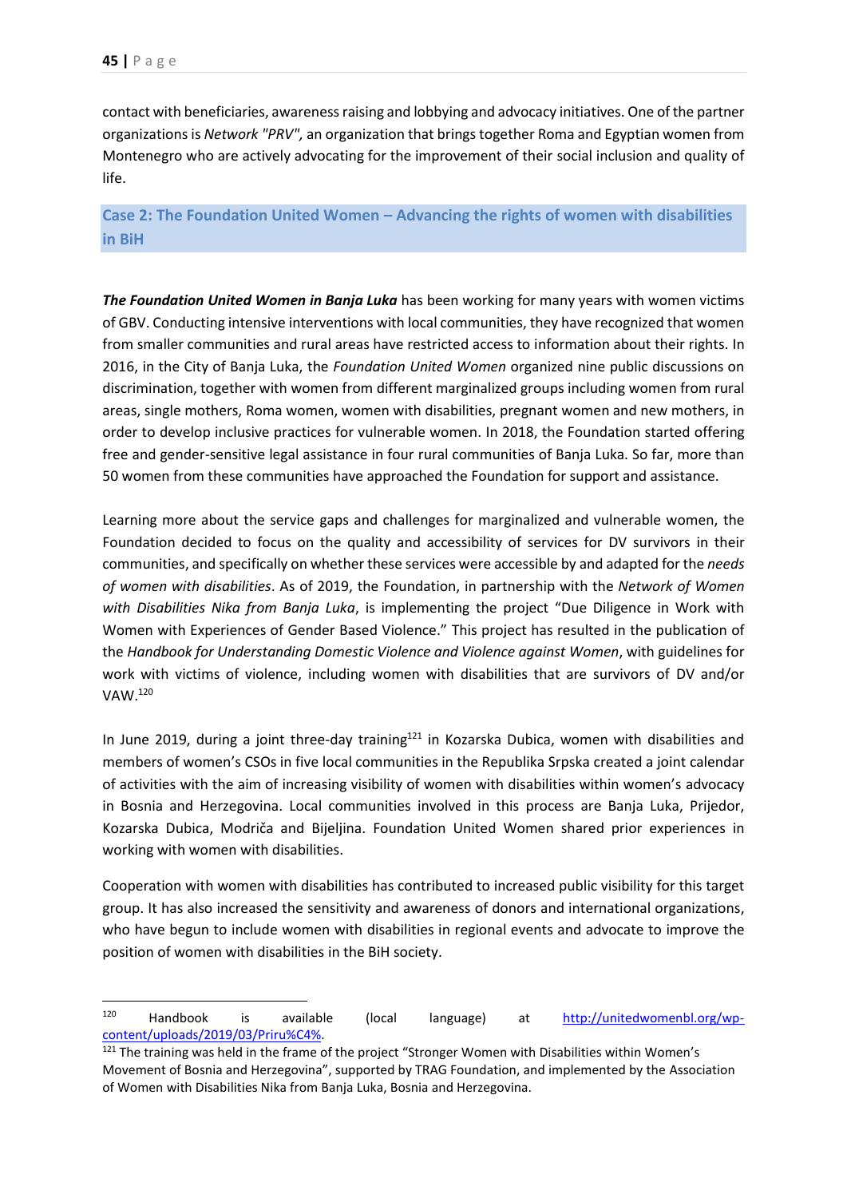contact with beneficiaries, awareness raising and lobbying and advocacy initiatives. One of the partner organizations is *Network "PRV",* an organization that brings together Roma and Egyptian women from Montenegro who are actively advocating for the improvement of their social inclusion and quality of life.

### Case 2: The Foundation United Women – Advancing the rights of women with disabilities in BiH

***The Foundation United Women in Banja Luka*** has been working for many years with women victims of GBV. Conducting intensive interventions with local communities, they have recognized that women from smaller communities and rural areas have restricted access to information about their rights. In 2016, in the City of Banja Luka, the *Foundation United Women* organized nine public discussions on discrimination, together with women from different marginalized groups including women from rural areas, single mothers, Roma women, women with disabilities, pregnant women and new mothers, in order to develop inclusive practices for vulnerable women. In 2018, the Foundation started offering free and gender-sensitive legal assistance in four rural communities of Banja Luka. So far, more than 50 women from these communities have approached the Foundation for support and assistance.

Learning more about the service gaps and challenges for marginalized and vulnerable women, the Foundation decided to focus on the quality and accessibility of services for DV survivors in their communities, and specifically on whether these services were accessible by and adapted for the *needs of women with disabilities*. As of 2019, the Foundation, in partnership with the *Network of Women with Disabilities Nika from Banja Luka*, is implementing the project "Due Diligence in Work with Women with Experiences of Gender Based Violence." This project has resulted in the publication of the *Handbook for Understanding Domestic Violence and Violence against Women*, with guidelines for work with victims of violence, including women with disabilities that are survivors of DV and/or VAW.[120]

In June 2019, during a joint three-day training[121] in Kozarska Dubica, women with disabilities and members of women's CSOs in five local communities in the Republika Srpska created a joint calendar of activities with the aim of increasing visibility of women with disabilities within women's advocacy in Bosnia and Herzegovina. Local communities involved in this process are Banja Luka, Prijedor, Kozarska Dubica, Modriča and Bijeljina. Foundation United Women shared prior experiences in working with women with disabilities.

Cooperation with women with disabilities has contributed to increased public visibility for this target group. It has also increased the sensitivity and awareness of donors and international organizations, who have begun to include women with disabilities in regional events and advocate to improve the position of women with disabilities in the BiH society.

---

[120] Handbook is available (local language) at http://unitedwomenbl.org/wp-content/uploads/2019/03/Priru%C4%.

[121] The training was held in the frame of the project "Stronger Women with Disabilities within Women's Movement of Bosnia and Herzegovina", supported by TRAG Foundation, and implemented by the Association of Women with Disabilities Nika from Banja Luka, Bosnia and Herzegovina.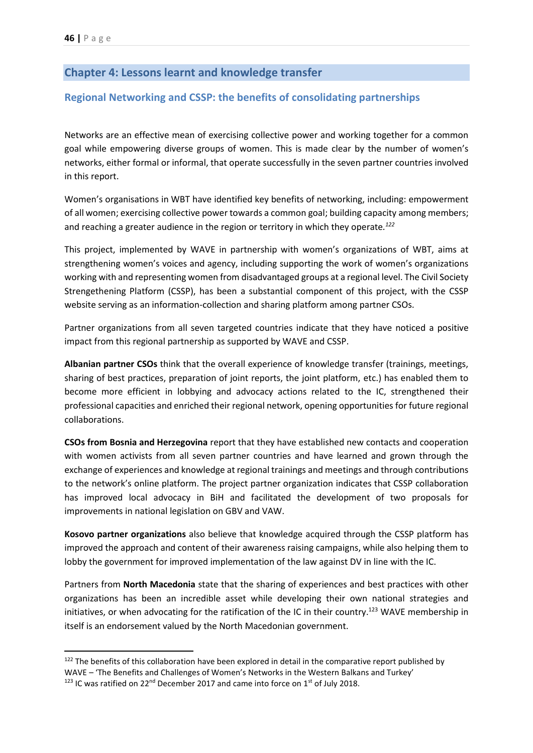# Chapter 4: Lessons learnt and knowledge transfer

## Regional Networking and CSSP: the benefits of consolidating partnerships

Networks are an effective mean of exercising collective power and working together for a common goal while empowering diverse groups of women. This is made clear by the number of women's networks, either formal or informal, that operate successfully in the seven partner countries involved in this report.

Women's organisations in WBT have identified key benefits of networking, including: empowerment of all women; exercising collective power towards a common goal; building capacity among members; and reaching a greater audience in the region or territory in which they operate.[122]

This project, implemented by WAVE in partnership with women's organizations of WBT, aims at strengthening women's voices and agency, including supporting the work of women's organizations working with and representing women from disadvantaged groups at a regional level. The Civil Society Strengethening Platform (CSSP), has been a substantial component of this project, with the CSSP website serving as an information-collection and sharing platform among partner CSOs.

Partner organizations from all seven targeted countries indicate that they have noticed a positive impact from this regional partnership as supported by WAVE and CSSP.

**Albanian partner CSOs** think that the overall experience of knowledge transfer (trainings, meetings, sharing of best practices, preparation of joint reports, the joint platform, etc.) has enabled them to become more efficient in lobbying and advocacy actions related to the IC, strengthened their professional capacities and enriched their regional network, opening opportunities for future regional collaborations.

**CSOs from Bosnia and Herzegovina** report that they have established new contacts and cooperation with women activists from all seven partner countries and have learned and grown through the exchange of experiences and knowledge at regional trainings and meetings and through contributions to the network's online platform. The project partner organization indicates that CSSP collaboration has improved local advocacy in BiH and facilitated the development of two proposals for improvements in national legislation on GBV and VAW.

**Kosovo partner organizations** also believe that knowledge acquired through the CSSP platform has improved the approach and content of their awareness raising campaigns, while also helping them to lobby the government for improved implementation of the law against DV in line with the IC.

Partners from **North Macedonia** state that the sharing of experiences and best practices with other organizations has been an incredible asset while developing their own national strategies and initiatives, or when advocating for the ratification of the IC in their country.[123] WAVE membership in itself is an endorsement valued by the North Macedonian government.

---

[122] The benefits of this collaboration have been explored in detail in the comparative report published by WAVE – 'The Benefits and Challenges of Women's Networks in the Western Balkans and Turkey'

[123] IC was ratified on 22nd December 2017 and came into force on 1st of July 2018.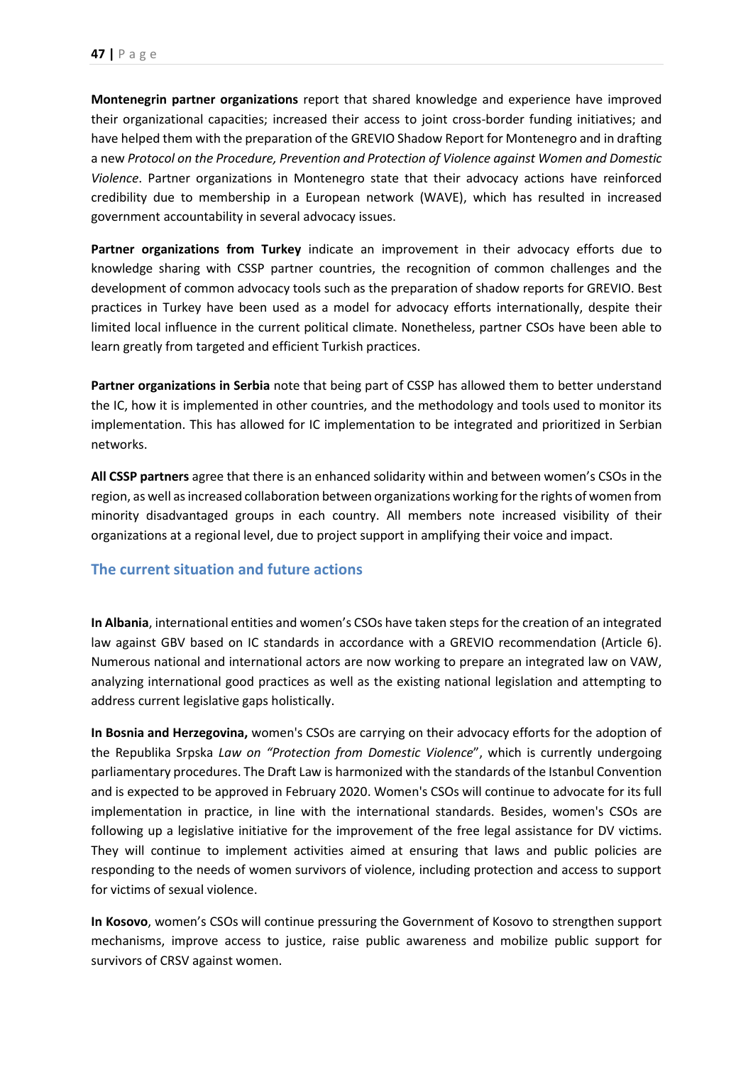**Montenegrin partner organizations** report that shared knowledge and experience have improved their organizational capacities; increased their access to joint cross-border funding initiatives; and have helped them with the preparation of the GREVIO Shadow Report for Montenegro and in drafting a new *Protocol on the Procedure, Prevention and Protection of Violence against Women and Domestic Violence*. Partner organizations in Montenegro state that their advocacy actions have reinforced credibility due to membership in a European network (WAVE), which has resulted in increased government accountability in several advocacy issues.

**Partner organizations from Turkey** indicate an improvement in their advocacy efforts due to knowledge sharing with CSSP partner countries, the recognition of common challenges and the development of common advocacy tools such as the preparation of shadow reports for GREVIO. Best practices in Turkey have been used as a model for advocacy efforts internationally, despite their limited local influence in the current political climate. Nonetheless, partner CSOs have been able to learn greatly from targeted and efficient Turkish practices.

**Partner organizations in Serbia** note that being part of CSSP has allowed them to better understand the IC, how it is implemented in other countries, and the methodology and tools used to monitor its implementation. This has allowed for IC implementation to be integrated and prioritized in Serbian networks.

**All CSSP partners** agree that there is an enhanced solidarity within and between women's CSOs in the region, as well as increased collaboration between organizations working for the rights of women from minority disadvantaged groups in each country. All members note increased visibility of their organizations at a regional level, due to project support in amplifying their voice and impact.

## The current situation and future actions

**In Albania**, international entities and women's CSOs have taken steps for the creation of an integrated law against GBV based on IC standards in accordance with a GREVIO recommendation (Article 6). Numerous national and international actors are now working to prepare an integrated law on VAW, analyzing international good practices as well as the existing national legislation and attempting to address current legislative gaps holistically.

**In Bosnia and Herzegovina,** women's CSOs are carrying on their advocacy efforts for the adoption of the Republika Srpska *Law on "Protection from Domestic Violence*", which is currently undergoing parliamentary procedures. The Draft Law is harmonized with the standards of the Istanbul Convention and is expected to be approved in February 2020. Women's CSOs will continue to advocate for its full implementation in practice, in line with the international standards. Besides, women's CSOs are following up a legislative initiative for the improvement of the free legal assistance for DV victims. They will continue to implement activities aimed at ensuring that laws and public policies are responding to the needs of women survivors of violence, including protection and access to support for victims of sexual violence.

**In Kosovo**, women's CSOs will continue pressuring the Government of Kosovo to strengthen support mechanisms, improve access to justice, raise public awareness and mobilize public support for survivors of CRSV against women.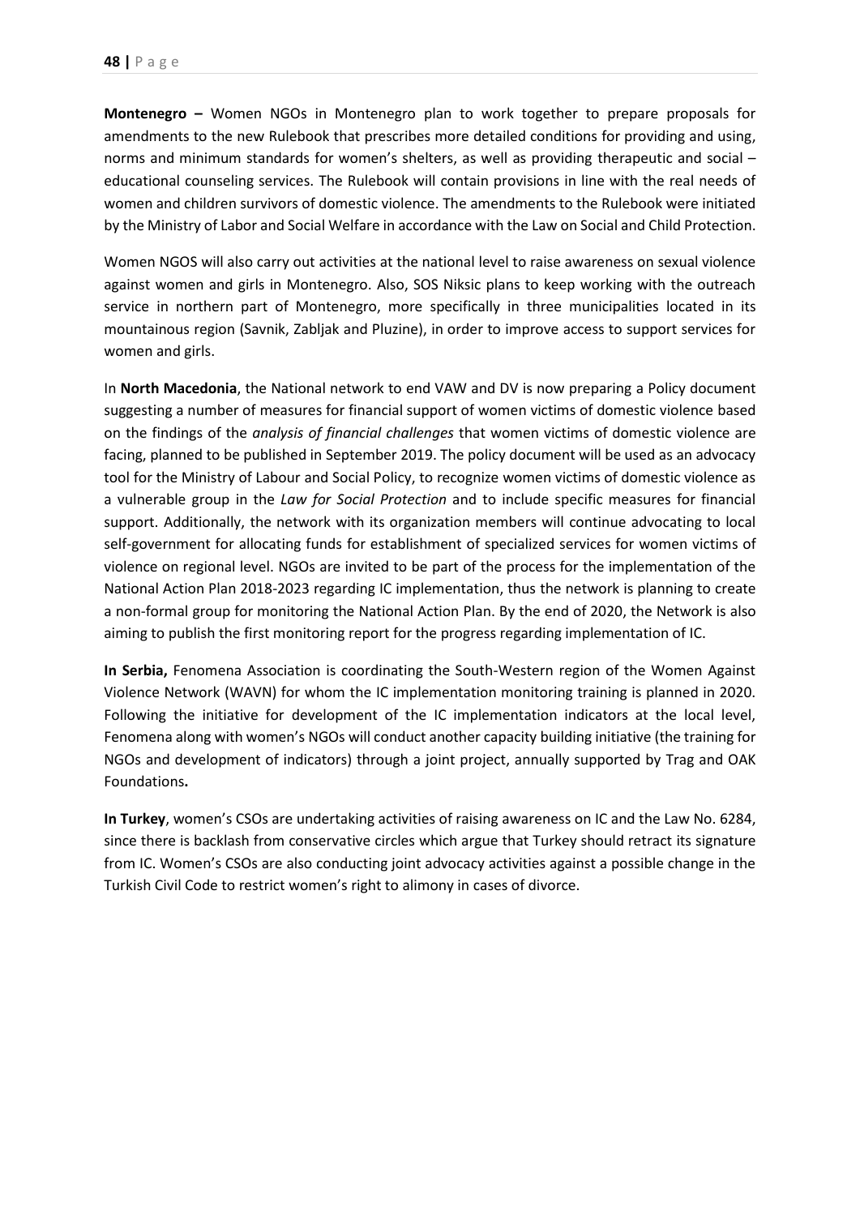**Montenegro –** Women NGOs in Montenegro plan to work together to prepare proposals for amendments to the new Rulebook that prescribes more detailed conditions for providing and using, norms and minimum standards for women's shelters, as well as providing therapeutic and social – educational counseling services. The Rulebook will contain provisions in line with the real needs of women and children survivors of domestic violence. The amendments to the Rulebook were initiated by the Ministry of Labor and Social Welfare in accordance with the Law on Social and Child Protection.

Women NGOS will also carry out activities at the national level to raise awareness on sexual violence against women and girls in Montenegro. Also, SOS Niksic plans to keep working with the outreach service in northern part of Montenegro, more specifically in three municipalities located in its mountainous region (Savnik, Zabljak and Pluzine), in order to improve access to support services for women and girls.

In **North Macedonia**, the National network to end VAW and DV is now preparing a Policy document suggesting a number of measures for financial support of women victims of domestic violence based on the findings of the *analysis of financial challenges* that women victims of domestic violence are facing, planned to be published in September 2019. The policy document will be used as an advocacy tool for the Ministry of Labour and Social Policy, to recognize women victims of domestic violence as a vulnerable group in the *Law for Social Protection* and to include specific measures for financial support. Additionally, the network with its organization members will continue advocating to local self-government for allocating funds for establishment of specialized services for women victims of violence on regional level. NGOs are invited to be part of the process for the implementation of the National Action Plan 2018-2023 regarding IC implementation, thus the network is planning to create a non-formal group for monitoring the National Action Plan. By the end of 2020, the Network is also aiming to publish the first monitoring report for the progress regarding implementation of IC.

**In Serbia,** Fenomena Association is coordinating the South-Western region of the Women Against Violence Network (WAVN) for whom the IC implementation monitoring training is planned in 2020. Following the initiative for development of the IC implementation indicators at the local level, Fenomena along with women's NGOs will conduct another capacity building initiative (the training for NGOs and development of indicators) through a joint project, annually supported by Trag and OAK Foundations**.**

**In Turkey**, women's CSOs are undertaking activities of raising awareness on IC and the Law No. 6284, since there is backlash from conservative circles which argue that Turkey should retract its signature from IC. Women's CSOs are also conducting joint advocacy activities against a possible change in the Turkish Civil Code to restrict women's right to alimony in cases of divorce.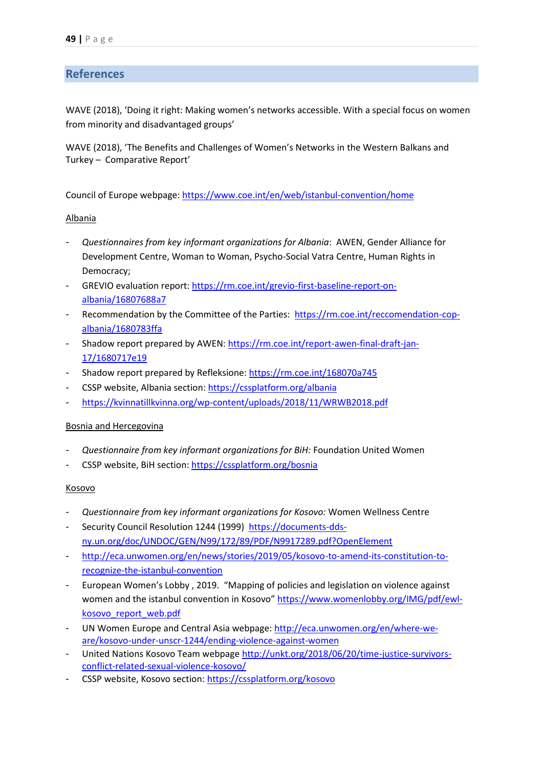## References

WAVE (2018), 'Doing it right: Making women's networks accessible. With a special focus on women from minority and disadvantaged groups'

WAVE (2018), 'The Benefits and Challenges of Women's Networks in the Western Balkans and Turkey – Comparative Report'

Council of Europe webpage: https://www.coe.int/en/web/istanbul-convention/home

Albania

- *Questionnaires from key informant organizations for Albania*: AWEN, Gender Alliance for Development Centre, Woman to Woman, Psycho-Social Vatra Centre, Human Rights in Democracy;
- GREVIO evaluation report: https://rm.coe.int/grevio-first-baseline-report-on-albania/16807688a7
- Recommendation by the Committee of the Parties: https://rm.coe.int/reccomendation-cop-albania/1680783ffa
- Shadow report prepared by AWEN: https://rm.coe.int/report-awen-final-draft-jan-17/1680717e19
- Shadow report prepared by Refleksione: https://rm.coe.int/168070a745
- CSSP website, Albania section: https://cssplatform.org/albania
- https://kvinnatillkvinna.org/wp-content/uploads/2018/11/WRWB2018.pdf

Bosnia and Hercegovina

- *Questionnaire from key informant organizations for BiH:* Foundation United Women
- CSSP website, BiH section: https://cssplatform.org/bosnia

Kosovo

- *Questionnaire from key informant organizations for Kosovo:* Women Wellness Centre
- Security Council Resolution 1244 (1999) https://documents-dds-ny.un.org/doc/UNDOC/GEN/N99/172/89/PDF/N9917289.pdf?OpenElement
- http://eca.unwomen.org/en/news/stories/2019/05/kosovo-to-amend-its-constitution-to-recognize-the-istanbul-convention
- European Women's Lobby , 2019. "Mapping of policies and legislation on violence against women and the istanbul convention in Kosovo" https://www.womenlobby.org/IMG/pdf/ewl-kosovo_report_web.pdf
- UN Women Europe and Central Asia webpage: http://eca.unwomen.org/en/where-we-are/kosovo-under-unscr-1244/ending-violence-against-women
- United Nations Kosovo Team webpage http://unkt.org/2018/06/20/time-justice-survivors-conflict-related-sexual-violence-kosovo/
- CSSP website, Kosovo section: https://cssplatform.org/kosovo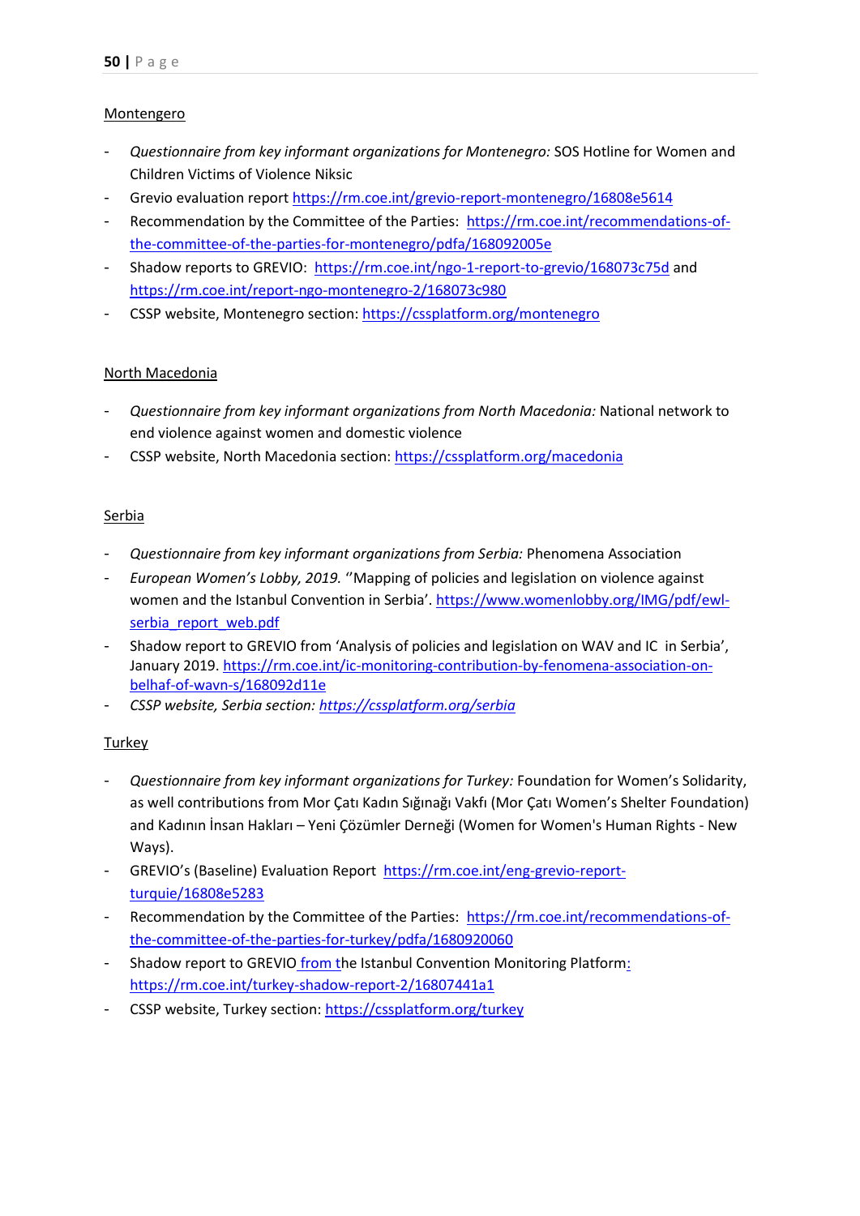Montengero

- *Questionnaire from key informant organizations for Montenegro:* SOS Hotline for Women and Children Victims of Violence Niksic
- Grevio evaluation report https://rm.coe.int/grevio-report-montenegro/16808e5614
- Recommendation by the Committee of the Parties: https://rm.coe.int/recommendations-of-the-committee-of-the-parties-for-montenegro/pdfa/168092005e
- Shadow reports to GREVIO: https://rm.coe.int/ngo-1-report-to-grevio/168073c75d and https://rm.coe.int/report-ngo-montenegro-2/168073c980
- CSSP website, Montenegro section: https://cssplatform.org/montenegro

North Macedonia

- *Questionnaire from key informant organizations from North Macedonia:* National network to end violence against women and domestic violence
- CSSP website, North Macedonia section: https://cssplatform.org/macedonia

Serbia

- *Questionnaire from key informant organizations from Serbia:* Phenomena Association
- *European Women's Lobby, 2019.* ''Mapping of policies and legislation on violence against women and the Istanbul Convention in Serbia'. https://www.womenlobby.org/IMG/pdf/ewl-serbia_report_web.pdf
- Shadow report to GREVIO from 'Analysis of policies and legislation on WAV and IC in Serbia', January 2019. https://rm.coe.int/ic-monitoring-contribution-by-fenomena-association-on-belhaf-of-wavn-s/168092d11e
- *CSSP website, Serbia section: https://cssplatform.org/serbia*

Turkey

- *Questionnaire from key informant organizations for Turkey:* Foundation for Women's Solidarity, as well contributions from Mor Çatı Kadın Sığınağı Vakfı (Mor Çatı Women's Shelter Foundation) and Kadının İnsan Hakları – Yeni Çözümler Derneği (Women for Women's Human Rights - New Ways).
- GREVIO's (Baseline) Evaluation Report https://rm.coe.int/eng-grevio-report-turquie/16808e5283
- Recommendation by the Committee of the Parties: https://rm.coe.int/recommendations-of-the-committee-of-the-parties-for-turkey/pdfa/1680920060
- Shadow report to GREVIO from the Istanbul Convention Monitoring Platform: https://rm.coe.int/turkey-shadow-report-2/16807441a1
- CSSP website, Turkey section: https://cssplatform.org/turkey